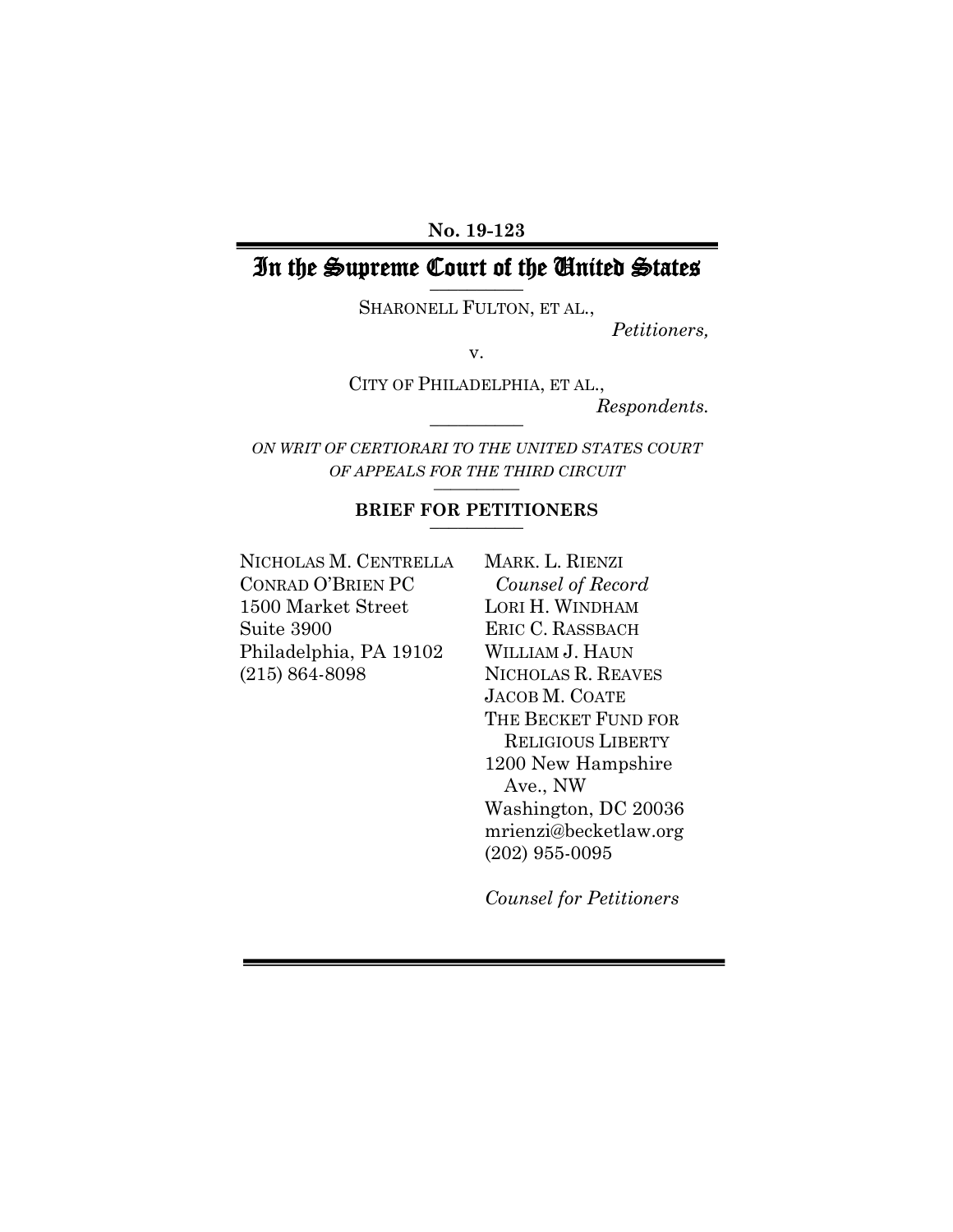**No. 19-123**

# In the Supreme Court of the United States

SHARONELL FULTON, ET AL.,

*Petitioners,*

v.

CITY OF PHILADELPHIA, ET AL.,

*Respondents.*

*ON WRIT OF CERTIORARI TO THE UNITED STATES COURT OF APPEALS FOR THE THIRD CIRCUIT*

**BRIEF FOR PETITIONERS**

NICHOLAS M. CENTRELLA
CONRAD O'BRIEN PC
1500 Market Street
Suite 3900
Philadelphia, PA 19102
(215) 864-8098

MARK. L. RIENZI
*Counsel of Record*
LORI H. WINDHAM
ERIC C. RASSBACH
WILLIAM J. HAUN
NICHOLAS R. REAVES
JACOB M. COATE
THE BECKET FUND FOR RELIGIOUS LIBERTY
1200 New Hampshire Ave., NW
Washington, DC 20036
mrienzi@becketlaw.org
(202) 955-0095

*Counsel for Petitioners*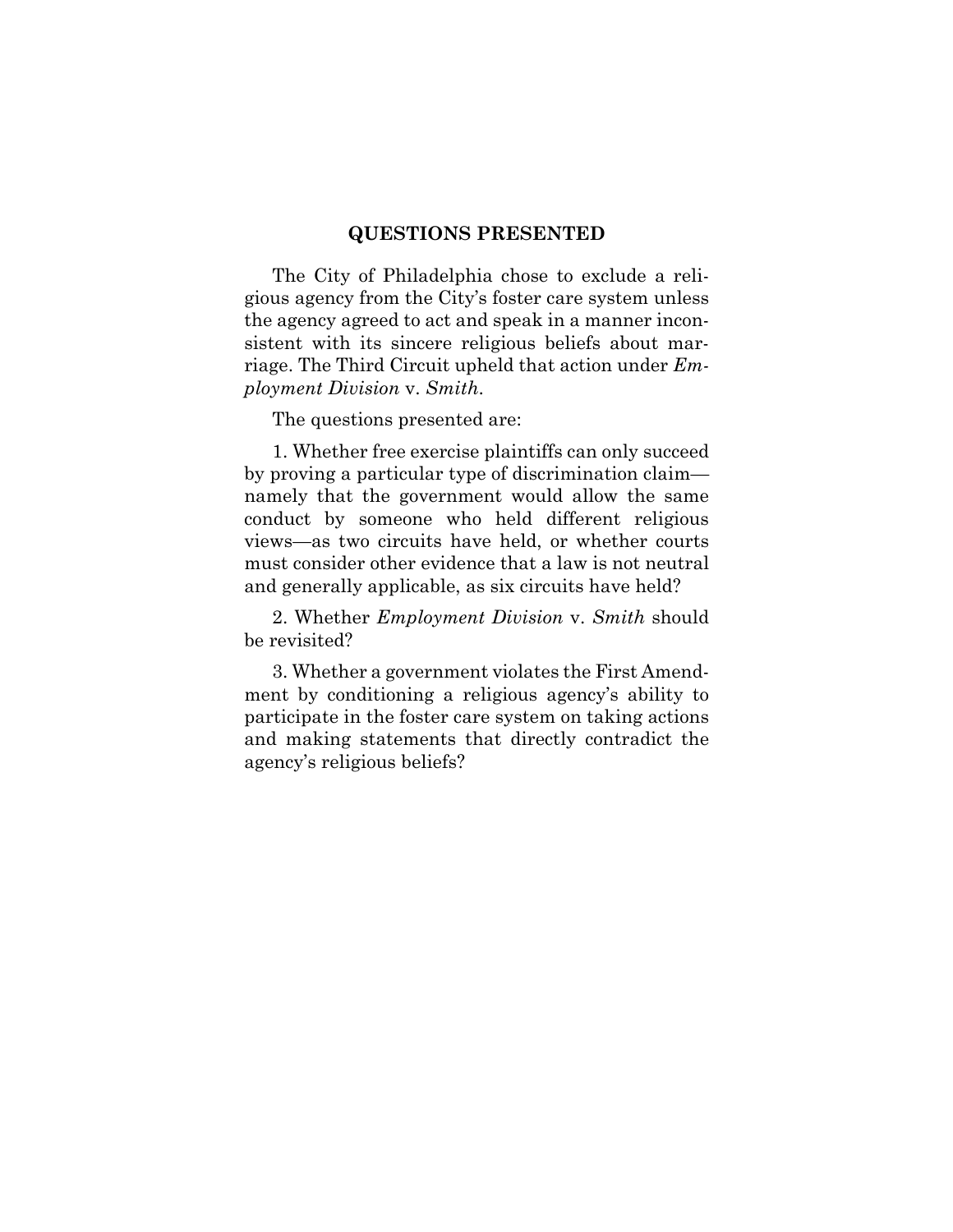## QUESTIONS PRESENTED

The City of Philadelphia chose to exclude a religious agency from the City's foster care system unless the agency agreed to act and speak in a manner inconsistent with its sincere religious beliefs about marriage. The Third Circuit upheld that action under *Employment Division* v. *Smith*.

The questions presented are:

1. Whether free exercise plaintiffs can only succeed by proving a particular type of discrimination claim—namely that the government would allow the same conduct by someone who held different religious views—as two circuits have held, or whether courts must consider other evidence that a law is not neutral and generally applicable, as six circuits have held?

2. Whether *Employment Division* v. *Smith* should be revisited?

3. Whether a government violates the First Amendment by conditioning a religious agency's ability to participate in the foster care system on taking actions and making statements that directly contradict the agency's religious beliefs?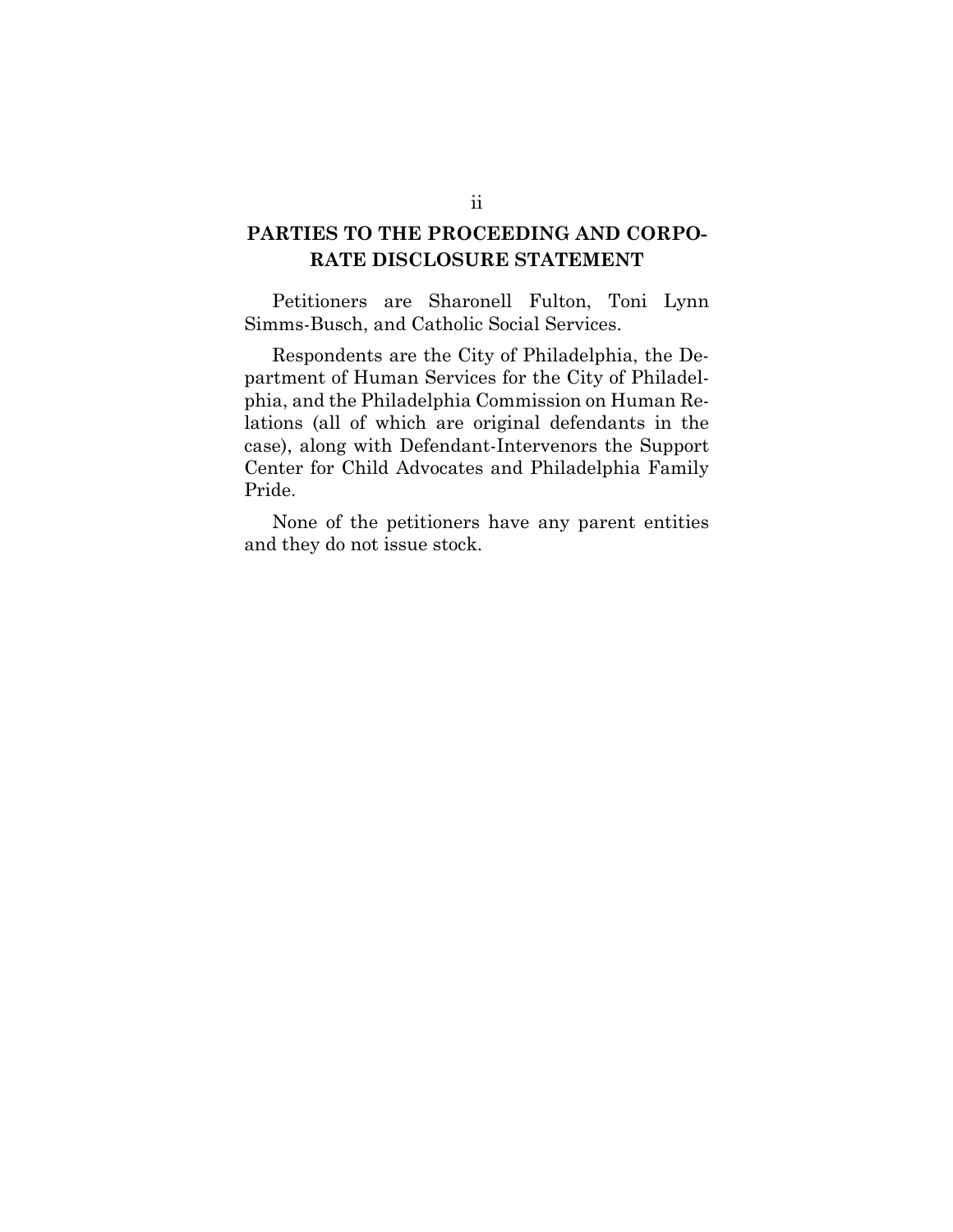## PARTIES TO THE PROCEEDING AND CORPORATE DISCLOSURE STATEMENT

Petitioners are Sharonell Fulton, Toni Lynn Simms-Busch, and Catholic Social Services.

Respondents are the City of Philadelphia, the Department of Human Services for the City of Philadelphia, and the Philadelphia Commission on Human Relations (all of which are original defendants in the case), along with Defendant-Intervenors the Support Center for Child Advocates and Philadelphia Family Pride.

None of the petitioners have any parent entities and they do not issue stock.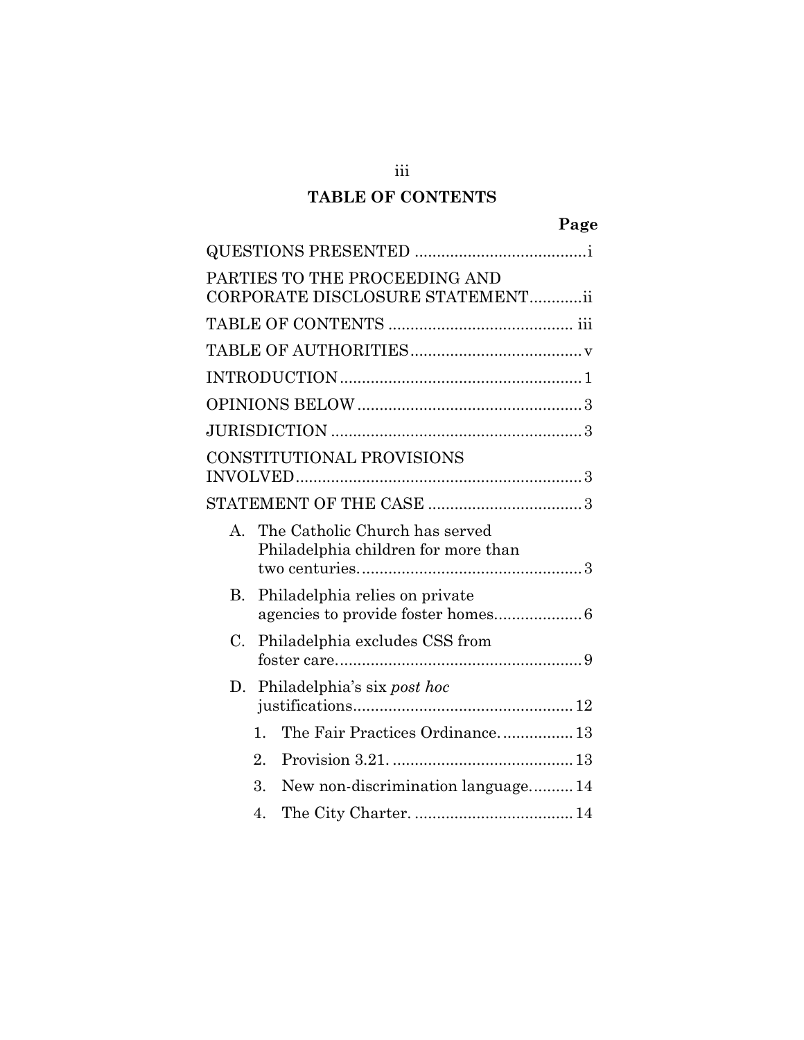# TABLE OF CONTENTS

| | Page |
|---|---|
| QUESTIONS PRESENTED | i |
| PARTIES TO THE PROCEEDING AND CORPORATE DISCLOSURE STATEMENT | ii |
| TABLE OF CONTENTS | iii |
| TABLE OF AUTHORITIES | v |
| INTRODUCTION | 1 |
| OPINIONS BELOW | 3 |
| JURISDICTION | 3 |
| CONSTITUTIONAL PROVISIONS INVOLVED | 3 |
| STATEMENT OF THE CASE | 3 |
| A. The Catholic Church has served Philadelphia children for more than two centuries. | 3 |
| B. Philadelphia relies on private agencies to provide foster homes. | 6 |
| C. Philadelphia excludes CSS from foster care. | 9 |
| D. Philadelphia's six *post hoc* justifications. | 12 |
| 1. The Fair Practices Ordinance. | 13 |
| 2. Provision 3.21. | 13 |
| 3. New non-discrimination language. | 14 |
| 4. The City Charter. | 14 |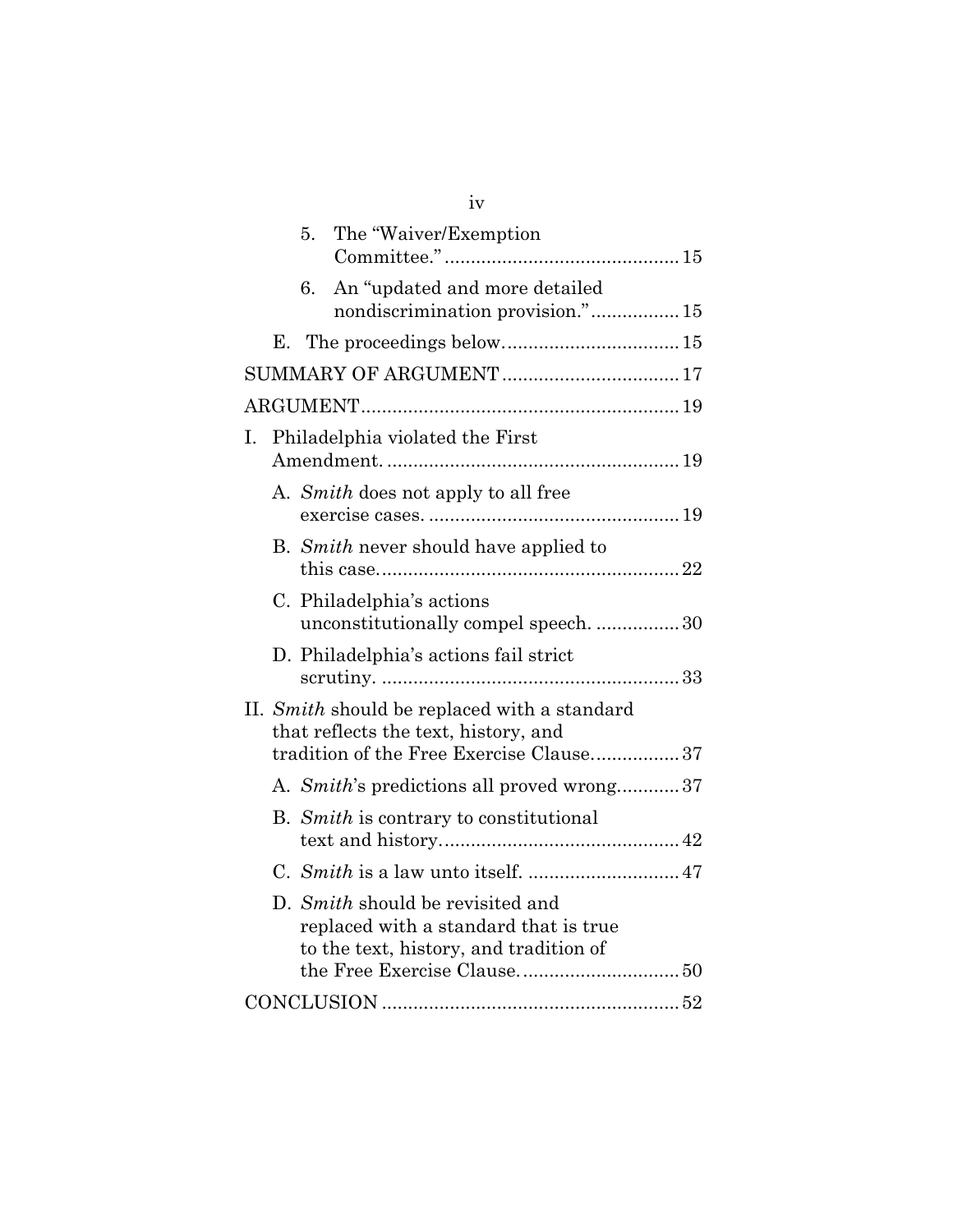5. The "Waiver/Exemption Committee." ........................................... 15

6. An "updated and more detailed nondiscrimination provision." ................ 15

E. The proceedings below ................................ 15

SUMMARY OF ARGUMENT ................................ 17

ARGUMENT ........................................................... 19

I. Philadelphia violated the First Amendment. ....................................................... 19

A. *Smith* does not apply to all free exercise cases. ............................................... 19

B. *Smith* never should have applied to this case. ........................................................ 22

C. Philadelphia's actions unconstitutionally compel speech. ................ 30

D. Philadelphia's actions fail strict scrutiny. ........................................................ 33

II. *Smith* should be replaced with a standard that reflects the text, history, and tradition of the Free Exercise Clause ................ 37

A. *Smith*'s predictions all proved wrong ............ 37

B. *Smith* is contrary to constitutional text and history ............................................ 42

C. *Smith* is a law unto itself. ............................ 47

D. *Smith* should be revisited and replaced with a standard that is true to the text, history, and tradition of the Free Exercise Clause. ............................. 50

CONCLUSION ........................................................ 52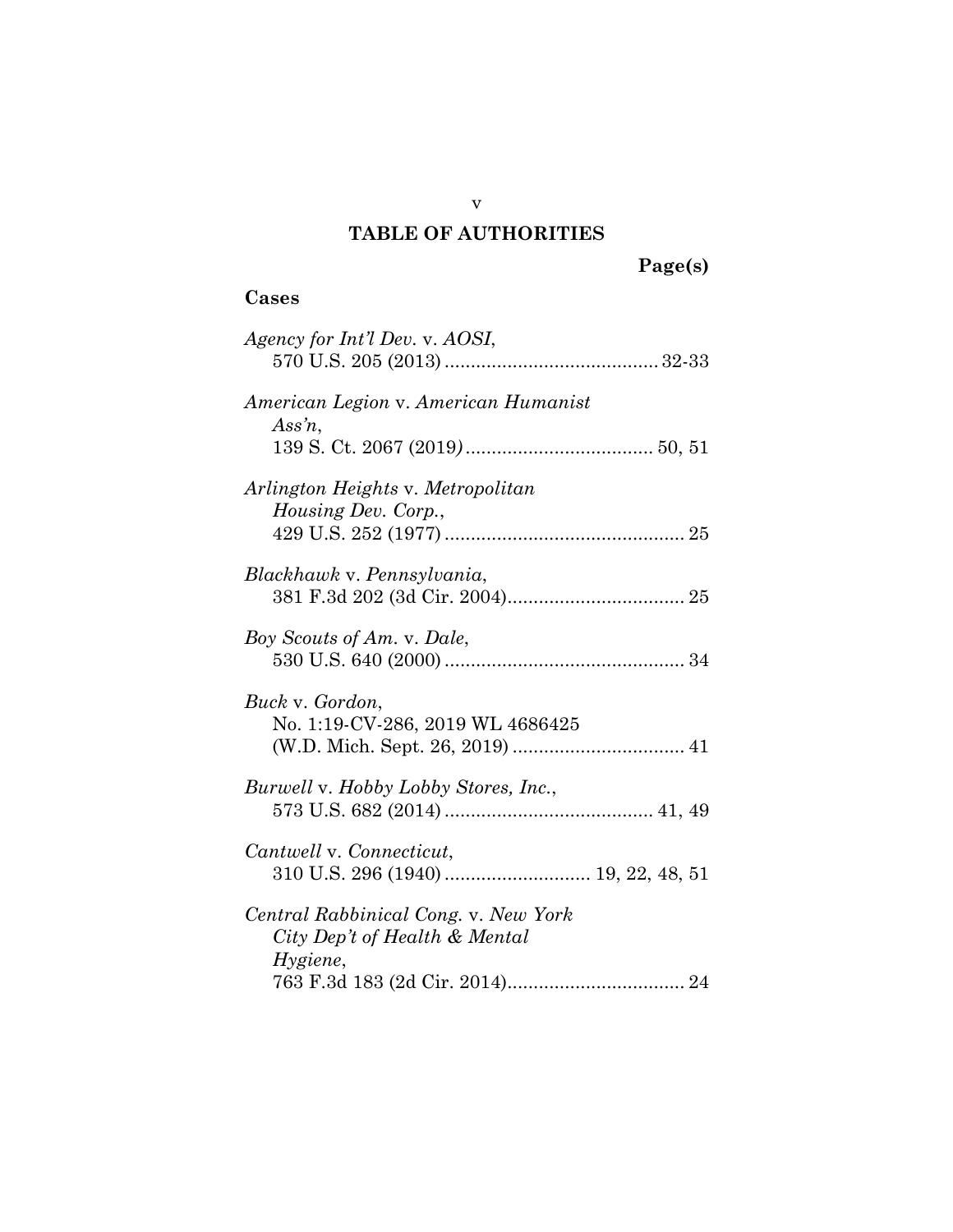# TABLE OF AUTHORITIES

**Page(s)**

## Cases

*Agency for Int'l Dev.* v. *AOSI*,
570 U.S. 205 (2013) .......................................... 32-33

*American Legion* v. *American Humanist Ass'n*,
139 S. Ct. 2067 (2019) .................................... 50, 51

*Arlington Heights* v. *Metropolitan Housing Dev. Corp.*,
429 U.S. 252 (1977) .............................................. 25

*Blackhawk* v. *Pennsylvania*,
381 F.3d 202 (3d Cir. 2004).................................. 25

*Boy Scouts of Am.* v. *Dale*,
530 U.S. 640 (2000) .............................................. 34

*Buck* v. *Gordon*,
No. 1:19-CV-286, 2019 WL 4686425
(W.D. Mich. Sept. 26, 2019) ................................. 41

*Burwell* v. *Hobby Lobby Stores, Inc.*,
573 U.S. 682 (2014) ........................................ 41, 49

*Cantwell* v. *Connecticut*,
310 U.S. 296 (1940) ............................ 19, 22, 48, 51

*Central Rabbinical Cong.* v. *New York City Dep't of Health & Mental Hygiene*,
763 F.3d 183 (2d Cir. 2014).................................. 24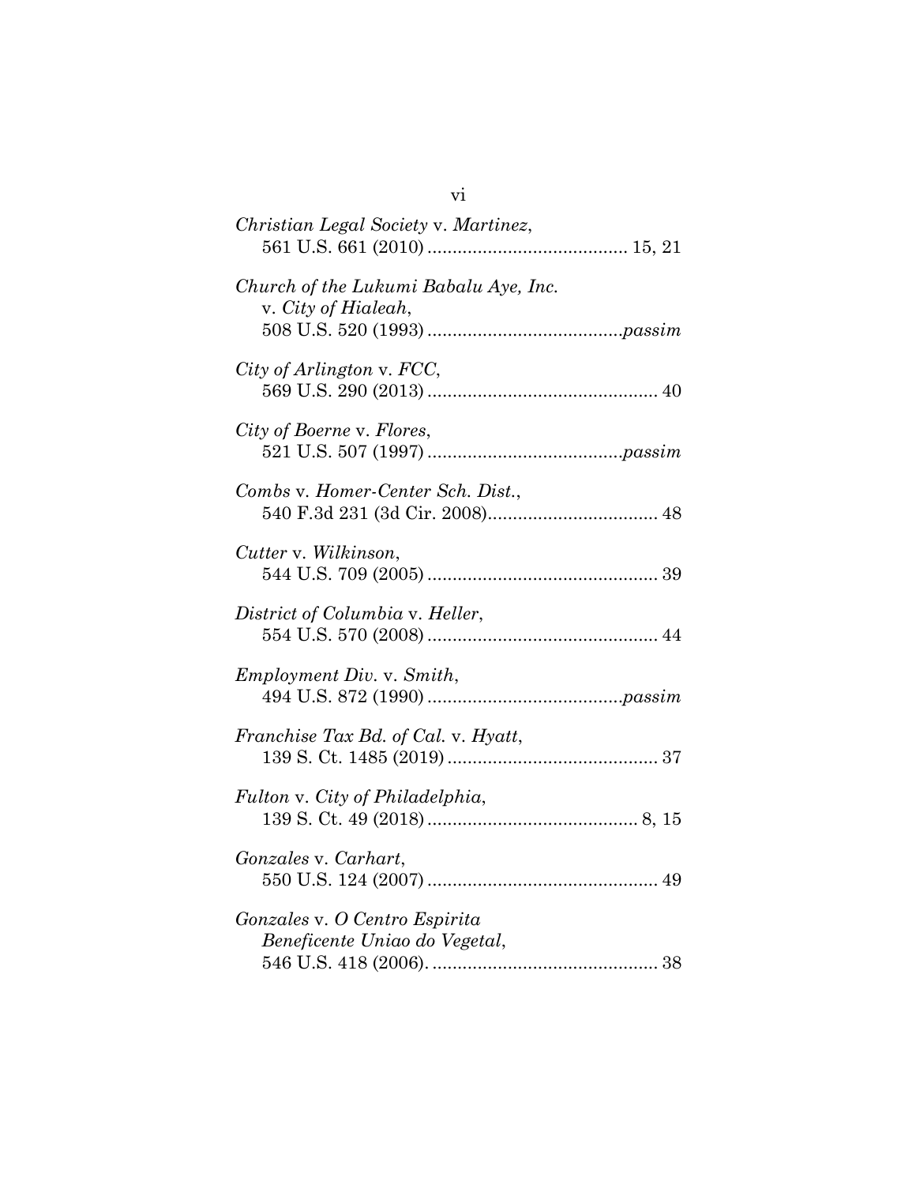*Christian Legal Society* v. *Martinez*,
561 U.S. 661 (2010) ........................................ 15, 21

*Church of the Lukumi Babalu Aye, Inc.* v. *City of Hialeah*,
508 U.S. 520 (1993) .......................................*passim*

*City of Arlington* v. *FCC*,
569 U.S. 290 (2013) .............................................. 40

*City of Boerne* v. *Flores*,
521 U.S. 507 (1997) .......................................*passim*

*Combs* v. *Homer-Center Sch. Dist.*,
540 F.3d 231 (3d Cir. 2008).................................. 48

*Cutter* v. *Wilkinson*,
544 U.S. 709 (2005) .............................................. 39

*District of Columbia* v. *Heller*,
554 U.S. 570 (2008) .............................................. 44

*Employment Div.* v. *Smith*,
494 U.S. 872 (1990) .......................................*passim*

*Franchise Tax Bd. of Cal.* v. *Hyatt*,
139 S. Ct. 1485 (2019) .......................................... 37

*Fulton* v. *City of Philadelphia*,
139 S. Ct. 49 (2018) .......................................... 8, 15

*Gonzales* v. *Carhart*,
550 U.S. 124 (2007) .............................................. 49

*Gonzales* v. *O Centro Espirita Beneficente Uniao do Vegetal*,
546 U.S. 418 (2006). ............................................. 38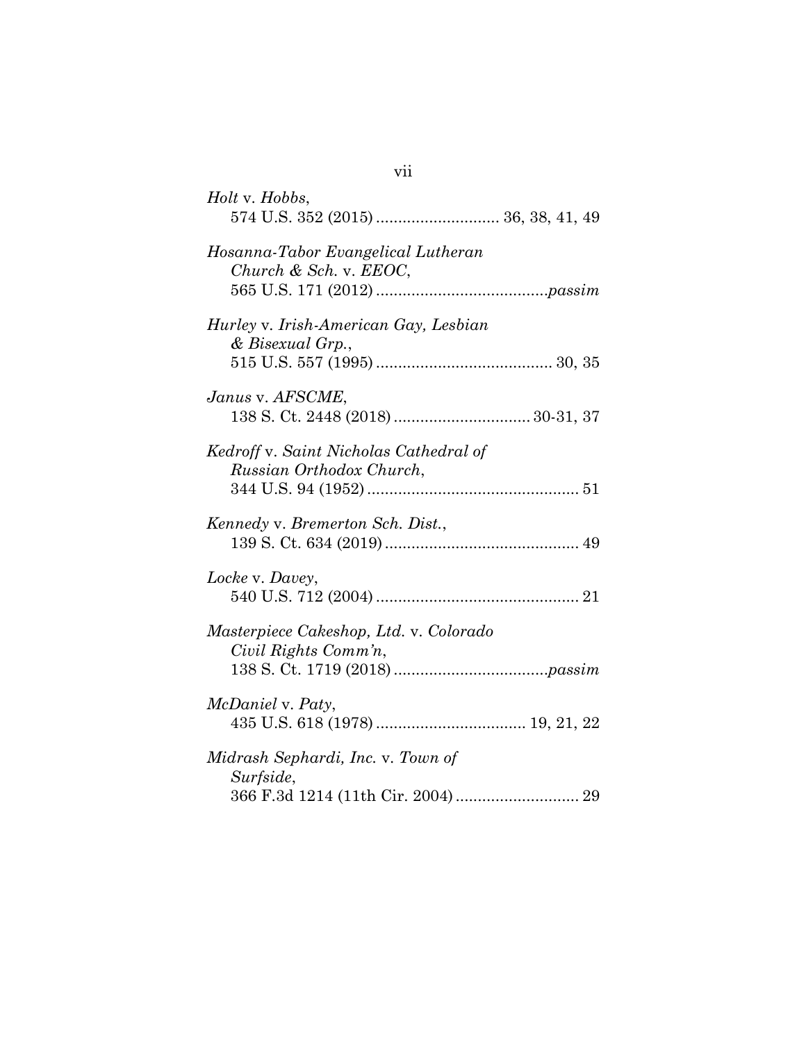*Holt* v. *Hobbs*,
574 U.S. 352 (2015) ............................ 36, 38, 41, 49

*Hosanna-Tabor Evangelical Lutheran Church & Sch.* v. *EEOC*,
565 U.S. 171 (2012) ......................................*passim*

*Hurley* v. *Irish-American Gay, Lesbian & Bisexual Grp.*,
515 U.S. 557 (1995) ........................................ 30, 35

*Janus* v. *AFSCME*,
138 S. Ct. 2448 (2018) ............................... 30-31, 37

*Kedroff* v. *Saint Nicholas Cathedral of Russian Orthodox Church*,
344 U.S. 94 (1952) ................................................ 51

*Kennedy* v. *Bremerton Sch. Dist.*,
139 S. Ct. 634 (2019) ............................................ 49

*Locke* v. *Davey*,
540 U.S. 712 (2004) .............................................. 21

*Masterpiece Cakeshop, Ltd.* v. *Colorado Civil Rights Comm'n*,
138 S. Ct. 1719 (2018) ..................................*passim*

*McDaniel* v. *Paty*,
435 U.S. 618 (1978) .................................. 19, 21, 22

*Midrash Sephardi, Inc.* v. *Town of Surfside*,
366 F.3d 1214 (11th Cir. 2004) ............................ 29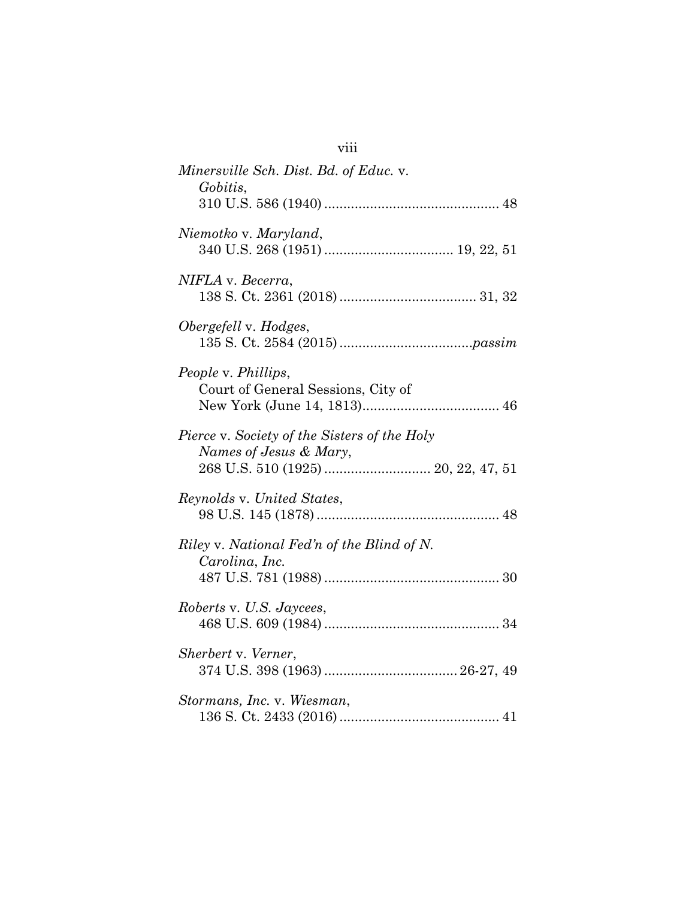*Minersville Sch. Dist. Bd. of Educ.* v. *Gobitis*,
310 U.S. 586 (1940) .............................................. 48

*Niemotko* v. *Maryland*,
340 U.S. 268 (1951) ................................. 19, 22, 51

*NIFLA* v. *Becerra*,
138 S. Ct. 2361 (2018) .................................... 31, 32

*Obergefell* v. *Hodges*,
135 S. Ct. 2584 (2015) ...................................*passim*

*People* v. *Phillips*,
Court of General Sessions, City of New York (June 14, 1813).................................... 46

*Pierce* v. *Society of the Sisters of the Holy Names of Jesus & Mary*,
268 U.S. 510 (1925) ............................ 20, 22, 47, 51

*Reynolds* v. *United States*,
98 U.S. 145 (1878) ................................................ 48

*Riley* v. *National Fed'n of the Blind of N. Carolina, Inc.*
487 U.S. 781 (1988) .............................................. 30

*Roberts* v. *U.S. Jaycees*,
468 U.S. 609 (1984) .............................................. 34

*Sherbert* v. *Verner*,
374 U.S. 398 (1963) .................................. 26-27, 49

*Stormans, Inc.* v. *Wiesman*,
136 S. Ct. 2433 (2016) .......................................... 41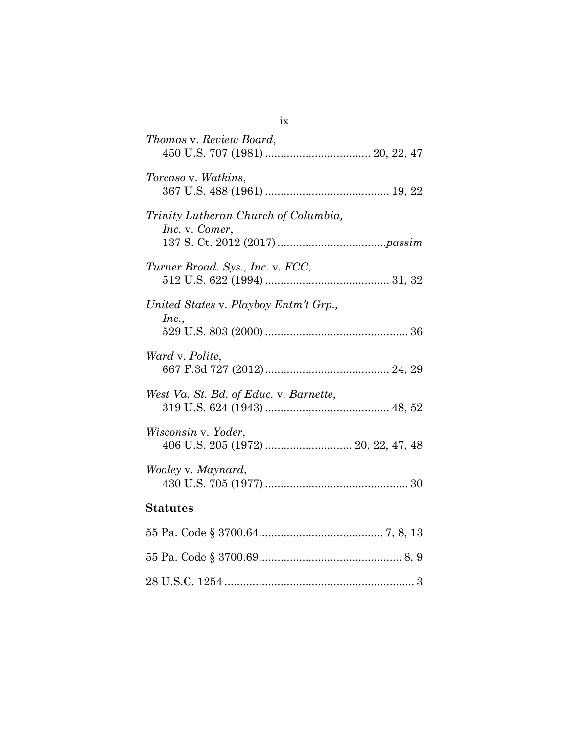*Thomas* v. *Review Board*,
450 U.S. 707 (1981) .................................. 20, 22, 47

*Torcaso* v. *Watkins*,
367 U.S. 488 (1961) ........................................ 19, 22

*Trinity Lutheran Church of Columbia, Inc.* v. *Comer*,
137 S. Ct. 2012 (2017) ...................................*passim*

*Turner Broad. Sys., Inc.* v. *FCC*,
512 U.S. 622 (1994) ........................................ 31, 32

*United States* v. *Playboy Entm't Grp., Inc.*,
529 U.S. 803 (2000) .............................................. 36

*Ward* v. *Polite*,
667 F.3d 727 (2012)........................................ 24, 29

*West Va. St. Bd. of Educ.* v. *Barnette*,
319 U.S. 624 (1943) ........................................ 48, 52

*Wisconsin* v. *Yoder*,
406 U.S. 205 (1972) ............................ 20, 22, 47, 48

*Wooley* v. *Maynard*,
430 U.S. 705 (1977) .............................................. 30

**Statutes**

55 Pa. Code § 3700.64........................................ 7, 8, 13

55 Pa. Code § 3700.69.............................................. 8, 9

28 U.S.C. 1254 ............................................................. 3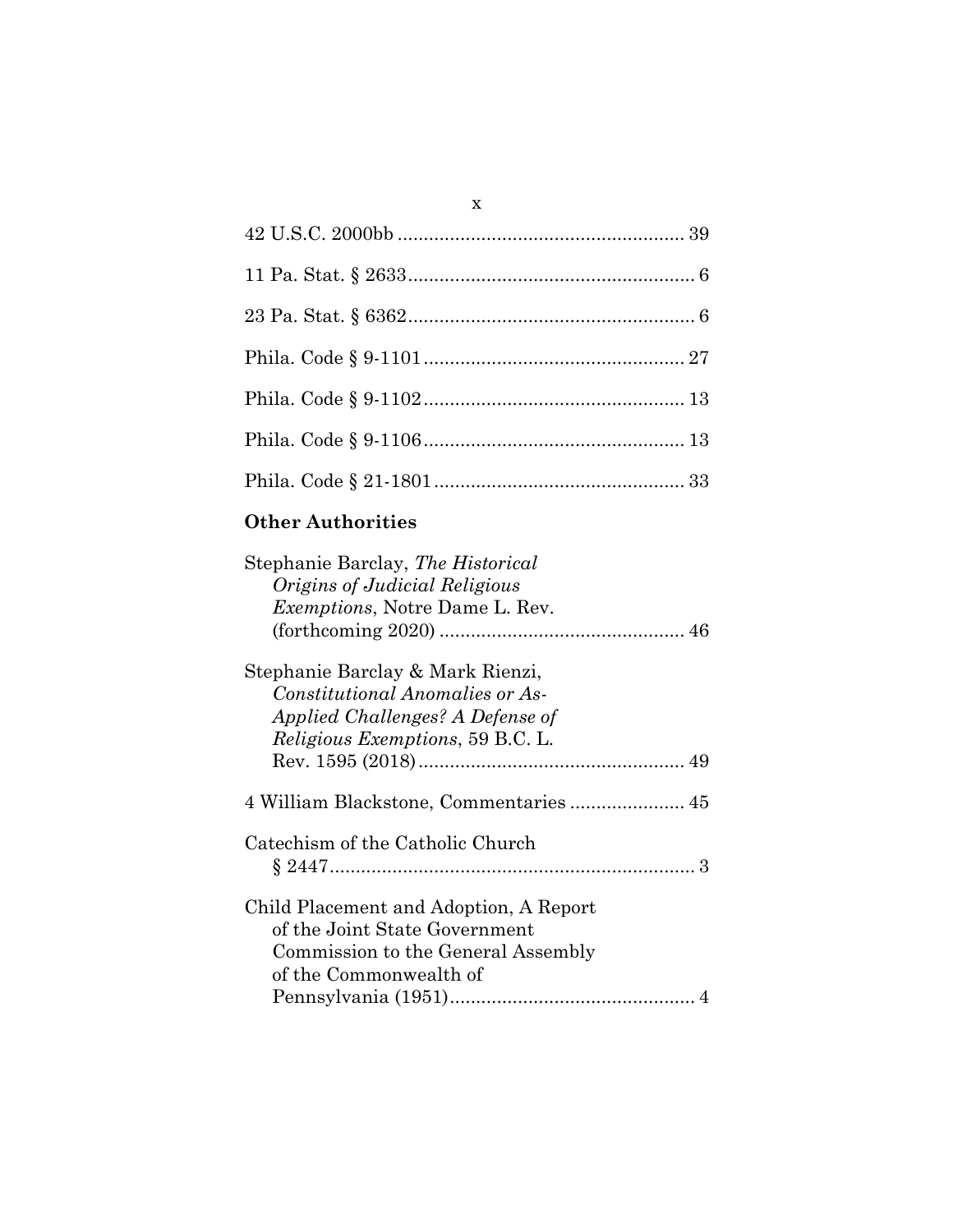42 U.S.C. 2000bb ........................................................ 39

11 Pa. Stat. § 2633........................................................ 6

23 Pa. Stat. § 6362........................................................ 6

Phila. Code § 9-1101 .................................................. 27

Phila. Code § 9-1102 .................................................. 13

Phila. Code § 9-1106 .................................................. 13

Phila. Code § 21-1801 ................................................ 33

**Other Authorities**

Stephanie Barclay, *The Historical Origins of Judicial Religious Exemptions*, Notre Dame L. Rev. (forthcoming 2020) ............................................... 46

Stephanie Barclay & Mark Rienzi, *Constitutional Anomalies or As-Applied Challenges? A Defense of Religious Exemptions*, 59 B.C. L. Rev. 1595 (2018) .................................................... 49

4 William Blackstone, Commentaries ...................... 45

Catechism of the Catholic Church § 2447....................................................................... 3

Child Placement and Adoption, A Report of the Joint State Government Commission to the General Assembly of the Commonwealth of Pennsylvania (1951)............................................... 4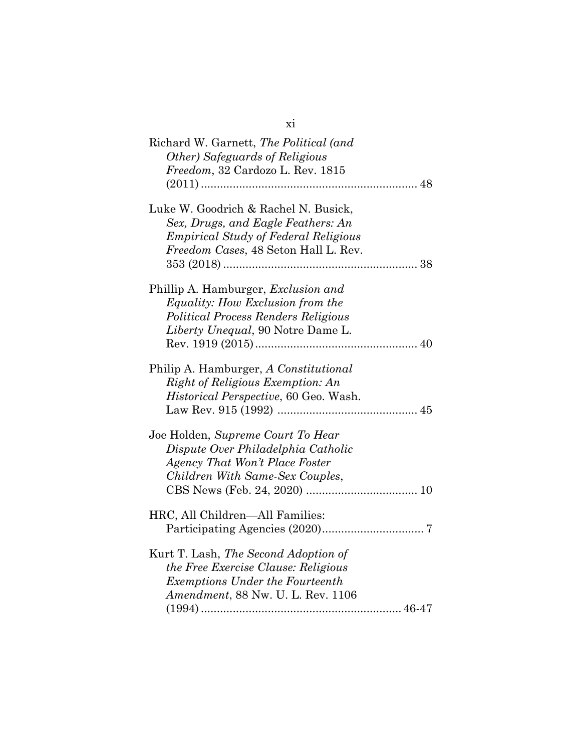Richard W. Garnett, *The Political (and Other) Safeguards of Religious Freedom*, 32 Cardozo L. Rev. 1815 (2011) .................................................................... 48

Luke W. Goodrich & Rachel N. Busick, *Sex, Drugs, and Eagle Feathers: An Empirical Study of Federal Religious Freedom Cases*, 48 Seton Hall L. Rev. 353 (2018) ............................................................. 38

Phillip A. Hamburger, *Exclusion and Equality: How Exclusion from the Political Process Renders Religious Liberty Unequal*, 90 Notre Dame L. Rev. 1919 (2015) .................................................. 40

Philip A. Hamburger, *A Constitutional Right of Religious Exemption: An Historical Perspective*, 60 Geo. Wash. Law Rev. 915 (1992) ........................................... 45

Joe Holden, *Supreme Court To Hear Dispute Over Philadelphia Catholic Agency That Won't Place Foster Children With Same-Sex Couples*, CBS News (Feb. 24, 2020) .................................. 10

HRC, All Children—All Families: Participating Agencies (2020) ................................ 7

Kurt T. Lash, *The Second Adoption of the Free Exercise Clause: Religious Exemptions Under the Fourteenth Amendment*, 88 Nw. U. L. Rev. 1106 (1994) ............................................................... 46-47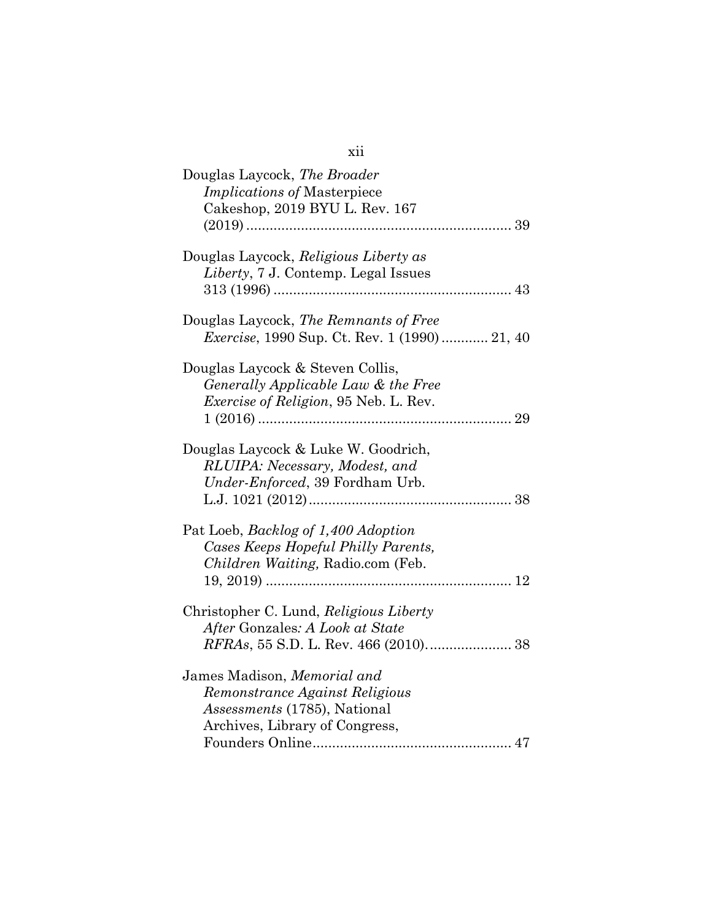Douglas Laycock, *The Broader Implications of* Masterpiece Cakeshop, 2019 BYU L. Rev. 167 (2019) .................................................................... 39

Douglas Laycock, *Religious Liberty as Liberty*, 7 J. Contemp. Legal Issues 313 (1996) ............................................................. 43

Douglas Laycock, *The Remnants of Free Exercise*, 1990 Sup. Ct. Rev. 1 (1990) ............ 21, 40

Douglas Laycock & Steven Collis, *Generally Applicable Law & the Free Exercise of Religion*, 95 Neb. L. Rev. 1 (2016) ................................................................. 29

Douglas Laycock & Luke W. Goodrich, *RLUIPA: Necessary, Modest, and Under-Enforced*, 39 Fordham Urb. L.J. 1021 (2012) .................................................... 38

Pat Loeb, *Backlog of 1,400 Adoption Cases Keeps Hopeful Philly Parents, Children Waiting,* Radio.com (Feb. 19, 2019) ............................................................... 12

Christopher C. Lund, *Religious Liberty After* Gonzales*: A Look at State RFRAs*, 55 S.D. L. Rev. 466 (2010)...................... 38

James Madison, *Memorial and Remonstrance Against Religious Assessments* (1785), National Archives, Library of Congress, Founders Online.................................................. 47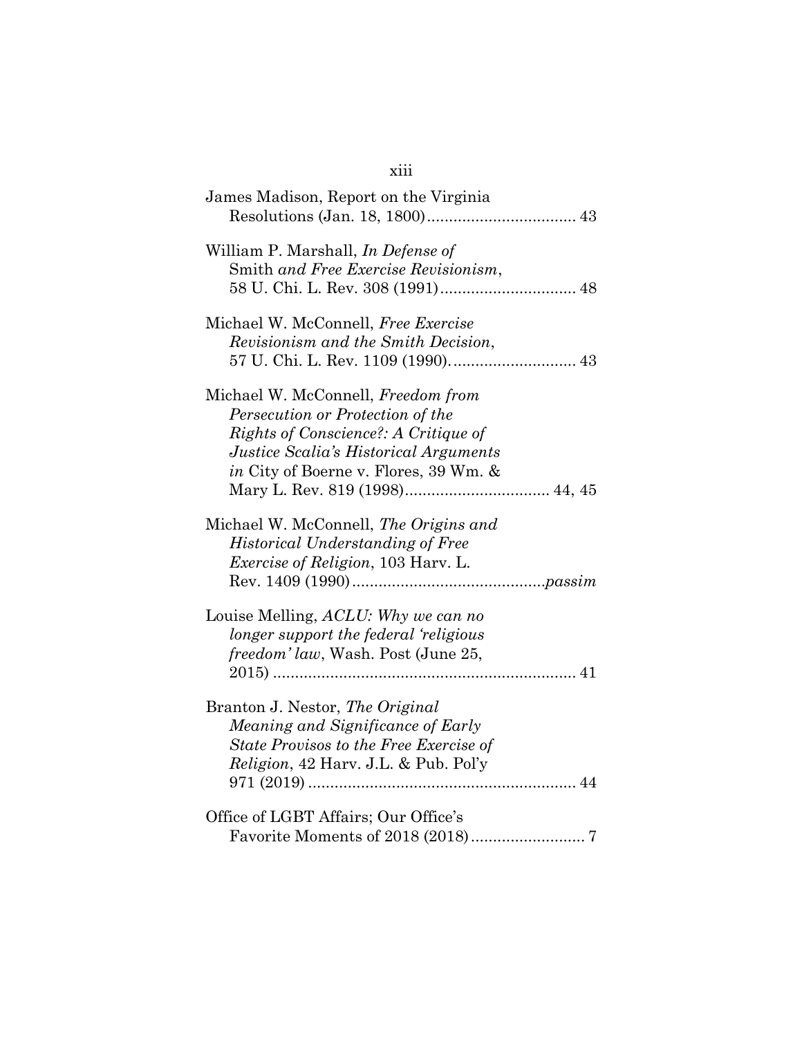James Madison, Report on the Virginia Resolutions (Jan. 18, 1800) .................................. 43

William P. Marshall, *In Defense of* Smith *and Free Exercise Revisionism*, 58 U. Chi. L. Rev. 308 (1991) .............................. 48

Michael W. McConnell, *Free Exercise Revisionism and the Smith Decision*, 57 U. Chi. L. Rev. 1109 (1990). ........................... 43

Michael W. McConnell, *Freedom from Persecution or Protection of the Rights of Conscience?: A Critique of Justice Scalia's Historical Arguments in* City of Boerne v. Flores, 39 Wm. & Mary L. Rev. 819 (1998) ................................ 44, 45

Michael W. McConnell, *The Origins and Historical Understanding of Free Exercise of Religion*, 103 Harv. L. Rev. 1409 (1990) ............................................ *passim*

Louise Melling, *ACLU: Why we can no longer support the federal 'religious freedom' law*, Wash. Post (June 25, 2015) ..................................................................... 41

Branton J. Nestor, *The Original Meaning and Significance of Early State Provisos to the Free Exercise of Religion*, 42 Harv. J.L. & Pub. Pol'y 971 (2019) ............................................................ 44

Office of LGBT Affairs; Our Office's Favorite Moments of 2018 (2018) .......................... 7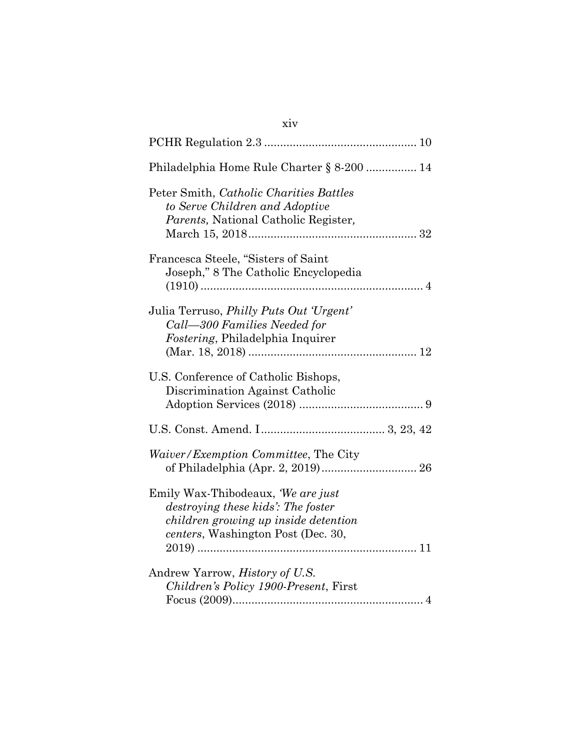PCHR Regulation 2.3 ................................................ 10

Philadelphia Home Rule Charter § 8-200 ................ 14

Peter Smith, *Catholic Charities Battles to Serve Children and Adoptive Parents,* National Catholic Register, March 15, 2018..................................................... 32

Francesca Steele, "Sisters of Saint Joseph," 8 The Catholic Encyclopedia (1910) ...................................................................... 4

Julia Terruso, *Philly Puts Out 'Urgent' Call—300 Families Needed for Fostering*, Philadelphia Inquirer (Mar. 18, 2018) ..................................................... 12

U.S. Conference of Catholic Bishops, Discrimination Against Catholic Adoption Services (2018) ........................................ 9

U.S. Const. Amend. I....................................... 3, 23, 42

*Waiver/Exemption Committee*, The City of Philadelphia (Apr. 2, 2019).............................. 26

Emily Wax-Thibodeaux, *'We are just destroying these kids': The foster children growing up inside detention centers*, Washington Post (Dec. 30, 2019) ..................................................................... 11

Andrew Yarrow, *History of U.S. Children's Policy 1900-Present*, First Focus (2009)............................................................. 4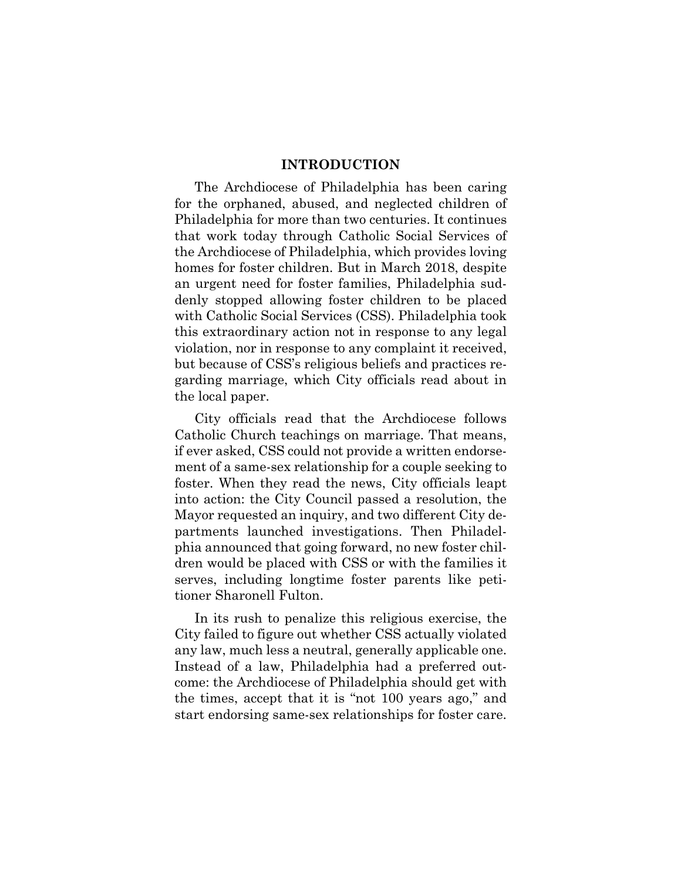## INTRODUCTION

The Archdiocese of Philadelphia has been caring for the orphaned, abused, and neglected children of Philadelphia for more than two centuries. It continues that work today through Catholic Social Services of the Archdiocese of Philadelphia, which provides loving homes for foster children. But in March 2018, despite an urgent need for foster families, Philadelphia suddenly stopped allowing foster children to be placed with Catholic Social Services (CSS). Philadelphia took this extraordinary action not in response to any legal violation, nor in response to any complaint it received, but because of CSS's religious beliefs and practices regarding marriage, which City officials read about in the local paper.

City officials read that the Archdiocese follows Catholic Church teachings on marriage. That means, if ever asked, CSS could not provide a written endorsement of a same-sex relationship for a couple seeking to foster. When they read the news, City officials leapt into action: the City Council passed a resolution, the Mayor requested an inquiry, and two different City departments launched investigations. Then Philadelphia announced that going forward, no new foster children would be placed with CSS or with the families it serves, including longtime foster parents like petitioner Sharonell Fulton.

In its rush to penalize this religious exercise, the City failed to figure out whether CSS actually violated any law, much less a neutral, generally applicable one. Instead of a law, Philadelphia had a preferred outcome: the Archdiocese of Philadelphia should get with the times, accept that it is "not 100 years ago," and start endorsing same-sex relationships for foster care.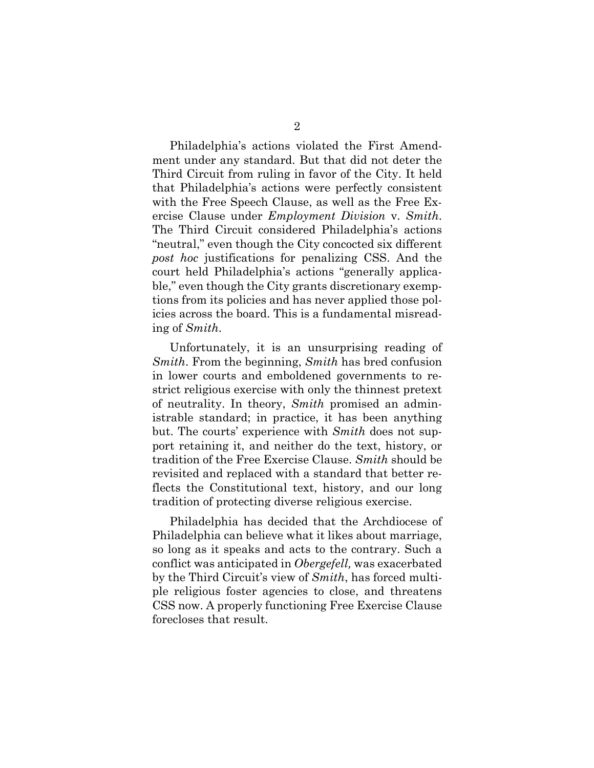Philadelphia's actions violated the First Amendment under any standard. But that did not deter the Third Circuit from ruling in favor of the City. It held that Philadelphia's actions were perfectly consistent with the Free Speech Clause, as well as the Free Exercise Clause under *Employment Division* v. *Smith*. The Third Circuit considered Philadelphia's actions "neutral," even though the City concocted six different *post hoc* justifications for penalizing CSS. And the court held Philadelphia's actions "generally applicable," even though the City grants discretionary exemptions from its policies and has never applied those policies across the board. This is a fundamental misreading of *Smith*.

Unfortunately, it is an unsurprising reading of *Smith*. From the beginning, *Smith* has bred confusion in lower courts and emboldened governments to restrict religious exercise with only the thinnest pretext of neutrality. In theory, *Smith* promised an administrable standard; in practice, it has been anything but. The courts' experience with *Smith* does not support retaining it, and neither do the text, history, or tradition of the Free Exercise Clause. *Smith* should be revisited and replaced with a standard that better reflects the Constitutional text, history, and our long tradition of protecting diverse religious exercise.

Philadelphia has decided that the Archdiocese of Philadelphia can believe what it likes about marriage, so long as it speaks and acts to the contrary. Such a conflict was anticipated in *Obergefell,* was exacerbated by the Third Circuit's view of *Smith*, has forced multiple religious foster agencies to close, and threatens CSS now. A properly functioning Free Exercise Clause forecloses that result.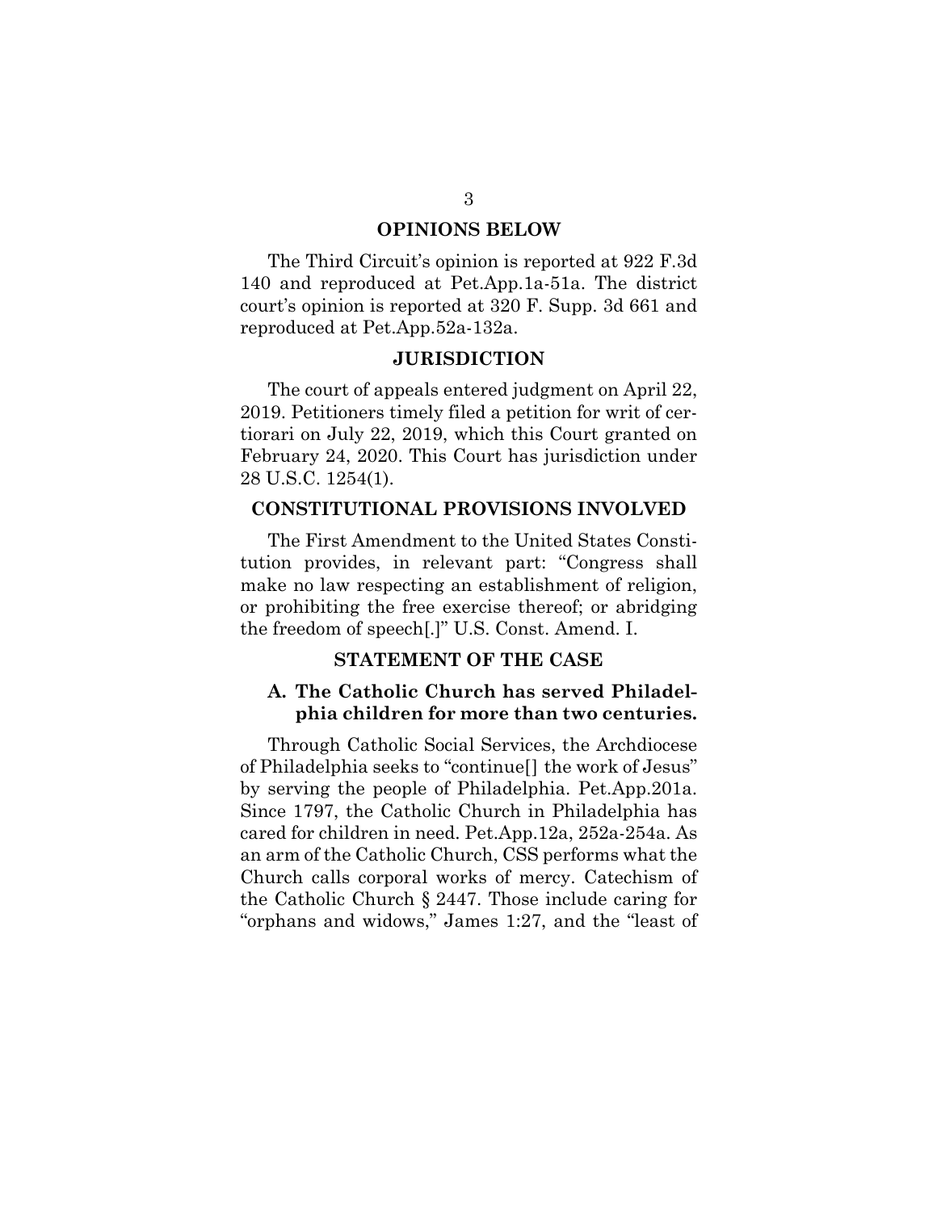## OPINIONS BELOW

The Third Circuit's opinion is reported at 922 F.3d 140 and reproduced at Pet.App.1a-51a. The district court's opinion is reported at 320 F. Supp. 3d 661 and reproduced at Pet.App.52a-132a.

## JURISDICTION

The court of appeals entered judgment on April 22, 2019. Petitioners timely filed a petition for writ of certiorari on July 22, 2019, which this Court granted on February 24, 2020. This Court has jurisdiction under 28 U.S.C. 1254(1).

## CONSTITUTIONAL PROVISIONS INVOLVED

The First Amendment to the United States Constitution provides, in relevant part: "Congress shall make no law respecting an establishment of religion, or prohibiting the free exercise thereof; or abridging the freedom of speech[.]" U.S. Const. Amend. I.

## STATEMENT OF THE CASE

### A. The Catholic Church has served Philadelphia children for more than two centuries.

Through Catholic Social Services, the Archdiocese of Philadelphia seeks to "continue[] the work of Jesus" by serving the people of Philadelphia. Pet.App.201a. Since 1797, the Catholic Church in Philadelphia has cared for children in need. Pet.App.12a, 252a-254a. As an arm of the Catholic Church, CSS performs what the Church calls corporal works of mercy. Catechism of the Catholic Church § 2447. Those include caring for "orphans and widows," James 1:27, and the "least of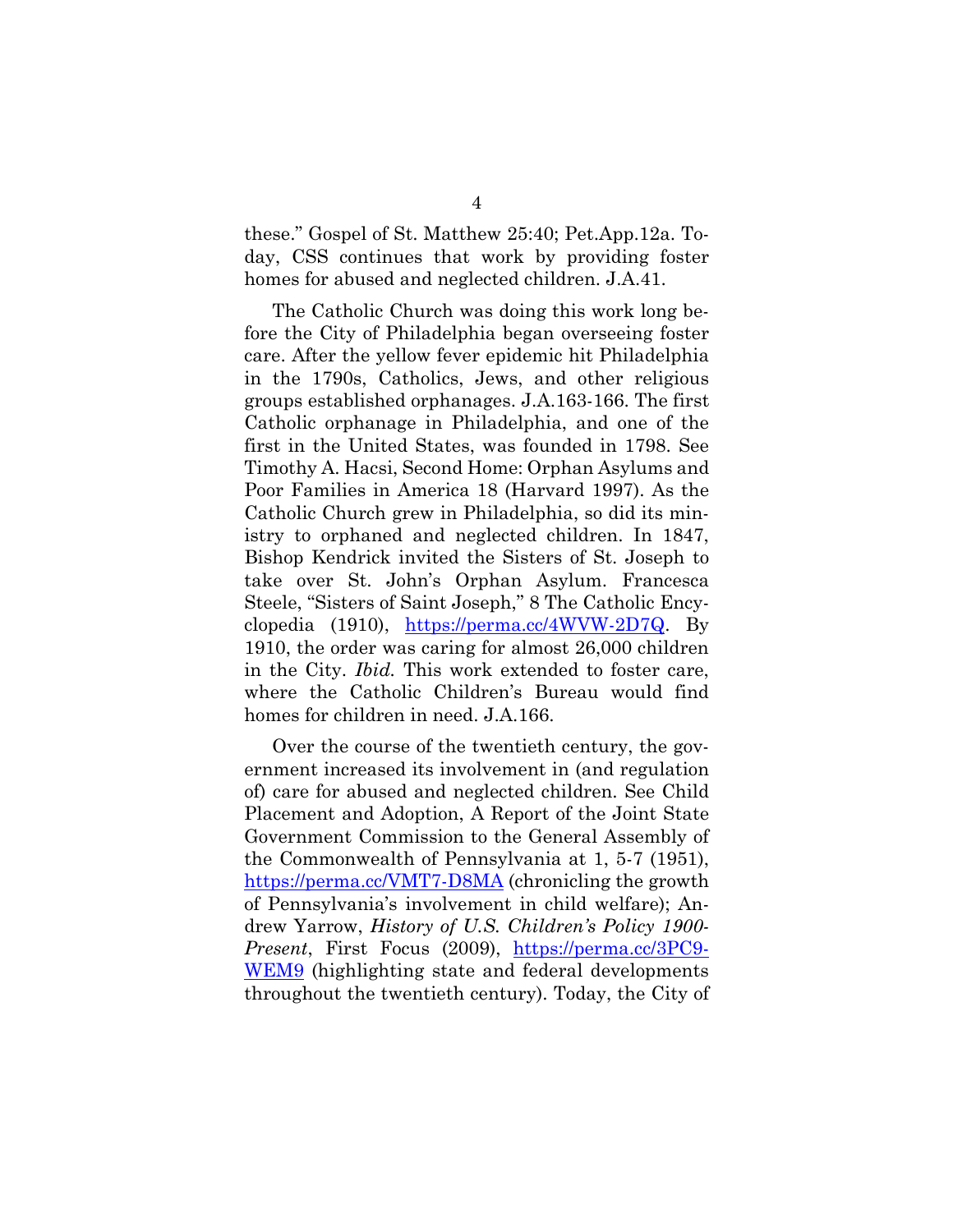these." Gospel of St. Matthew 25:40; Pet.App.12a. Today, CSS continues that work by providing foster homes for abused and neglected children. J.A.41.

The Catholic Church was doing this work long before the City of Philadelphia began overseeing foster care. After the yellow fever epidemic hit Philadelphia in the 1790s, Catholics, Jews, and other religious groups established orphanages. J.A.163-166. The first Catholic orphanage in Philadelphia, and one of the first in the United States, was founded in 1798. See Timothy A. Hacsi, Second Home: Orphan Asylums and Poor Families in America 18 (Harvard 1997). As the Catholic Church grew in Philadelphia, so did its ministry to orphaned and neglected children. In 1847, Bishop Kendrick invited the Sisters of St. Joseph to take over St. John's Orphan Asylum. Francesca Steele, "Sisters of Saint Joseph," 8 The Catholic Encyclopedia (1910), https://perma.cc/4WVW-2D7Q. By 1910, the order was caring for almost 26,000 children in the City. *Ibid.* This work extended to foster care, where the Catholic Children's Bureau would find homes for children in need. J.A.166.

Over the course of the twentieth century, the government increased its involvement in (and regulation of) care for abused and neglected children. See Child Placement and Adoption, A Report of the Joint State Government Commission to the General Assembly of the Commonwealth of Pennsylvania at 1, 5-7 (1951), https://perma.cc/VMT7-D8MA (chronicling the growth of Pennsylvania's involvement in child welfare); Andrew Yarrow, *History of U.S. Children's Policy 1900-Present*, First Focus (2009), https://perma.cc/3PC9-WEM9 (highlighting state and federal developments throughout the twentieth century). Today, the City of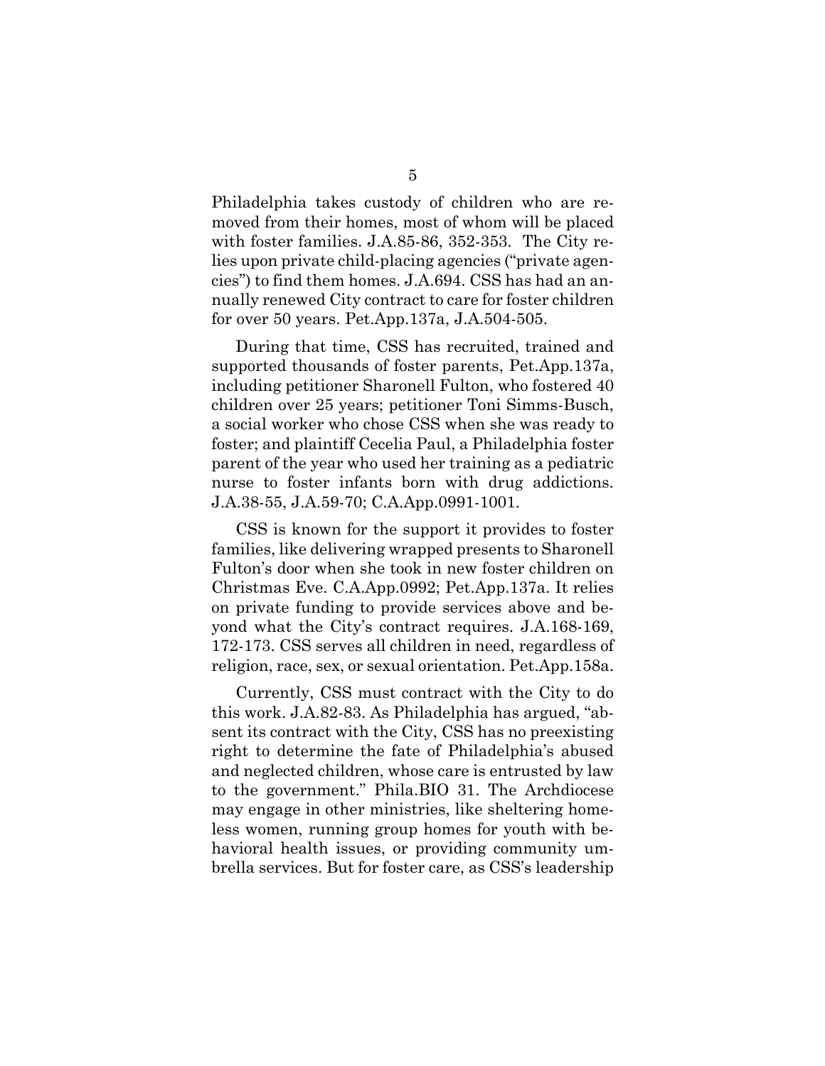Philadelphia takes custody of children who are removed from their homes, most of whom will be placed with foster families. J.A.85-86, 352-353. The City relies upon private child-placing agencies ("private agencies") to find them homes. J.A.694. CSS has had an annually renewed City contract to care for foster children for over 50 years. Pet.App.137a, J.A.504-505.

During that time, CSS has recruited, trained and supported thousands of foster parents, Pet.App.137a, including petitioner Sharonell Fulton, who fostered 40 children over 25 years; petitioner Toni Simms-Busch, a social worker who chose CSS when she was ready to foster; and plaintiff Cecelia Paul, a Philadelphia foster parent of the year who used her training as a pediatric nurse to foster infants born with drug addictions. J.A.38-55, J.A.59-70; C.A.App.0991-1001.

CSS is known for the support it provides to foster families, like delivering wrapped presents to Sharonell Fulton's door when she took in new foster children on Christmas Eve. C.A.App.0992; Pet.App.137a. It relies on private funding to provide services above and beyond what the City's contract requires. J.A.168-169, 172-173. CSS serves all children in need, regardless of religion, race, sex, or sexual orientation. Pet.App.158a.

Currently, CSS must contract with the City to do this work. J.A.82-83. As Philadelphia has argued, "absent its contract with the City, CSS has no preexisting right to determine the fate of Philadelphia's abused and neglected children, whose care is entrusted by law to the government." Phila.BIO 31. The Archdiocese may engage in other ministries, like sheltering homeless women, running group homes for youth with behavioral health issues, or providing community umbrella services. But for foster care, as CSS's leadership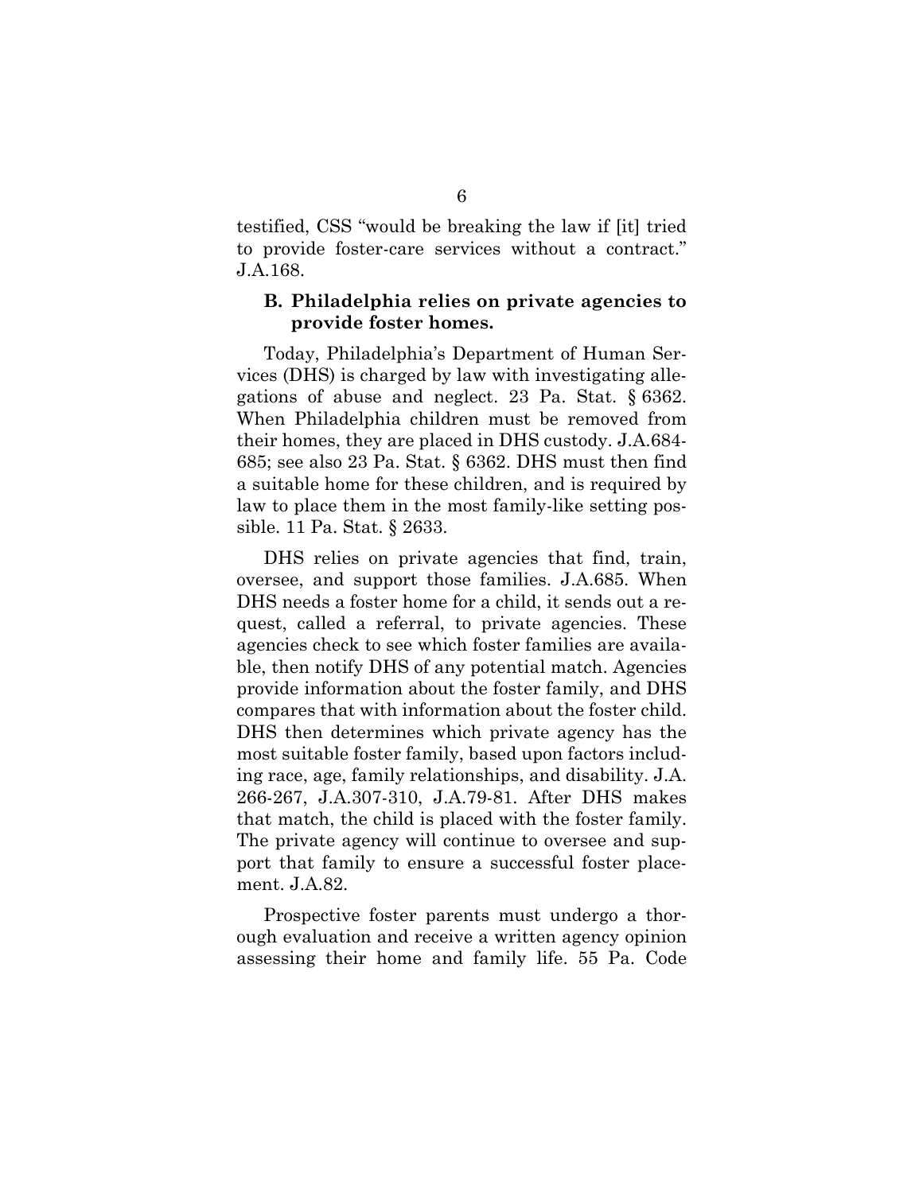testified, CSS "would be breaking the law if [it] tried to provide foster-care services without a contract." J.A.168.

### B. Philadelphia relies on private agencies to provide foster homes.

Today, Philadelphia's Department of Human Services (DHS) is charged by law with investigating allegations of abuse and neglect. 23 Pa. Stat. § 6362. When Philadelphia children must be removed from their homes, they are placed in DHS custody. J.A.684-685; see also 23 Pa. Stat. § 6362. DHS must then find a suitable home for these children, and is required by law to place them in the most family-like setting possible. 11 Pa. Stat. § 2633.

DHS relies on private agencies that find, train, oversee, and support those families. J.A.685. When DHS needs a foster home for a child, it sends out a request, called a referral, to private agencies. These agencies check to see which foster families are available, then notify DHS of any potential match. Agencies provide information about the foster family, and DHS compares that with information about the foster child. DHS then determines which private agency has the most suitable foster family, based upon factors including race, age, family relationships, and disability. J.A. 266-267, J.A.307-310, J.A.79-81. After DHS makes that match, the child is placed with the foster family. The private agency will continue to oversee and support that family to ensure a successful foster placement. J.A.82.

Prospective foster parents must undergo a thorough evaluation and receive a written agency opinion assessing their home and family life. 55 Pa. Code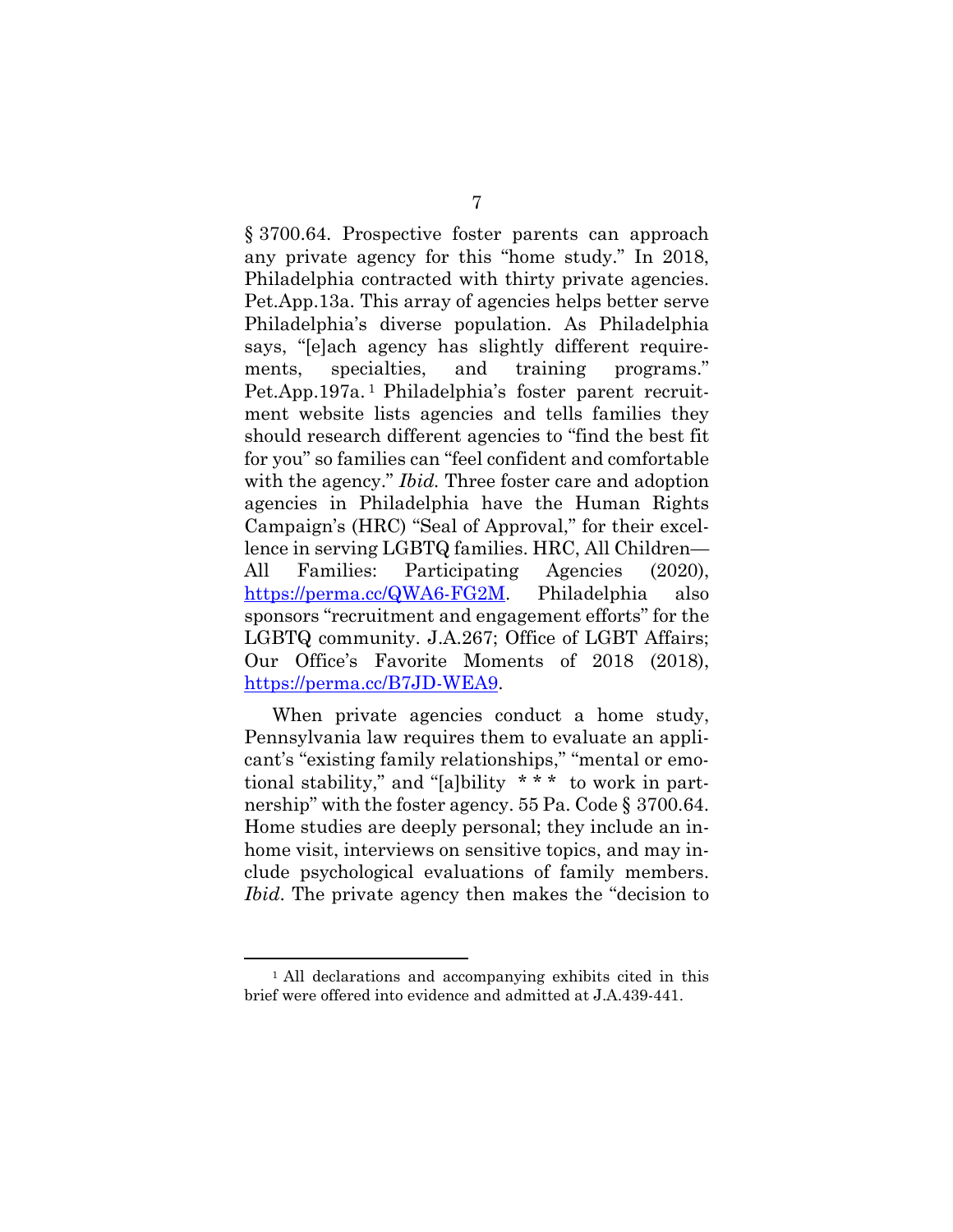§ 3700.64. Prospective foster parents can approach any private agency for this "home study." In 2018, Philadelphia contracted with thirty private agencies. Pet.App.13a. This array of agencies helps better serve Philadelphia's diverse population. As Philadelphia says, "[e]ach agency has slightly different requirements, specialties, and training programs." Pet.App.197a.[1] Philadelphia's foster parent recruitment website lists agencies and tells families they should research different agencies to "find the best fit for you" so families can "feel confident and comfortable with the agency." *Ibid.* Three foster care and adoption agencies in Philadelphia have the Human Rights Campaign's (HRC) "Seal of Approval," for their excellence in serving LGBTQ families. HRC, All Children—All Families: Participating Agencies (2020), https://perma.cc/QWA6-FG2M. Philadelphia also sponsors "recruitment and engagement efforts" for the LGBTQ community. J.A.267; Office of LGBT Affairs; Our Office's Favorite Moments of 2018 (2018), https://perma.cc/B7JD-WEA9.

When private agencies conduct a home study, Pennsylvania law requires them to evaluate an applicant's "existing family relationships," "mental or emotional stability," and "[a]bility * * * to work in partnership" with the foster agency. 55 Pa. Code § 3700.64. Home studies are deeply personal; they include an in-home visit, interviews on sensitive topics, and may include psychological evaluations of family members. *Ibid.* The private agency then makes the "decision to

---

[1] All declarations and accompanying exhibits cited in this brief were offered into evidence and admitted at J.A.439-441.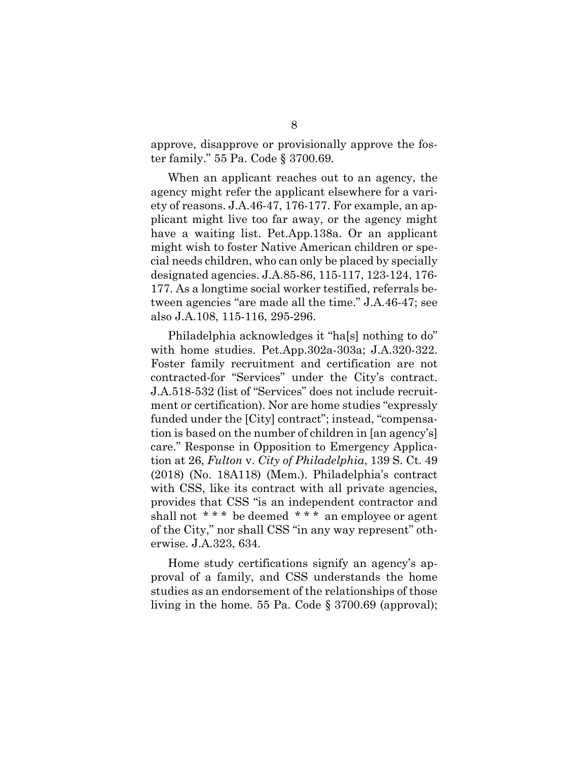approve, disapprove or provisionally approve the foster family." 55 Pa. Code § 3700.69.

When an applicant reaches out to an agency, the agency might refer the applicant elsewhere for a variety of reasons. J.A.46-47, 176-177. For example, an applicant might live too far away, or the agency might have a waiting list. Pet.App.138a. Or an applicant might wish to foster Native American children or special needs children, who can only be placed by specially designated agencies. J.A.85-86, 115-117, 123-124, 176-177. As a longtime social worker testified, referrals between agencies "are made all the time." J.A.46-47; see also J.A.108, 115-116, 295-296.

Philadelphia acknowledges it "ha[s] nothing to do" with home studies. Pet.App.302a-303a; J.A.320-322. Foster family recruitment and certification are not contracted-for "Services" under the City's contract. J.A.518-532 (list of "Services" does not include recruitment or certification). Nor are home studies "expressly funded under the [City] contract"; instead, "compensation is based on the number of children in [an agency's] care." Response in Opposition to Emergency Application at 26, *Fulton* v. *City of Philadelphia*, 139 S. Ct. 49 (2018) (No. 18A118) (Mem.). Philadelphia's contract with CSS, like its contract with all private agencies, provides that CSS "is an independent contractor and shall not * * * be deemed * * * an employee or agent of the City," nor shall CSS "in any way represent" otherwise. J.A.323, 634.

Home study certifications signify an agency's approval of a family, and CSS understands the home studies as an endorsement of the relationships of those living in the home. 55 Pa. Code § 3700.69 (approval);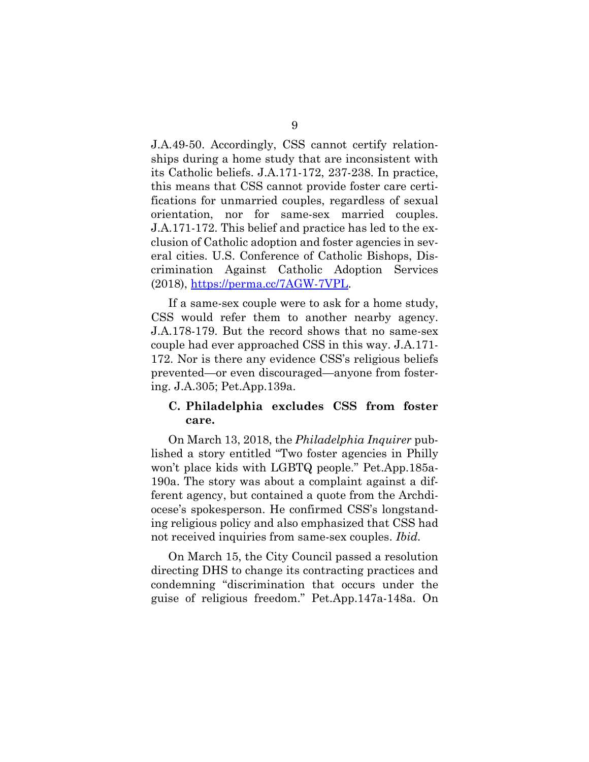J.A.49-50. Accordingly, CSS cannot certify relationships during a home study that are inconsistent with its Catholic beliefs. J.A.171-172, 237-238. In practice, this means that CSS cannot provide foster care certifications for unmarried couples, regardless of sexual orientation, nor for same-sex married couples. J.A.171-172. This belief and practice has led to the exclusion of Catholic adoption and foster agencies in several cities. U.S. Conference of Catholic Bishops, Discrimination Against Catholic Adoption Services (2018), https://perma.cc/7AGW-7VPL.

If a same-sex couple were to ask for a home study, CSS would refer them to another nearby agency. J.A.178-179. But the record shows that no same-sex couple had ever approached CSS in this way. J.A.171-172. Nor is there any evidence CSS's religious beliefs prevented—or even discouraged—anyone from fostering. J.A.305; Pet.App.139a.

### C. Philadelphia excludes CSS from foster care.

On March 13, 2018, the *Philadelphia Inquirer* published a story entitled "Two foster agencies in Philly won't place kids with LGBTQ people." Pet.App.185a-190a. The story was about a complaint against a different agency, but contained a quote from the Archdiocese's spokesperson. He confirmed CSS's longstanding religious policy and also emphasized that CSS had not received inquiries from same-sex couples. *Ibid.*

On March 15, the City Council passed a resolution directing DHS to change its contracting practices and condemning "discrimination that occurs under the guise of religious freedom." Pet.App.147a-148a. On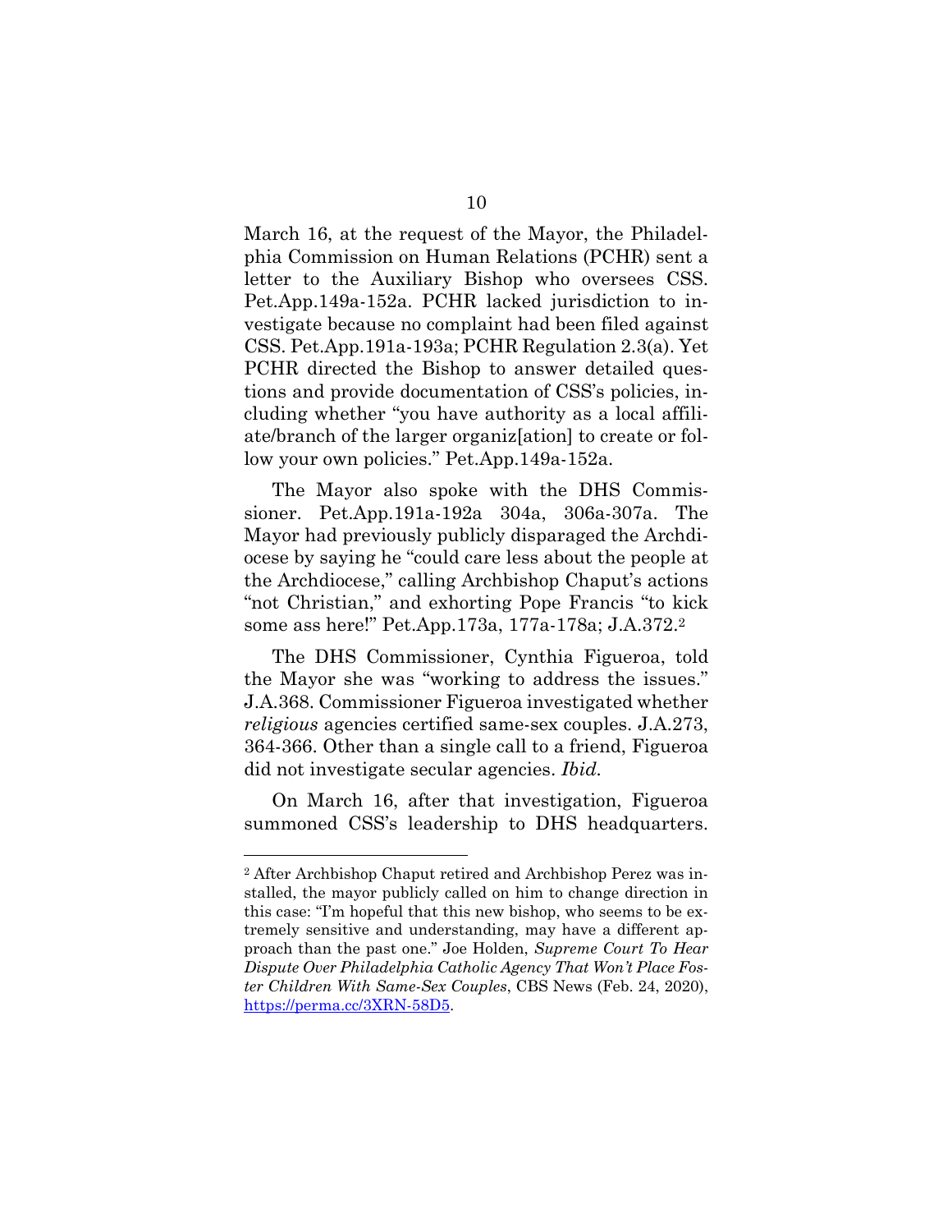March 16, at the request of the Mayor, the Philadelphia Commission on Human Relations (PCHR) sent a letter to the Auxiliary Bishop who oversees CSS. Pet.App.149a-152a. PCHR lacked jurisdiction to investigate because no complaint had been filed against CSS. Pet.App.191a-193a; PCHR Regulation 2.3(a). Yet PCHR directed the Bishop to answer detailed questions and provide documentation of CSS's policies, including whether "you have authority as a local affiliate/branch of the larger organiz[ation] to create or follow your own policies." Pet.App.149a-152a.

The Mayor also spoke with the DHS Commissioner. Pet.App.191a-192a 304a, 306a-307a. The Mayor had previously publicly disparaged the Archdiocese by saying he "could care less about the people at the Archdiocese," calling Archbishop Chaput's actions "not Christian," and exhorting Pope Francis "to kick some ass here!" Pet.App.173a, 177a-178a; J.A.372.[2]

The DHS Commissioner, Cynthia Figueroa, told the Mayor she was "working to address the issues." J.A.368. Commissioner Figueroa investigated whether *religious* agencies certified same-sex couples. J.A.273, 364-366. Other than a single call to a friend, Figueroa did not investigate secular agencies. *Ibid.*

On March 16, after that investigation, Figueroa summoned CSS's leadership to DHS headquarters.

---

[2] After Archbishop Chaput retired and Archbishop Perez was installed, the mayor publicly called on him to change direction in this case: "I'm hopeful that this new bishop, who seems to be extremely sensitive and understanding, may have a different approach than the past one." Joe Holden, *Supreme Court To Hear Dispute Over Philadelphia Catholic Agency That Won't Place Foster Children With Same-Sex Couples*, CBS News (Feb. 24, 2020), https://perma.cc/3XRN-58D5.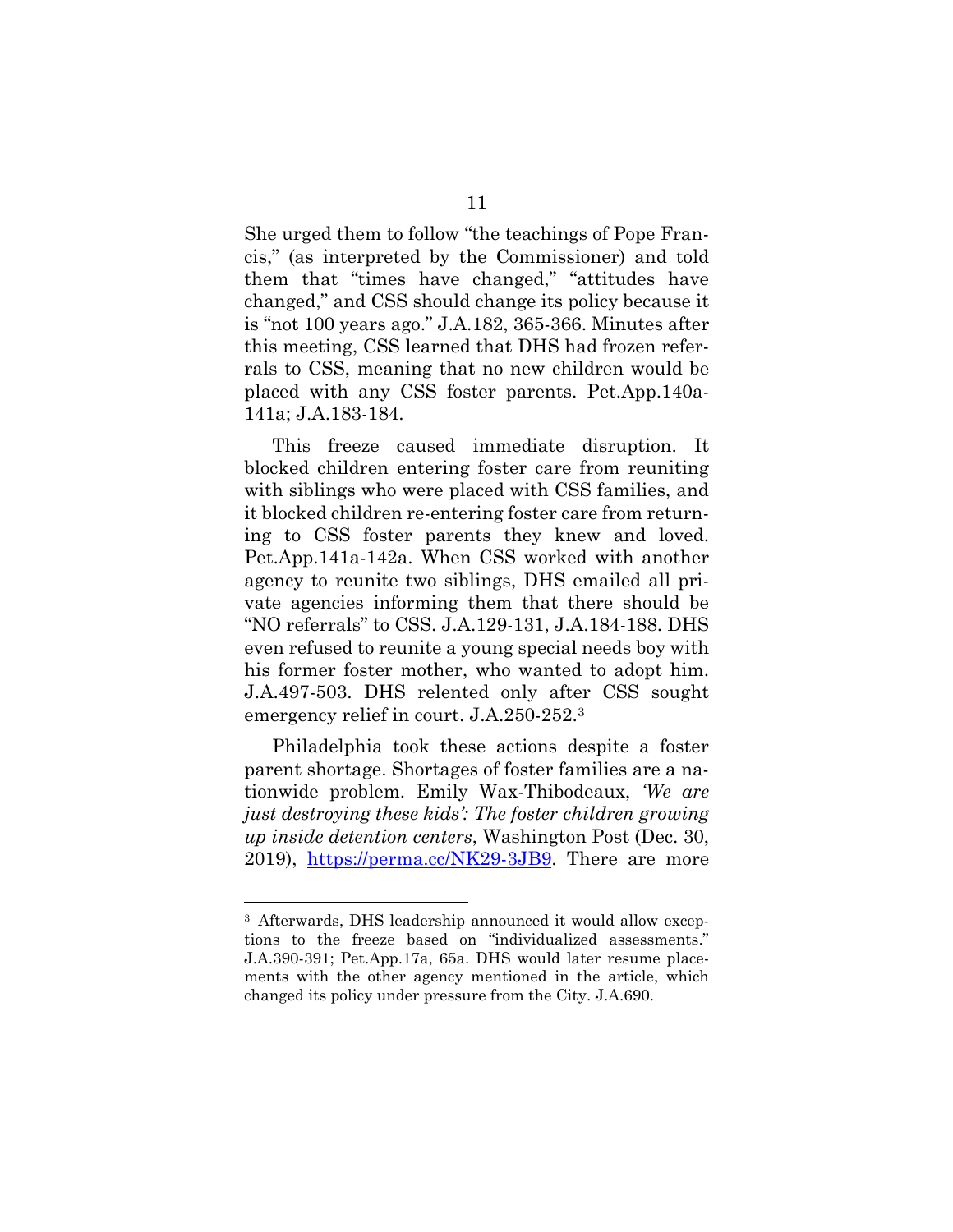She urged them to follow "the teachings of Pope Francis," (as interpreted by the Commissioner) and told them that "times have changed," "attitudes have changed," and CSS should change its policy because it is "not 100 years ago." J.A.182, 365-366. Minutes after this meeting, CSS learned that DHS had frozen referrals to CSS, meaning that no new children would be placed with any CSS foster parents. Pet.App.140a-141a; J.A.183-184.

This freeze caused immediate disruption. It blocked children entering foster care from reuniting with siblings who were placed with CSS families, and it blocked children re-entering foster care from returning to CSS foster parents they knew and loved. Pet.App.141a-142a. When CSS worked with another agency to reunite two siblings, DHS emailed all private agencies informing them that there should be "NO referrals" to CSS. J.A.129-131, J.A.184-188. DHS even refused to reunite a young special needs boy with his former foster mother, who wanted to adopt him. J.A.497-503. DHS relented only after CSS sought emergency relief in court. J.A.250-252.[3]

Philadelphia took these actions despite a foster parent shortage. Shortages of foster families are a nationwide problem. Emily Wax-Thibodeaux, *'We are just destroying these kids': The foster children growing up inside detention centers*, Washington Post (Dec. 30, 2019), https://perma.cc/NK29-3JB9. There are more

---

[3] Afterwards, DHS leadership announced it would allow exceptions to the freeze based on "individualized assessments." J.A.390-391; Pet.App.17a, 65a. DHS would later resume placements with the other agency mentioned in the article, which changed its policy under pressure from the City. J.A.690.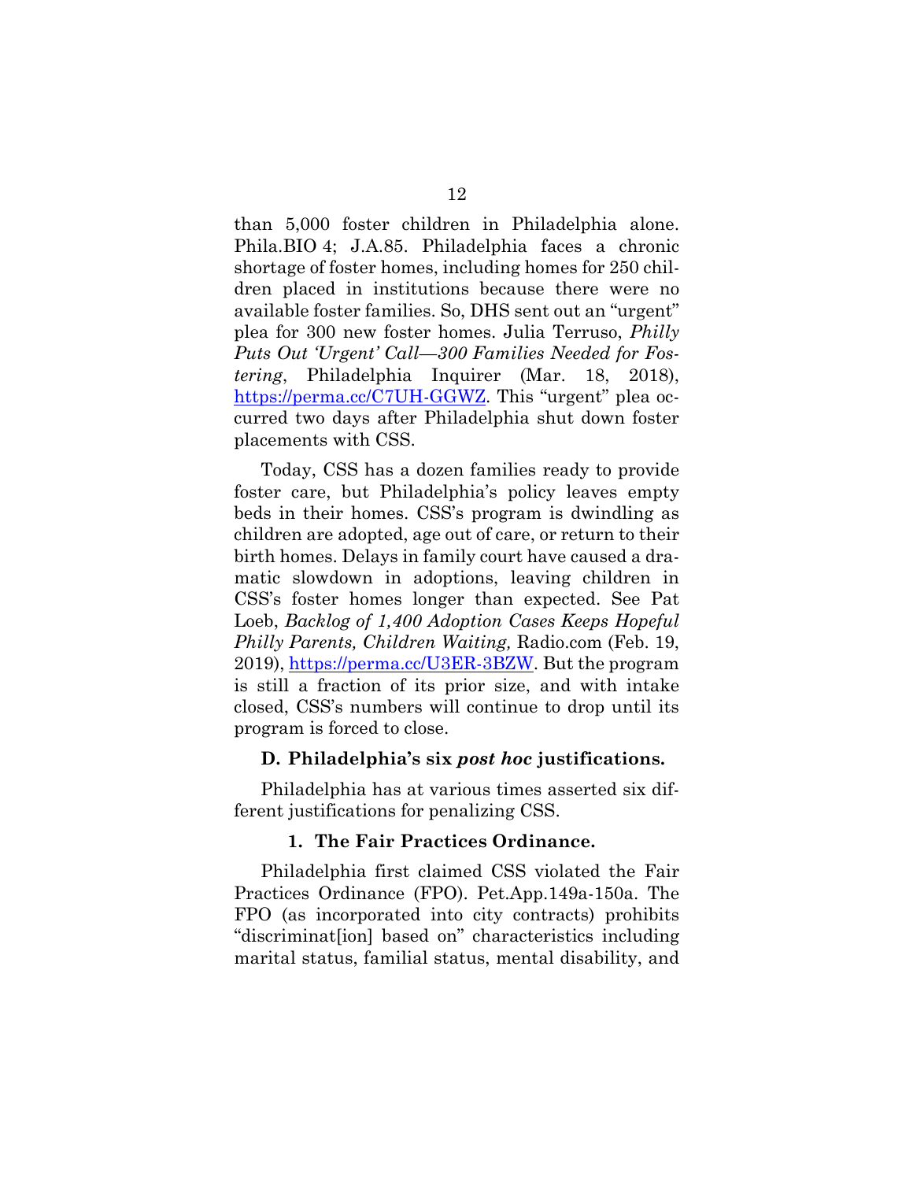than 5,000 foster children in Philadelphia alone. Phila.BIO 4; J.A.85. Philadelphia faces a chronic shortage of foster homes, including homes for 250 children placed in institutions because there were no available foster families. So, DHS sent out an "urgent" plea for 300 new foster homes. Julia Terruso, *Philly Puts Out 'Urgent' Call—300 Families Needed for Fostering*, Philadelphia Inquirer (Mar. 18, 2018), https://perma.cc/C7UH-GGWZ. This "urgent" plea occurred two days after Philadelphia shut down foster placements with CSS.

Today, CSS has a dozen families ready to provide foster care, but Philadelphia's policy leaves empty beds in their homes. CSS's program is dwindling as children are adopted, age out of care, or return to their birth homes. Delays in family court have caused a dramatic slowdown in adoptions, leaving children in CSS's foster homes longer than expected. See Pat Loeb, *Backlog of 1,400 Adoption Cases Keeps Hopeful Philly Parents, Children Waiting,* Radio.com (Feb. 19, 2019), https://perma.cc/U3ER-3BZW. But the program is still a fraction of its prior size, and with intake closed, CSS's numbers will continue to drop until its program is forced to close.

### D. Philadelphia's six *post hoc* justifications.

Philadelphia has at various times asserted six different justifications for penalizing CSS.

#### 1. The Fair Practices Ordinance.

Philadelphia first claimed CSS violated the Fair Practices Ordinance (FPO). Pet.App.149a-150a. The FPO (as incorporated into city contracts) prohibits "discriminat[ion] based on" characteristics including marital status, familial status, mental disability, and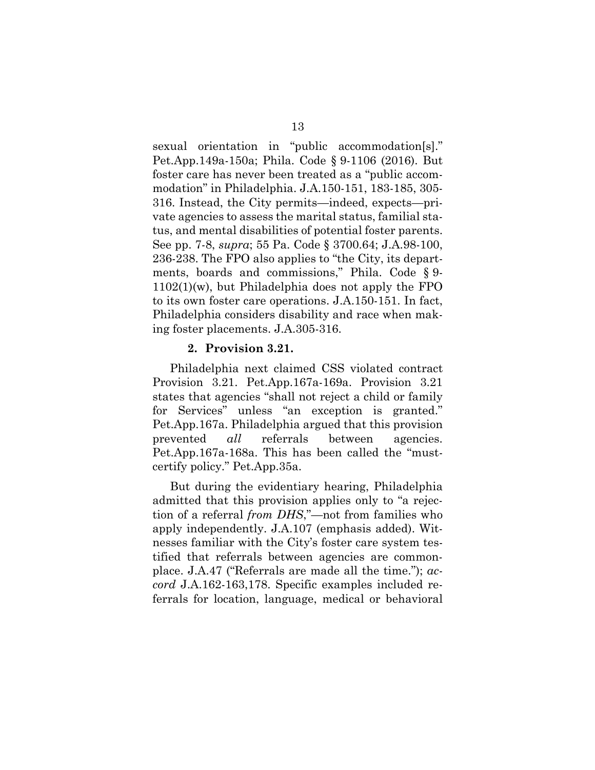sexual orientation in "public accommodation[s]." Pet.App.149a-150a; Phila. Code § 9-1106 (2016). But foster care has never been treated as a "public accommodation" in Philadelphia. J.A.150-151, 183-185, 305-316. Instead, the City permits—indeed, expects—private agencies to assess the marital status, familial status, and mental disabilities of potential foster parents. See pp. 7-8, *supra*; 55 Pa. Code § 3700.64; J.A.98-100, 236-238. The FPO also applies to "the City, its departments, boards and commissions," Phila. Code § 9-1102(1)(w), but Philadelphia does not apply the FPO to its own foster care operations. J.A.150-151. In fact, Philadelphia considers disability and race when making foster placements. J.A.305-316.

### 2. Provision 3.21.

Philadelphia next claimed CSS violated contract Provision 3.21. Pet.App.167a-169a. Provision 3.21 states that agencies "shall not reject a child or family for Services" unless "an exception is granted." Pet.App.167a. Philadelphia argued that this provision prevented *all* referrals between agencies. Pet.App.167a-168a. This has been called the "must-certify policy." Pet.App.35a.

But during the evidentiary hearing, Philadelphia admitted that this provision applies only to "a rejection of a referral *from DHS*,"—not from families who apply independently. J.A.107 (emphasis added). Witnesses familiar with the City's foster care system testified that referrals between agencies are commonplace. J.A.47 ("Referrals are made all the time."); *accord* J.A.162-163,178. Specific examples included referrals for location, language, medical or behavioral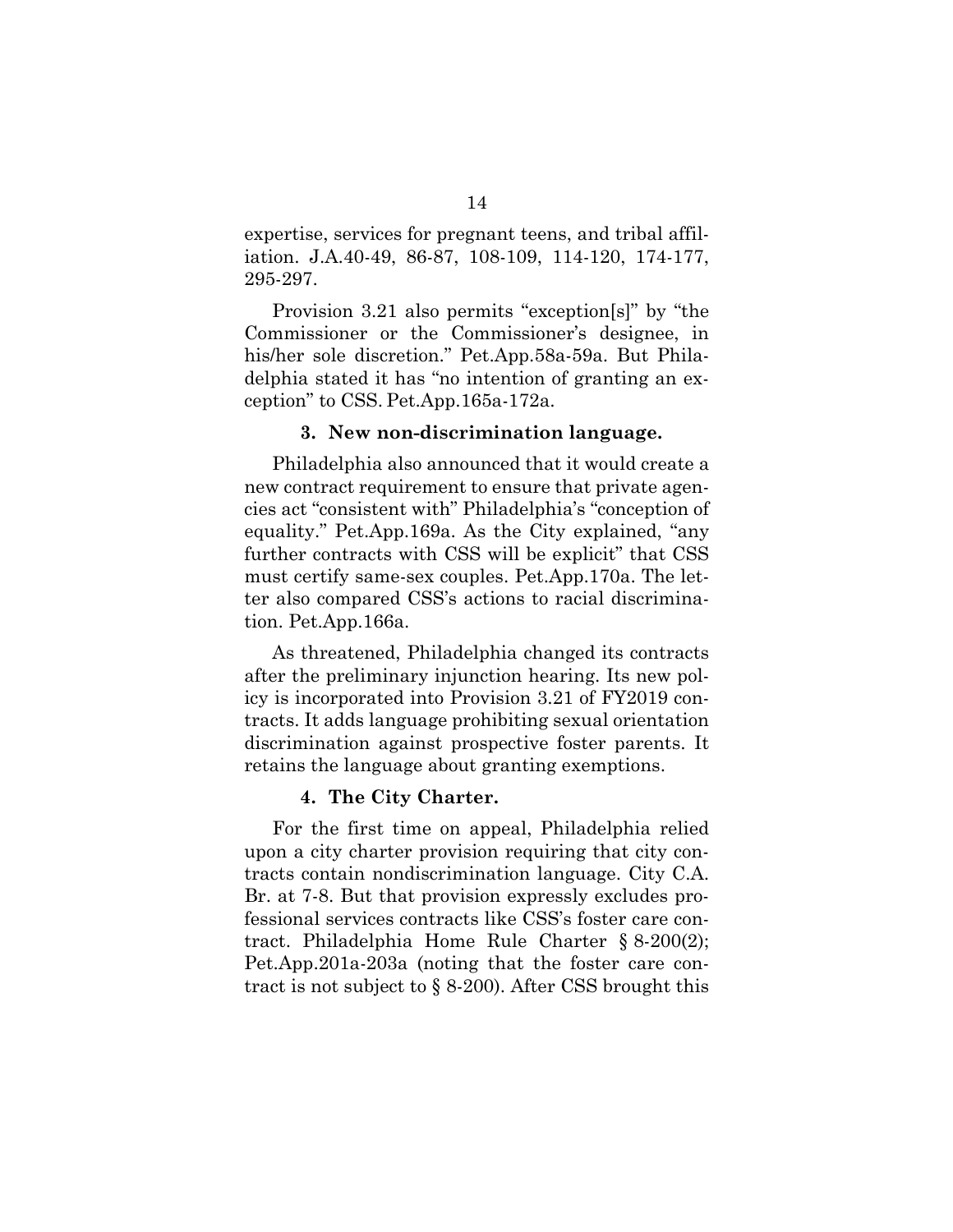expertise, services for pregnant teens, and tribal affiliation. J.A.40-49, 86-87, 108-109, 114-120, 174-177, 295-297.

Provision 3.21 also permits "exception[s]" by "the Commissioner or the Commissioner's designee, in his/her sole discretion." Pet.App.58a-59a. But Philadelphia stated it has "no intention of granting an exception" to CSS. Pet.App.165a-172a.

### 3. New non-discrimination language.

Philadelphia also announced that it would create a new contract requirement to ensure that private agencies act "consistent with" Philadelphia's "conception of equality." Pet.App.169a. As the City explained, "any further contracts with CSS will be explicit" that CSS must certify same-sex couples. Pet.App.170a. The letter also compared CSS's actions to racial discrimination. Pet.App.166a.

As threatened, Philadelphia changed its contracts after the preliminary injunction hearing. Its new policy is incorporated into Provision 3.21 of FY2019 contracts. It adds language prohibiting sexual orientation discrimination against prospective foster parents. It retains the language about granting exemptions.

### 4. The City Charter.

For the first time on appeal, Philadelphia relied upon a city charter provision requiring that city contracts contain nondiscrimination language. City C.A. Br. at 7-8. But that provision expressly excludes professional services contracts like CSS's foster care contract. Philadelphia Home Rule Charter § 8-200(2); Pet.App.201a-203a (noting that the foster care contract is not subject to § 8-200). After CSS brought this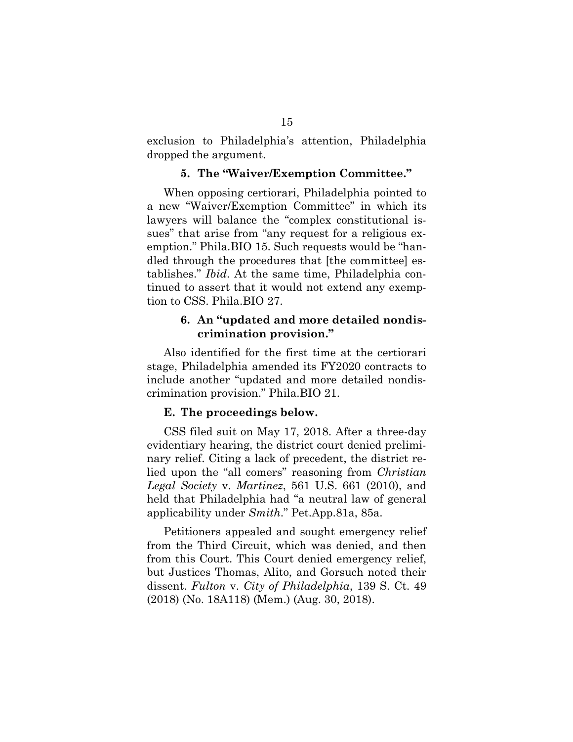exclusion to Philadelphia's attention, Philadelphia dropped the argument.

#### 5. The "Waiver/Exemption Committee."

When opposing certiorari, Philadelphia pointed to a new "Waiver/Exemption Committee" in which its lawyers will balance the "complex constitutional issues" that arise from "any request for a religious exemption." Phila.BIO 15. Such requests would be "handled through the procedures that [the committee] establishes." *Ibid*. At the same time, Philadelphia continued to assert that it would not extend any exemption to CSS. Phila.BIO 27.

#### 6. An "updated and more detailed nondiscrimination provision."

Also identified for the first time at the certiorari stage, Philadelphia amended its FY2020 contracts to include another "updated and more detailed nondiscrimination provision." Phila.BIO 21.

### E. The proceedings below.

CSS filed suit on May 17, 2018. After a three-day evidentiary hearing, the district court denied preliminary relief. Citing a lack of precedent, the district relied upon the "all comers" reasoning from *Christian Legal Society* v. *Martinez*, 561 U.S. 661 (2010), and held that Philadelphia had "a neutral law of general applicability under *Smith*." Pet.App.81a, 85a.

Petitioners appealed and sought emergency relief from the Third Circuit, which was denied, and then from this Court. This Court denied emergency relief, but Justices Thomas, Alito, and Gorsuch noted their dissent. *Fulton* v. *City of Philadelphia*, 139 S. Ct. 49 (2018) (No. 18A118) (Mem.) (Aug. 30, 2018).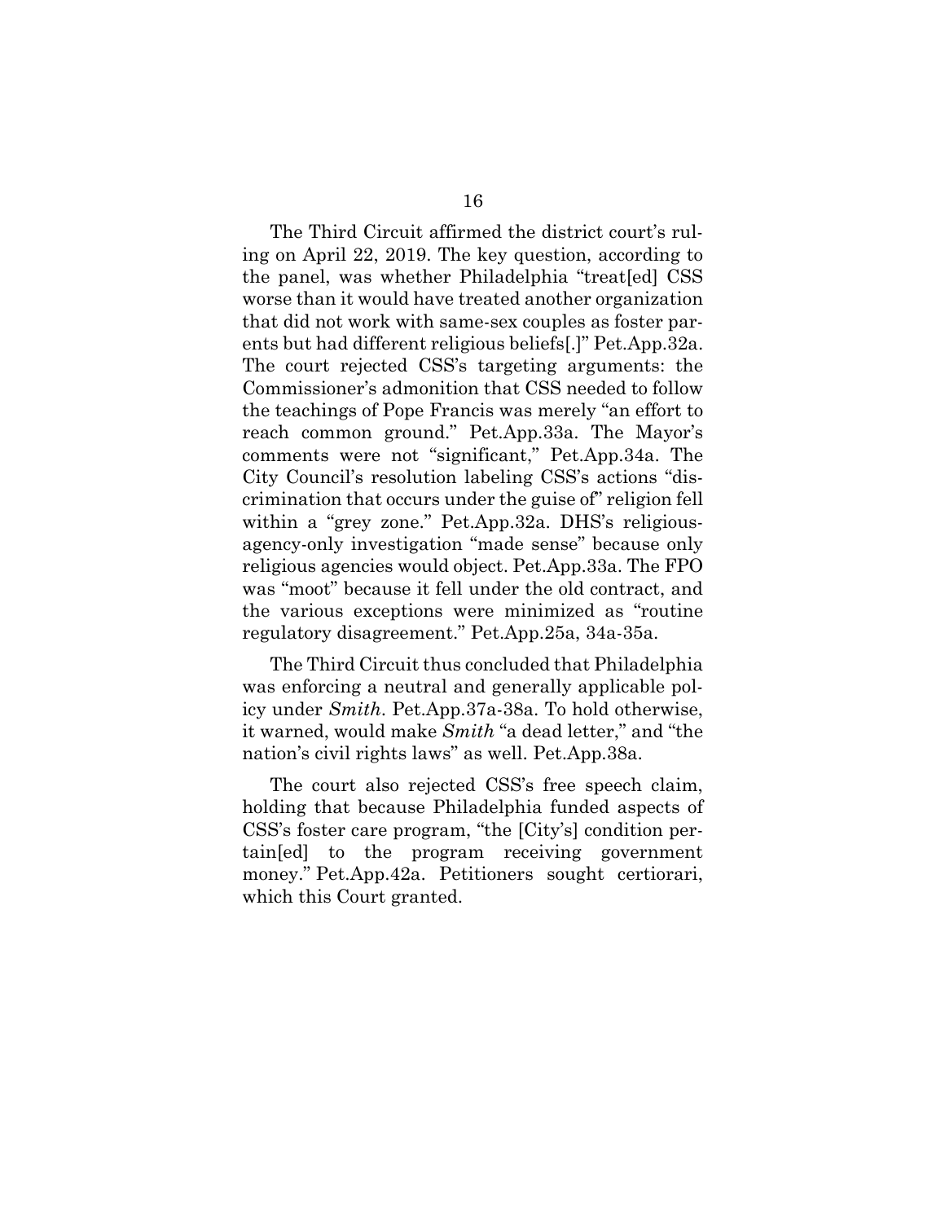The Third Circuit affirmed the district court's ruling on April 22, 2019. The key question, according to the panel, was whether Philadelphia "treat[ed] CSS worse than it would have treated another organization that did not work with same-sex couples as foster parents but had different religious beliefs[.]" Pet.App.32a. The court rejected CSS's targeting arguments: the Commissioner's admonition that CSS needed to follow the teachings of Pope Francis was merely "an effort to reach common ground." Pet.App.33a. The Mayor's comments were not "significant," Pet.App.34a. The City Council's resolution labeling CSS's actions "discrimination that occurs under the guise of" religion fell within a "grey zone." Pet.App.32a. DHS's religious-agency-only investigation "made sense" because only religious agencies would object. Pet.App.33a. The FPO was "moot" because it fell under the old contract, and the various exceptions were minimized as "routine regulatory disagreement." Pet.App.25a, 34a-35a.

The Third Circuit thus concluded that Philadelphia was enforcing a neutral and generally applicable policy under *Smith*. Pet.App.37a-38a. To hold otherwise, it warned, would make *Smith* "a dead letter," and "the nation's civil rights laws" as well. Pet.App.38a.

The court also rejected CSS's free speech claim, holding that because Philadelphia funded aspects of CSS's foster care program, "the [City's] condition pertain[ed] to the program receiving government money." Pet.App.42a. Petitioners sought certiorari, which this Court granted.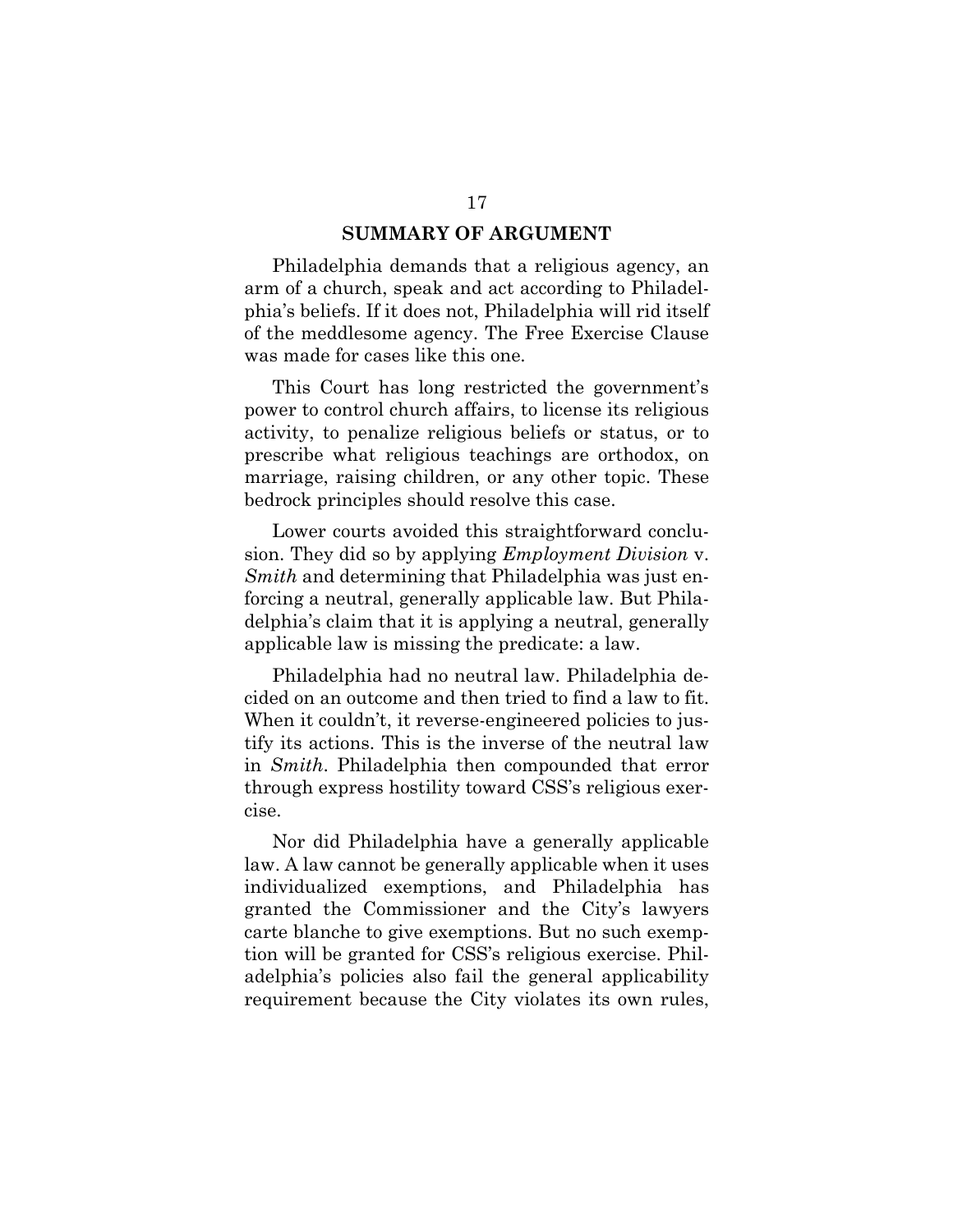## SUMMARY OF ARGUMENT

Philadelphia demands that a religious agency, an arm of a church, speak and act according to Philadelphia's beliefs. If it does not, Philadelphia will rid itself of the meddlesome agency. The Free Exercise Clause was made for cases like this one.

This Court has long restricted the government's power to control church affairs, to license its religious activity, to penalize religious beliefs or status, or to prescribe what religious teachings are orthodox, on marriage, raising children, or any other topic. These bedrock principles should resolve this case.

Lower courts avoided this straightforward conclusion. They did so by applying *Employment Division* v. *Smith* and determining that Philadelphia was just enforcing a neutral, generally applicable law. But Philadelphia's claim that it is applying a neutral, generally applicable law is missing the predicate: a law.

Philadelphia had no neutral law. Philadelphia decided on an outcome and then tried to find a law to fit. When it couldn't, it reverse-engineered policies to justify its actions. This is the inverse of the neutral law in *Smith*. Philadelphia then compounded that error through express hostility toward CSS's religious exercise.

Nor did Philadelphia have a generally applicable law. A law cannot be generally applicable when it uses individualized exemptions, and Philadelphia has granted the Commissioner and the City's lawyers carte blanche to give exemptions. But no such exemption will be granted for CSS's religious exercise. Philadelphia's policies also fail the general applicability requirement because the City violates its own rules,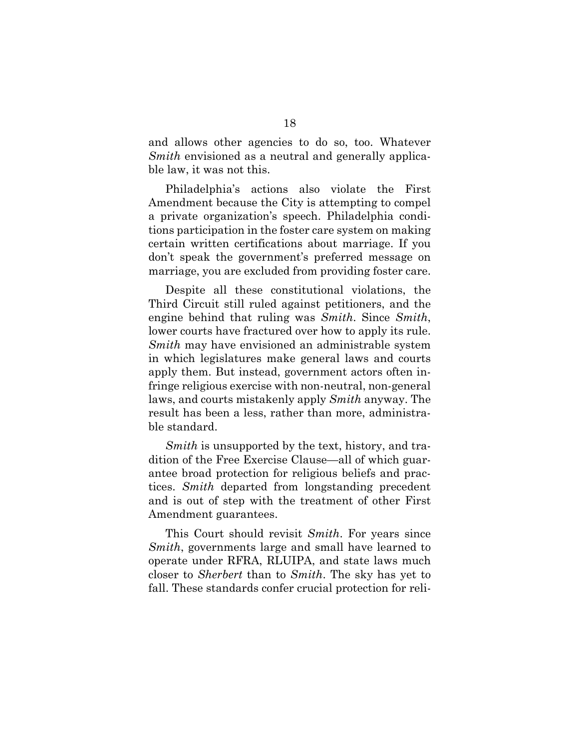and allows other agencies to do so, too. Whatever *Smith* envisioned as a neutral and generally applicable law, it was not this.

Philadelphia's actions also violate the First Amendment because the City is attempting to compel a private organization's speech. Philadelphia conditions participation in the foster care system on making certain written certifications about marriage. If you don't speak the government's preferred message on marriage, you are excluded from providing foster care.

Despite all these constitutional violations, the Third Circuit still ruled against petitioners, and the engine behind that ruling was *Smith*. Since *Smith*, lower courts have fractured over how to apply its rule. *Smith* may have envisioned an administrable system in which legislatures make general laws and courts apply them. But instead, government actors often infringe religious exercise with non-neutral, non-general laws, and courts mistakenly apply *Smith* anyway. The result has been a less, rather than more, administrable standard.

*Smith* is unsupported by the text, history, and tradition of the Free Exercise Clause—all of which guarantee broad protection for religious beliefs and practices. *Smith* departed from longstanding precedent and is out of step with the treatment of other First Amendment guarantees.

This Court should revisit *Smith*. For years since *Smith*, governments large and small have learned to operate under RFRA, RLUIPA, and state laws much closer to *Sherbert* than to *Smith*. The sky has yet to fall. These standards confer crucial protection for reli-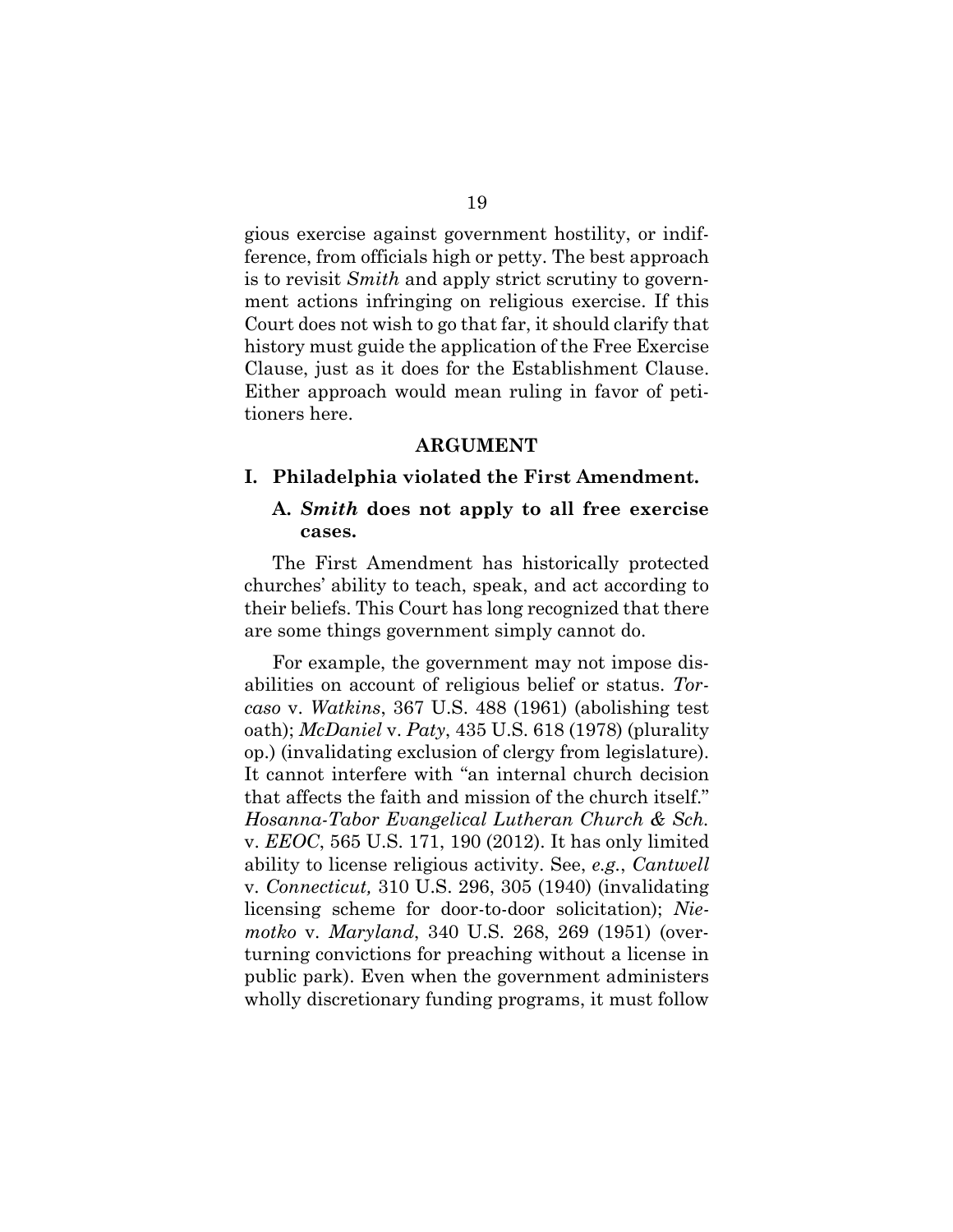gious exercise against government hostility, or indifference, from officials high or petty. The best approach is to revisit *Smith* and apply strict scrutiny to government actions infringing on religious exercise. If this Court does not wish to go that far, it should clarify that history must guide the application of the Free Exercise Clause, just as it does for the Establishment Clause. Either approach would mean ruling in favor of petitioners here.

## ARGUMENT

### I. Philadelphia violated the First Amendment.

#### A. *Smith* does not apply to all free exercise cases.

The First Amendment has historically protected churches' ability to teach, speak, and act according to their beliefs. This Court has long recognized that there are some things government simply cannot do.

For example, the government may not impose disabilities on account of religious belief or status. *Torcaso* v. *Watkins*, 367 U.S. 488 (1961) (abolishing test oath); *McDaniel* v. *Paty*, 435 U.S. 618 (1978) (plurality op.) (invalidating exclusion of clergy from legislature). It cannot interfere with "an internal church decision that affects the faith and mission of the church itself." *Hosanna-Tabor Evangelical Lutheran Church & Sch.* v. *EEOC*, 565 U.S. 171, 190 (2012). It has only limited ability to license religious activity. See, *e.g.*, *Cantwell* v. *Connecticut,* 310 U.S. 296, 305 (1940) (invalidating licensing scheme for door-to-door solicitation); *Niemotko* v. *Maryland*, 340 U.S. 268, 269 (1951) (overturning convictions for preaching without a license in public park). Even when the government administers wholly discretionary funding programs, it must follow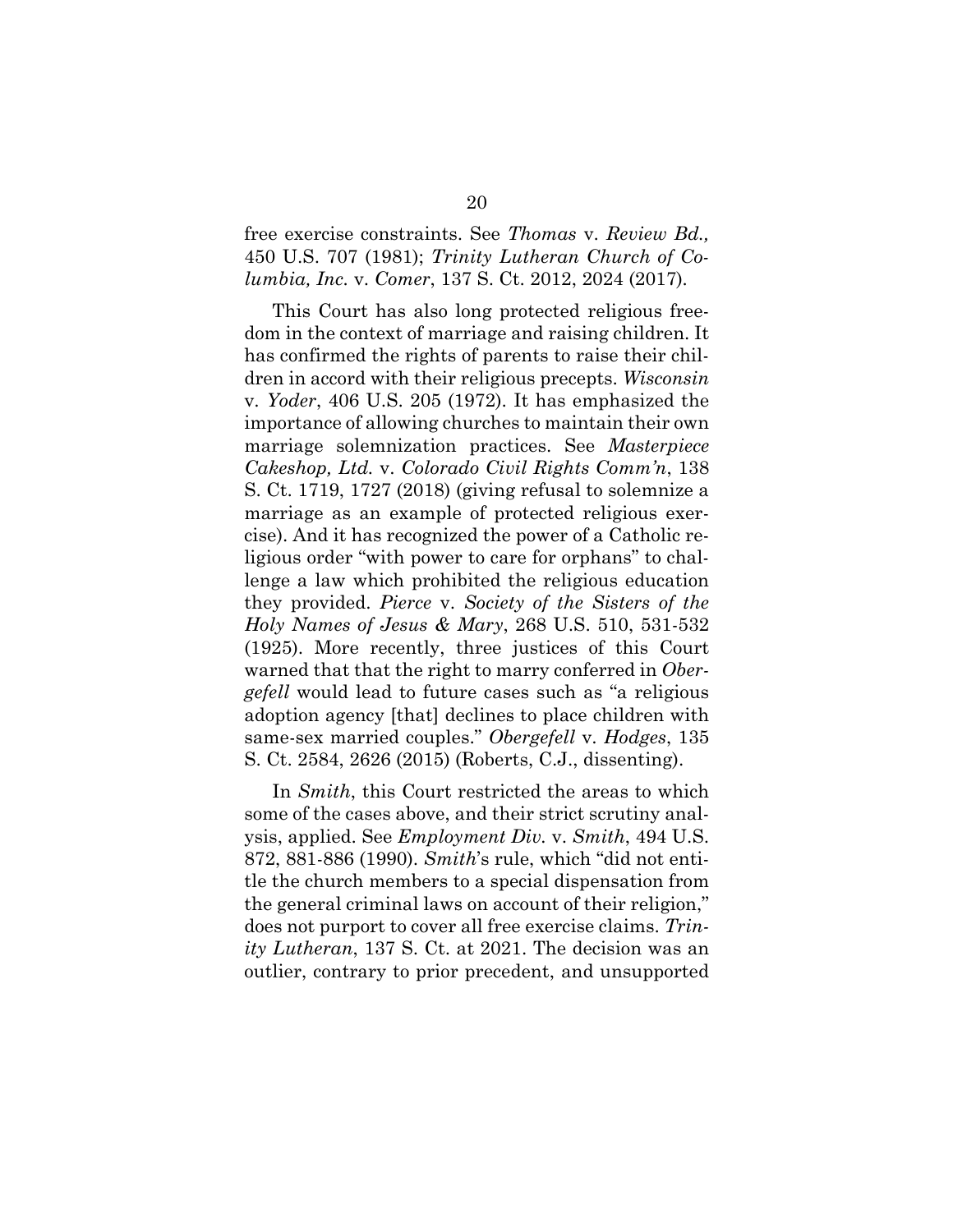free exercise constraints. See *Thomas* v. *Review Bd.,* 450 U.S. 707 (1981); *Trinity Lutheran Church of Columbia, Inc.* v. *Comer*, 137 S. Ct. 2012, 2024 (2017).

This Court has also long protected religious freedom in the context of marriage and raising children. It has confirmed the rights of parents to raise their children in accord with their religious precepts. *Wisconsin* v. *Yoder*, 406 U.S. 205 (1972). It has emphasized the importance of allowing churches to maintain their own marriage solemnization practices. See *Masterpiece Cakeshop, Ltd.* v. *Colorado Civil Rights Comm'n*, 138 S. Ct. 1719, 1727 (2018) (giving refusal to solemnize a marriage as an example of protected religious exercise). And it has recognized the power of a Catholic religious order "with power to care for orphans" to challenge a law which prohibited the religious education they provided. *Pierce* v. *Society of the Sisters of the Holy Names of Jesus & Mary*, 268 U.S. 510, 531-532 (1925). More recently, three justices of this Court warned that that the right to marry conferred in *Obergefell* would lead to future cases such as "a religious adoption agency [that] declines to place children with same-sex married couples." *Obergefell* v. *Hodges*, 135 S. Ct. 2584, 2626 (2015) (Roberts, C.J., dissenting).

In *Smith*, this Court restricted the areas to which some of the cases above, and their strict scrutiny analysis, applied. See *Employment Div.* v. *Smith*, 494 U.S. 872, 881-886 (1990). *Smith*'s rule, which "did not entitle the church members to a special dispensation from the general criminal laws on account of their religion," does not purport to cover all free exercise claims. *Trinity Lutheran*, 137 S. Ct. at 2021. The decision was an outlier, contrary to prior precedent, and unsupported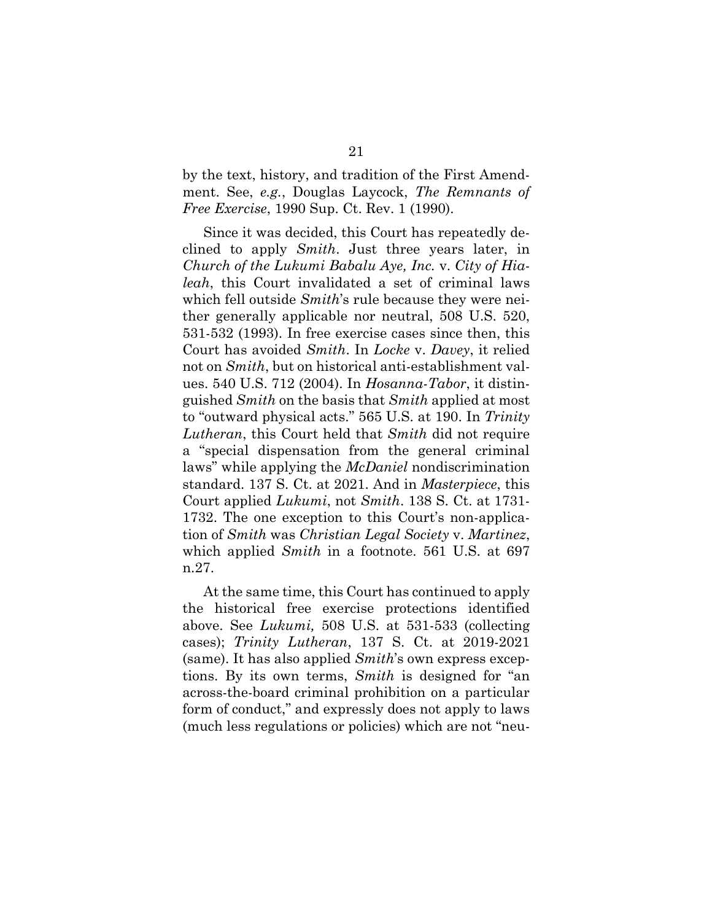by the text, history, and tradition of the First Amendment. See, *e.g.*, Douglas Laycock, *The Remnants of Free Exercise*, 1990 Sup. Ct. Rev. 1 (1990).

Since it was decided, this Court has repeatedly declined to apply *Smith*. Just three years later, in *Church of the Lukumi Babalu Aye, Inc.* v. *City of Hialeah*, this Court invalidated a set of criminal laws which fell outside *Smith*'s rule because they were neither generally applicable nor neutral, 508 U.S. 520, 531-532 (1993). In free exercise cases since then, this Court has avoided *Smith*. In *Locke* v. *Davey*, it relied not on *Smith*, but on historical anti-establishment values. 540 U.S. 712 (2004). In *Hosanna-Tabor*, it distinguished *Smith* on the basis that *Smith* applied at most to "outward physical acts." 565 U.S. at 190. In *Trinity Lutheran*, this Court held that *Smith* did not require a "special dispensation from the general criminal laws" while applying the *McDaniel* nondiscrimination standard. 137 S. Ct. at 2021. And in *Masterpiece*, this Court applied *Lukumi*, not *Smith*. 138 S. Ct. at 1731-1732. The one exception to this Court's non-application of *Smith* was *Christian Legal Society* v. *Martinez*, which applied *Smith* in a footnote. 561 U.S. at 697 n.27.

At the same time, this Court has continued to apply the historical free exercise protections identified above. See *Lukumi,* 508 U.S. at 531-533 (collecting cases); *Trinity Lutheran*, 137 S. Ct. at 2019-2021 (same). It has also applied *Smith*'s own express exceptions. By its own terms, *Smith* is designed for "an across-the-board criminal prohibition on a particular form of conduct," and expressly does not apply to laws (much less regulations or policies) which are not "neu-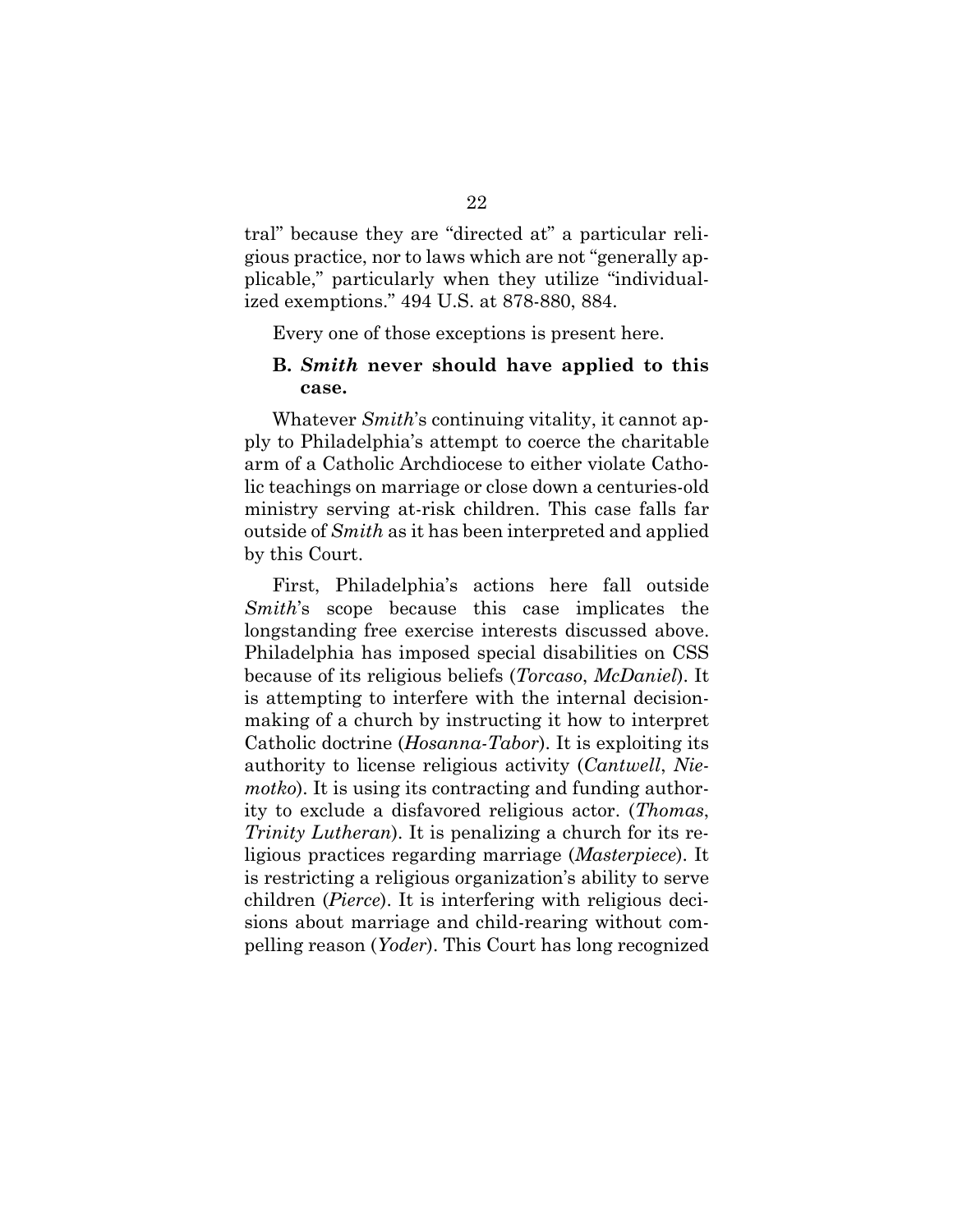tral" because they are "directed at" a particular religious practice, nor to laws which are not "generally applicable," particularly when they utilize "individualized exemptions." 494 U.S. at 878-880, 884.

Every one of those exceptions is present here.

### B. *Smith* never should have applied to this case.

Whatever *Smith*'s continuing vitality, it cannot apply to Philadelphia's attempt to coerce the charitable arm of a Catholic Archdiocese to either violate Catholic teachings on marriage or close down a centuries-old ministry serving at-risk children. This case falls far outside of *Smith* as it has been interpreted and applied by this Court.

First, Philadelphia's actions here fall outside *Smith*'s scope because this case implicates the longstanding free exercise interests discussed above. Philadelphia has imposed special disabilities on CSS because of its religious beliefs (*Torcaso*, *McDaniel*). It is attempting to interfere with the internal decision-making of a church by instructing it how to interpret Catholic doctrine (*Hosanna-Tabor*). It is exploiting its authority to license religious activity (*Cantwell*, *Niemotko*). It is using its contracting and funding authority to exclude a disfavored religious actor. (*Thomas*, *Trinity Lutheran*). It is penalizing a church for its religious practices regarding marriage (*Masterpiece*). It is restricting a religious organization's ability to serve children (*Pierce*). It is interfering with religious decisions about marriage and child-rearing without compelling reason (*Yoder*). This Court has long recognized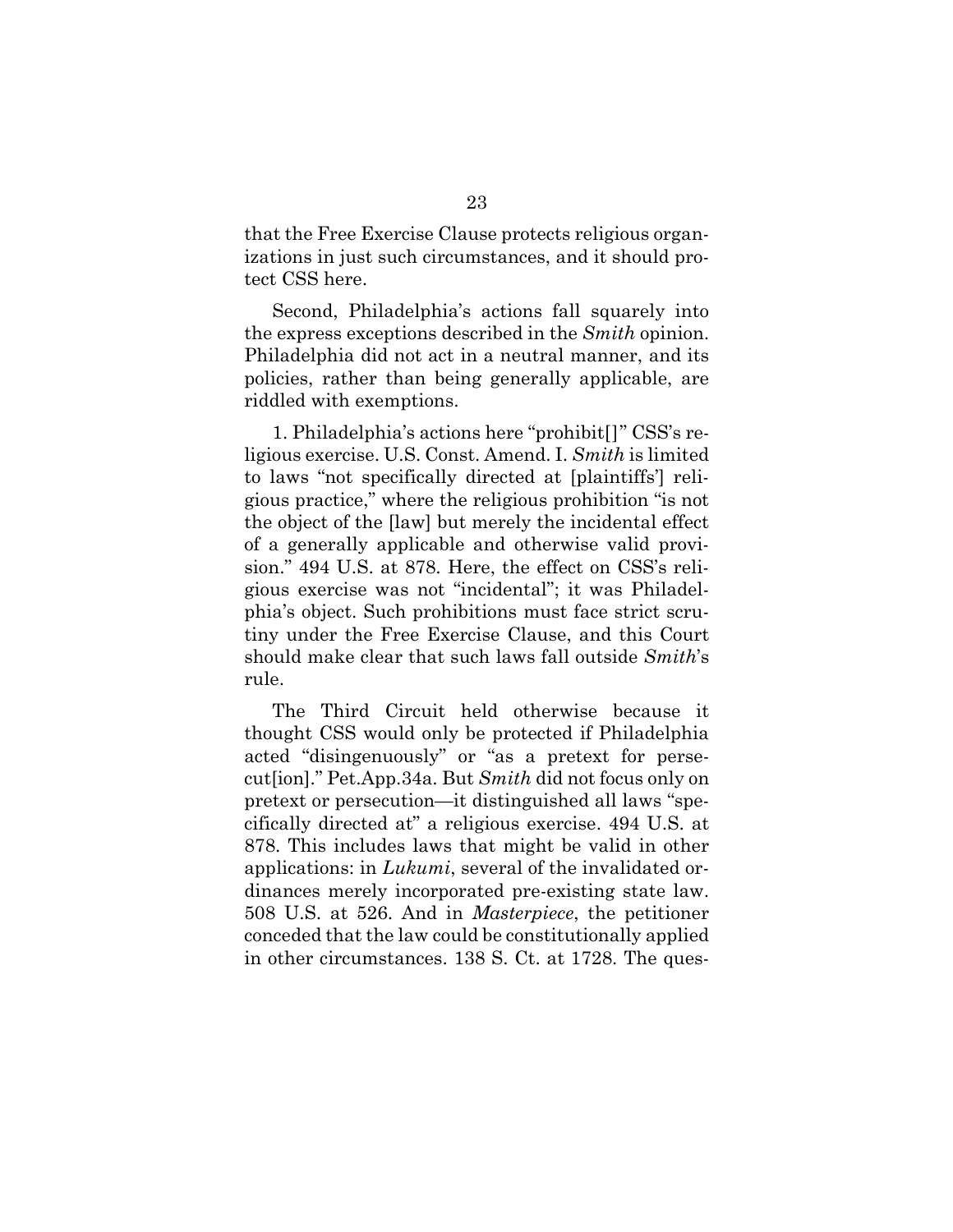that the Free Exercise Clause protects religious organizations in just such circumstances, and it should protect CSS here.

Second, Philadelphia's actions fall squarely into the express exceptions described in the *Smith* opinion. Philadelphia did not act in a neutral manner, and its policies, rather than being generally applicable, are riddled with exemptions.

1. Philadelphia's actions here "prohibit[]" CSS's religious exercise. U.S. Const. Amend. I. *Smith* is limited to laws "not specifically directed at [plaintiffs'] religious practice," where the religious prohibition "is not the object of the [law] but merely the incidental effect of a generally applicable and otherwise valid provision." 494 U.S. at 878. Here, the effect on CSS's religious exercise was not "incidental"; it was Philadelphia's object. Such prohibitions must face strict scrutiny under the Free Exercise Clause, and this Court should make clear that such laws fall outside *Smith*'s rule.

The Third Circuit held otherwise because it thought CSS would only be protected if Philadelphia acted "disingenuously" or "as a pretext for persecut[ion]." Pet.App.34a. But *Smith* did not focus only on pretext or persecution—it distinguished all laws "specifically directed at" a religious exercise. 494 U.S. at 878. This includes laws that might be valid in other applications: in *Lukumi*, several of the invalidated ordinances merely incorporated pre-existing state law. 508 U.S. at 526. And in *Masterpiece*, the petitioner conceded that the law could be constitutionally applied in other circumstances. 138 S. Ct. at 1728. The ques-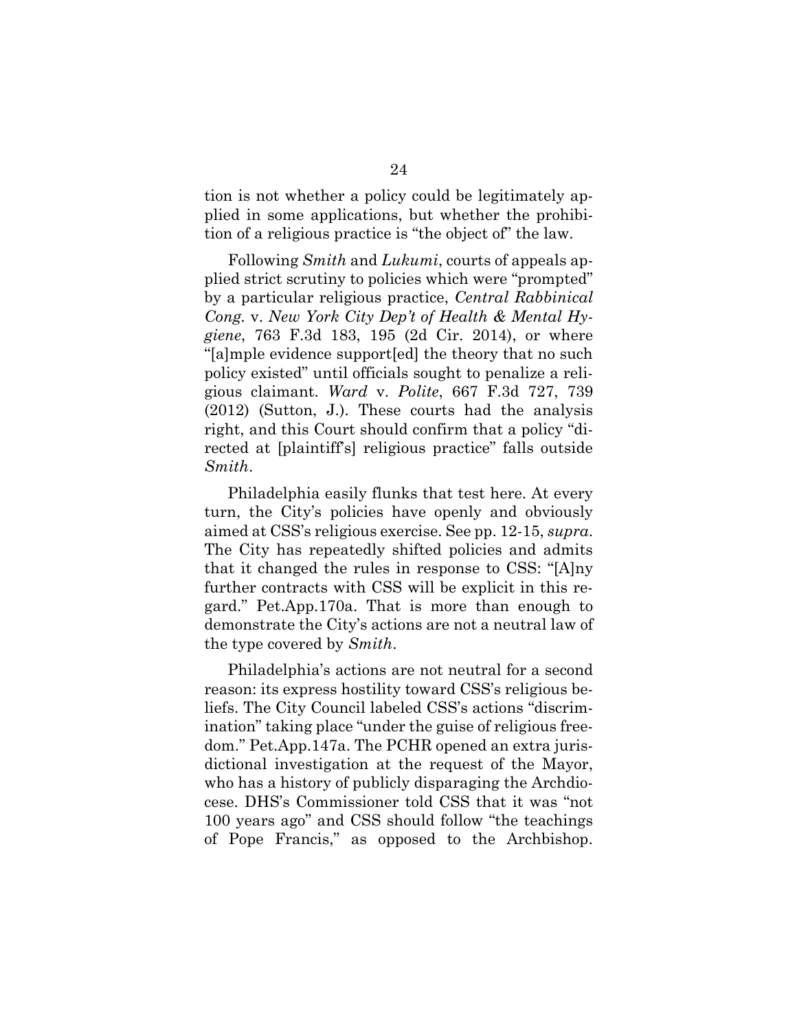tion is not whether a policy could be legitimately applied in some applications, but whether the prohibition of a religious practice is "the object of" the law.

Following *Smith* and *Lukumi*, courts of appeals applied strict scrutiny to policies which were "prompted" by a particular religious practice, *Central Rabbinical Cong.* v. *New York City Dep't of Health & Mental Hygiene*, 763 F.3d 183, 195 (2d Cir. 2014), or where "[a]mple evidence support[ed] the theory that no such policy existed" until officials sought to penalize a religious claimant. *Ward* v. *Polite*, 667 F.3d 727, 739 (2012) (Sutton, J.). These courts had the analysis right, and this Court should confirm that a policy "directed at [plaintiff's] religious practice" falls outside *Smith*.

Philadelphia easily flunks that test here. At every turn, the City's policies have openly and obviously aimed at CSS's religious exercise. See pp. 12-15, *supra*. The City has repeatedly shifted policies and admits that it changed the rules in response to CSS: "[A]ny further contracts with CSS will be explicit in this regard." Pet.App.170a. That is more than enough to demonstrate the City's actions are not a neutral law of the type covered by *Smith*.

Philadelphia's actions are not neutral for a second reason: its express hostility toward CSS's religious beliefs. The City Council labeled CSS's actions "discrimination" taking place "under the guise of religious freedom." Pet.App.147a. The PCHR opened an extra jurisdictional investigation at the request of the Mayor, who has a history of publicly disparaging the Archdiocese. DHS's Commissioner told CSS that it was "not 100 years ago" and CSS should follow "the teachings of Pope Francis," as opposed to the Archbishop.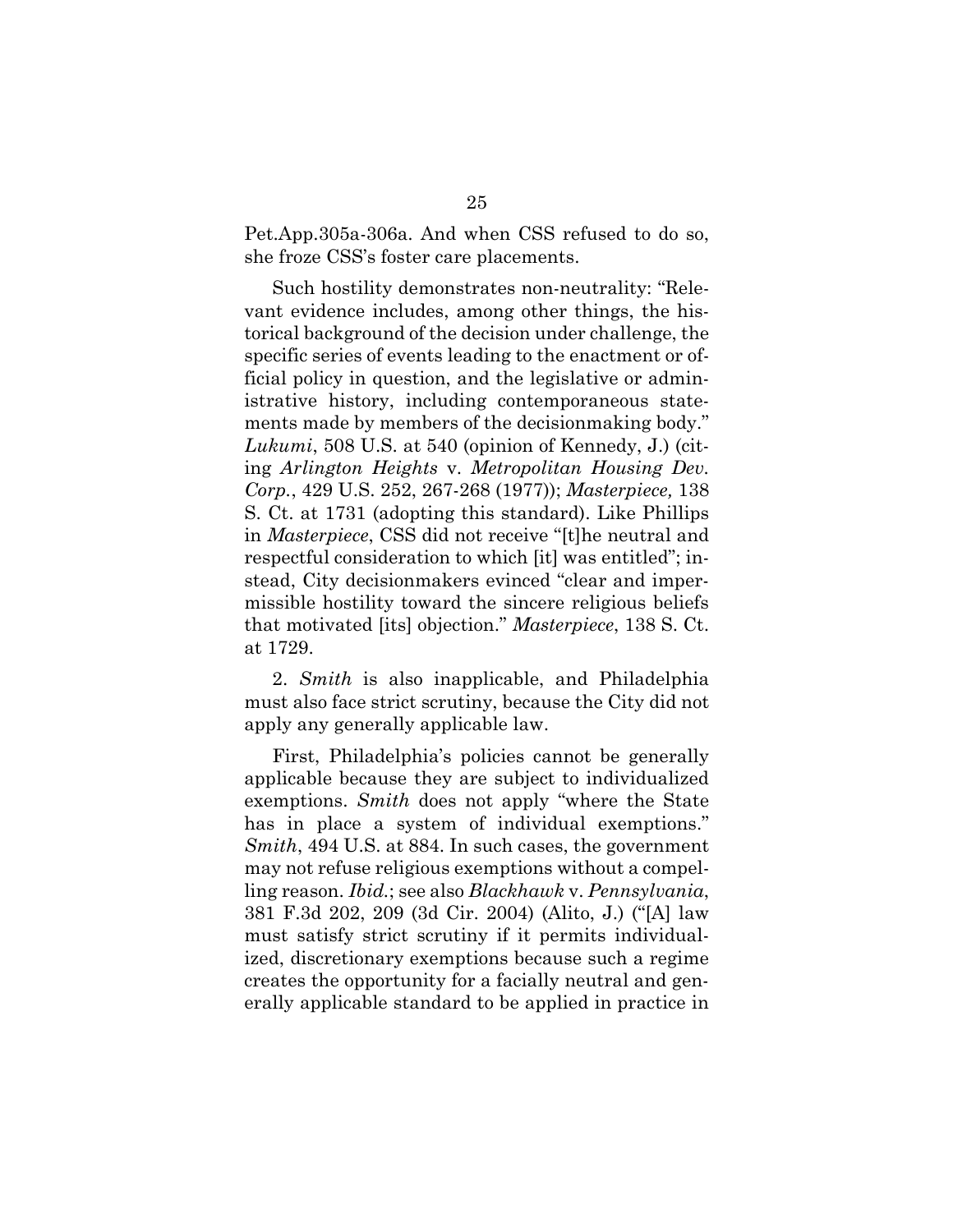Pet.App.305a-306a. And when CSS refused to do so, she froze CSS's foster care placements.

Such hostility demonstrates non-neutrality: "Relevant evidence includes, among other things, the historical background of the decision under challenge, the specific series of events leading to the enactment or official policy in question, and the legislative or administrative history, including contemporaneous statements made by members of the decisionmaking body." *Lukumi*, 508 U.S. at 540 (opinion of Kennedy, J.) (citing *Arlington Heights* v. *Metropolitan Housing Dev. Corp.*, 429 U.S. 252, 267-268 (1977)); *Masterpiece,* 138 S. Ct. at 1731 (adopting this standard). Like Phillips in *Masterpiece*, CSS did not receive "[t]he neutral and respectful consideration to which [it] was entitled"; instead, City decisionmakers evinced "clear and impermissible hostility toward the sincere religious beliefs that motivated [its] objection." *Masterpiece*, 138 S. Ct. at 1729.

2. *Smith* is also inapplicable, and Philadelphia must also face strict scrutiny, because the City did not apply any generally applicable law.

First, Philadelphia's policies cannot be generally applicable because they are subject to individualized exemptions. *Smith* does not apply "where the State has in place a system of individual exemptions." *Smith*, 494 U.S. at 884. In such cases, the government may not refuse religious exemptions without a compelling reason. *Ibid.*; see also *Blackhawk* v. *Pennsylvania*, 381 F.3d 202, 209 (3d Cir. 2004) (Alito, J.) ("[A] law must satisfy strict scrutiny if it permits individualized, discretionary exemptions because such a regime creates the opportunity for a facially neutral and generally applicable standard to be applied in practice in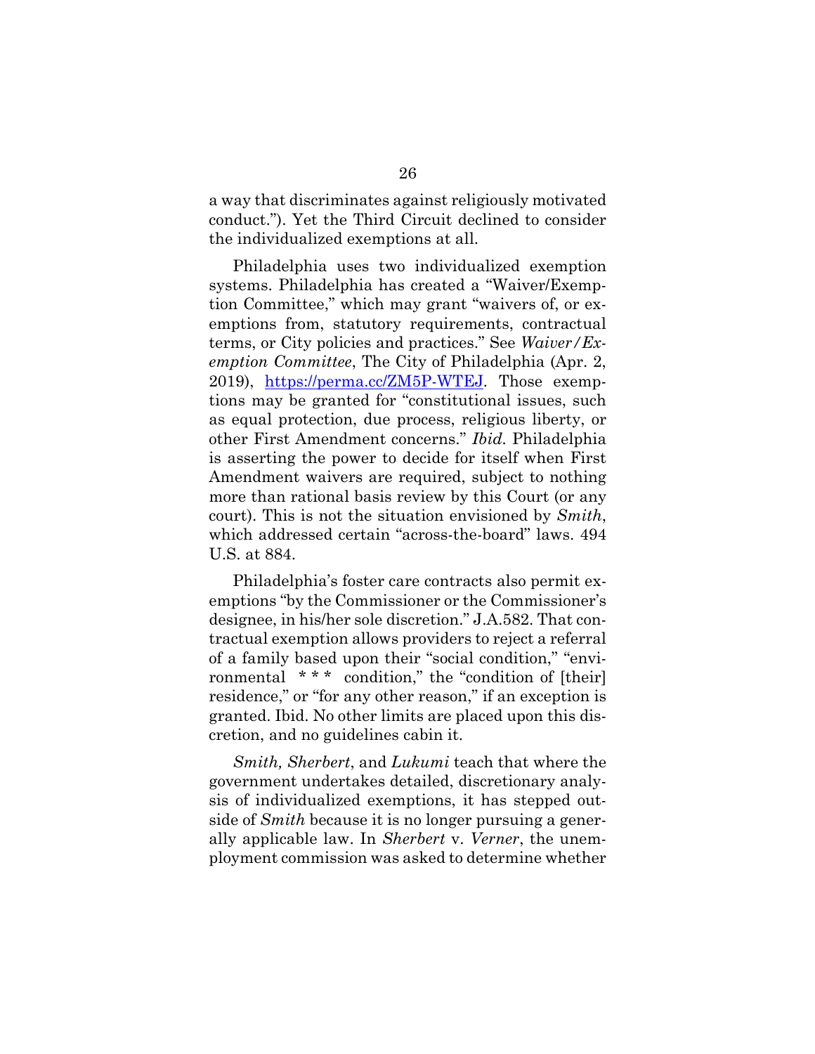a way that discriminates against religiously motivated conduct."). Yet the Third Circuit declined to consider the individualized exemptions at all.

Philadelphia uses two individualized exemption systems. Philadelphia has created a "Waiver/Exemption Committee," which may grant "waivers of, or exemptions from, statutory requirements, contractual terms, or City policies and practices." See *Waiver/Exemption Committee*, The City of Philadelphia (Apr. 2, 2019), https://perma.cc/ZM5P-WTEJ. Those exemptions may be granted for "constitutional issues, such as equal protection, due process, religious liberty, or other First Amendment concerns." *Ibid.* Philadelphia is asserting the power to decide for itself when First Amendment waivers are required, subject to nothing more than rational basis review by this Court (or any court). This is not the situation envisioned by *Smith*, which addressed certain "across-the-board" laws. 494 U.S. at 884.

Philadelphia's foster care contracts also permit exemptions "by the Commissioner or the Commissioner's designee, in his/her sole discretion." J.A.582. That contractual exemption allows providers to reject a referral of a family based upon their "social condition," "environmental * * * condition," the "condition of [their] residence," or "for any other reason," if an exception is granted. Ibid. No other limits are placed upon this discretion, and no guidelines cabin it.

*Smith, Sherbert*, and *Lukumi* teach that where the government undertakes detailed, discretionary analysis of individualized exemptions, it has stepped outside of *Smith* because it is no longer pursuing a generally applicable law. In *Sherbert* v. *Verner*, the unemployment commission was asked to determine whether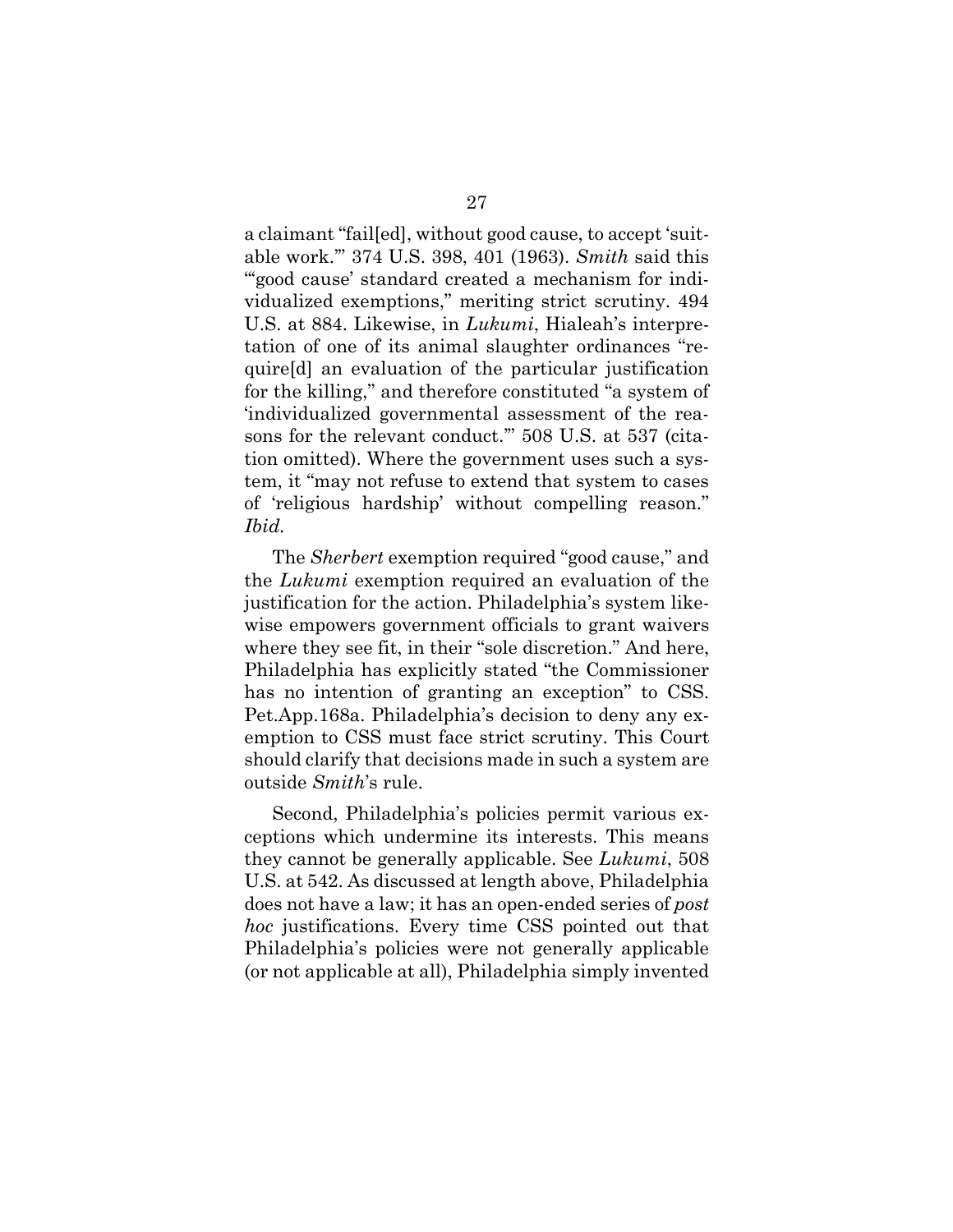a claimant "fail[ed], without good cause, to accept 'suitable work.'" 374 U.S. 398, 401 (1963). *Smith* said this "'good cause' standard created a mechanism for individualized exemptions," meriting strict scrutiny. 494 U.S. at 884. Likewise, in *Lukumi*, Hialeah's interpretation of one of its animal slaughter ordinances "require[d] an evaluation of the particular justification for the killing," and therefore constituted "a system of 'individualized governmental assessment of the reasons for the relevant conduct.'" 508 U.S. at 537 (citation omitted). Where the government uses such a system, it "may not refuse to extend that system to cases of 'religious hardship' without compelling reason." *Ibid.*

The *Sherbert* exemption required "good cause," and the *Lukumi* exemption required an evaluation of the justification for the action. Philadelphia's system likewise empowers government officials to grant waivers where they see fit, in their "sole discretion." And here, Philadelphia has explicitly stated "the Commissioner has no intention of granting an exception" to CSS. Pet.App.168a. Philadelphia's decision to deny any exemption to CSS must face strict scrutiny. This Court should clarify that decisions made in such a system are outside *Smith*'s rule.

Second, Philadelphia's policies permit various exceptions which undermine its interests. This means they cannot be generally applicable. See *Lukumi*, 508 U.S. at 542. As discussed at length above, Philadelphia does not have a law; it has an open-ended series of *post hoc* justifications. Every time CSS pointed out that Philadelphia's policies were not generally applicable (or not applicable at all), Philadelphia simply invented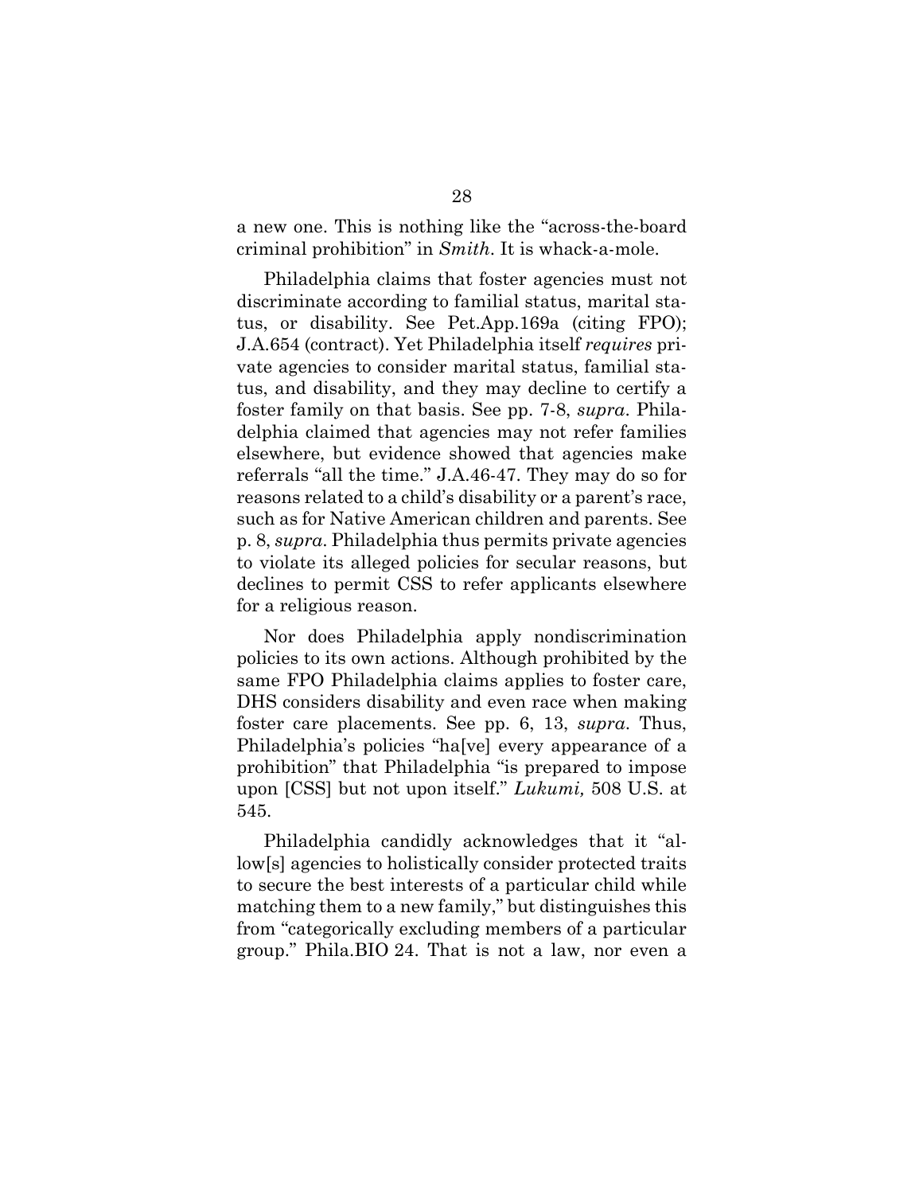a new one. This is nothing like the "across-the-board criminal prohibition" in *Smith*. It is whack-a-mole.

Philadelphia claims that foster agencies must not discriminate according to familial status, marital status, or disability. See Pet.App.169a (citing FPO); J.A.654 (contract). Yet Philadelphia itself *requires* private agencies to consider marital status, familial status, and disability, and they may decline to certify a foster family on that basis. See pp. 7-8, *supra*. Philadelphia claimed that agencies may not refer families elsewhere, but evidence showed that agencies make referrals "all the time." J.A.46-47. They may do so for reasons related to a child's disability or a parent's race, such as for Native American children and parents. See p. 8, *supra*. Philadelphia thus permits private agencies to violate its alleged policies for secular reasons, but declines to permit CSS to refer applicants elsewhere for a religious reason.

Nor does Philadelphia apply nondiscrimination policies to its own actions. Although prohibited by the same FPO Philadelphia claims applies to foster care, DHS considers disability and even race when making foster care placements. See pp. 6, 13, *supra*. Thus, Philadelphia's policies "ha[ve] every appearance of a prohibition" that Philadelphia "is prepared to impose upon [CSS] but not upon itself." *Lukumi,* 508 U.S. at 545.

Philadelphia candidly acknowledges that it "allow[s] agencies to holistically consider protected traits to secure the best interests of a particular child while matching them to a new family," but distinguishes this from "categorically excluding members of a particular group." Phila.BIO 24. That is not a law, nor even a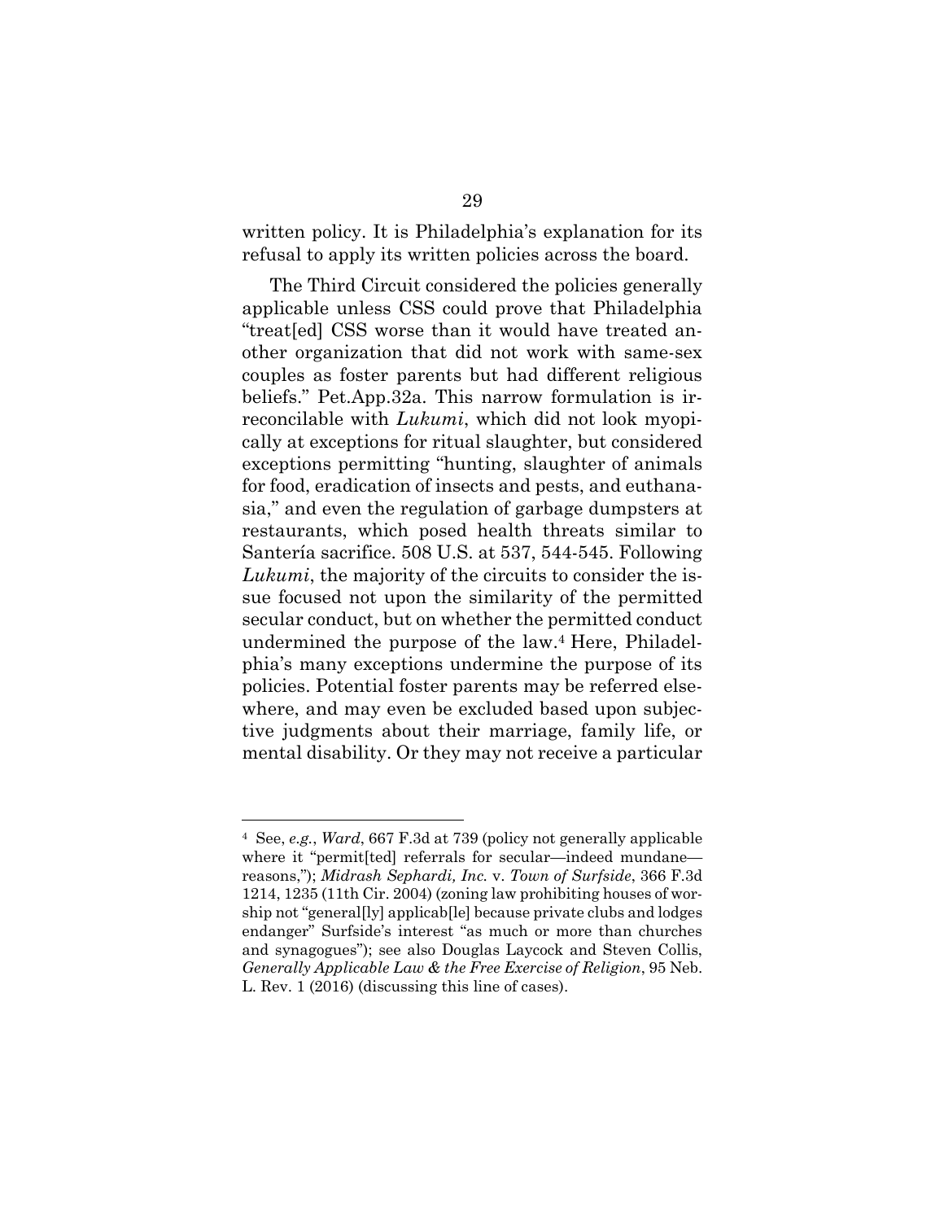written policy. It is Philadelphia's explanation for its refusal to apply its written policies across the board.

The Third Circuit considered the policies generally applicable unless CSS could prove that Philadelphia "treat[ed] CSS worse than it would have treated another organization that did not work with same-sex couples as foster parents but had different religious beliefs." Pet.App.32a. This narrow formulation is irreconcilable with *Lukumi*, which did not look myopically at exceptions for ritual slaughter, but considered exceptions permitting "hunting, slaughter of animals for food, eradication of insects and pests, and euthanasia," and even the regulation of garbage dumpsters at restaurants, which posed health threats similar to Santería sacrifice. 508 U.S. at 537, 544-545. Following *Lukumi*, the majority of the circuits to consider the issue focused not upon the similarity of the permitted secular conduct, but on whether the permitted conduct undermined the purpose of the law.[4] Here, Philadelphia's many exceptions undermine the purpose of its policies. Potential foster parents may be referred elsewhere, and may even be excluded based upon subjective judgments about their marriage, family life, or mental disability. Or they may not receive a particular

---

[4] See, *e.g.*, *Ward*, 667 F.3d at 739 (policy not generally applicable where it "permit[ted] referrals for secular—indeed mundane—reasons,"); *Midrash Sephardi, Inc.* v. *Town of Surfside*, 366 F.3d 1214, 1235 (11th Cir. 2004) (zoning law prohibiting houses of worship not "general[ly] applicab[le] because private clubs and lodges endanger" Surfside's interest "as much or more than churches and synagogues"); see also Douglas Laycock and Steven Collis, *Generally Applicable Law & the Free Exercise of Religion*, 95 Neb. L. Rev. 1 (2016) (discussing this line of cases).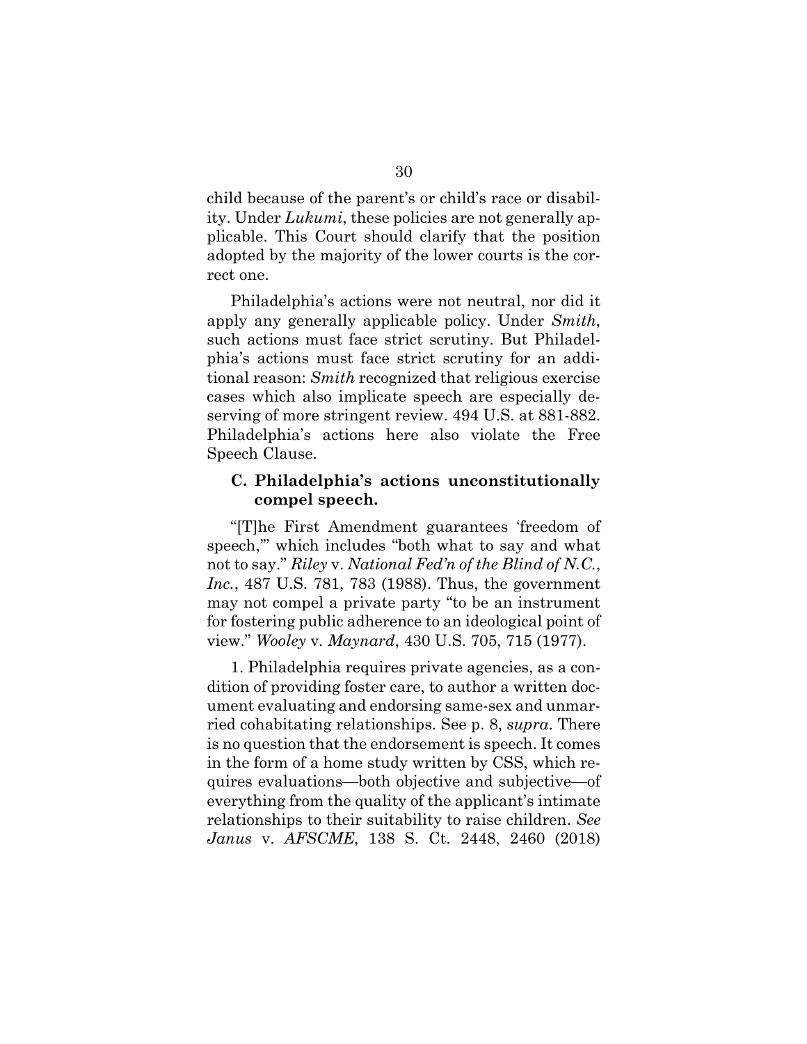child because of the parent's or child's race or disability. Under *Lukumi*, these policies are not generally applicable. This Court should clarify that the position adopted by the majority of the lower courts is the correct one.

Philadelphia's actions were not neutral, nor did it apply any generally applicable policy. Under *Smith*, such actions must face strict scrutiny. But Philadelphia's actions must face strict scrutiny for an additional reason: *Smith* recognized that religious exercise cases which also implicate speech are especially deserving of more stringent review. 494 U.S. at 881-882. Philadelphia's actions here also violate the Free Speech Clause.

### C. Philadelphia's actions unconstitutionally compel speech.

"[T]he First Amendment guarantees 'freedom of speech,'" which includes "both what to say and what not to say." *Riley* v. *National Fed'n of the Blind of N.C., Inc.*, 487 U.S. 781, 783 (1988). Thus, the government may not compel a private party "to be an instrument for fostering public adherence to an ideological point of view." *Wooley* v. *Maynard*, 430 U.S. 705, 715 (1977).

1. Philadelphia requires private agencies, as a condition of providing foster care, to author a written document evaluating and endorsing same-sex and unmarried cohabitating relationships. See p. 8, *supra*. There is no question that the endorsement is speech. It comes in the form of a home study written by CSS, which requires evaluations—both objective and subjective—of everything from the quality of the applicant's intimate relationships to their suitability to raise children. *See Janus* v. *AFSCME*, 138 S. Ct. 2448, 2460 (2018)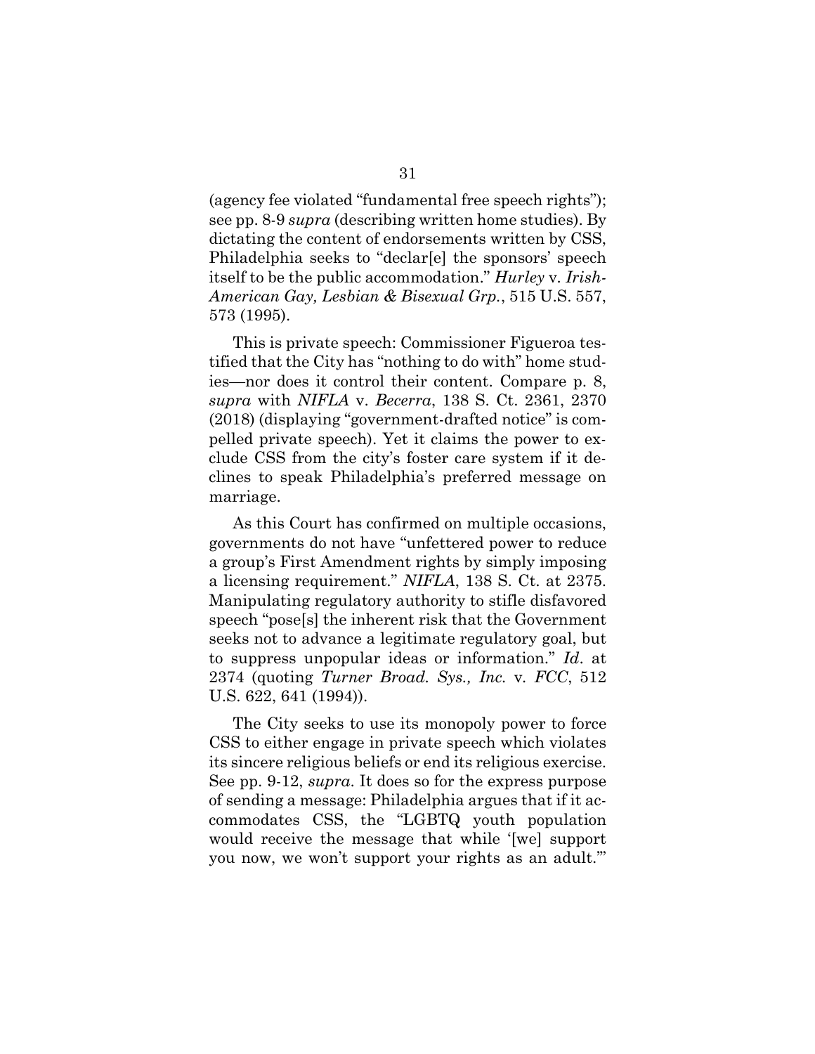(agency fee violated "fundamental free speech rights"); see pp. 8-9 *supra* (describing written home studies). By dictating the content of endorsements written by CSS, Philadelphia seeks to "declar[e] the sponsors' speech itself to be the public accommodation." *Hurley* v. *Irish-American Gay, Lesbian & Bisexual Grp.*, 515 U.S. 557, 573 (1995).

This is private speech: Commissioner Figueroa testified that the City has "nothing to do with" home studies—nor does it control their content. Compare p. 8, *supra* with *NIFLA* v. *Becerra*, 138 S. Ct. 2361, 2370 (2018) (displaying "government-drafted notice" is compelled private speech). Yet it claims the power to exclude CSS from the city's foster care system if it declines to speak Philadelphia's preferred message on marriage.

As this Court has confirmed on multiple occasions, governments do not have "unfettered power to reduce a group's First Amendment rights by simply imposing a licensing requirement." *NIFLA*, 138 S. Ct. at 2375. Manipulating regulatory authority to stifle disfavored speech "pose[s] the inherent risk that the Government seeks not to advance a legitimate regulatory goal, but to suppress unpopular ideas or information." *Id*. at 2374 (quoting *Turner Broad. Sys., Inc.* v. *FCC*, 512 U.S. 622, 641 (1994)).

The City seeks to use its monopoly power to force CSS to either engage in private speech which violates its sincere religious beliefs or end its religious exercise. See pp. 9-12, *supra*. It does so for the express purpose of sending a message: Philadelphia argues that if it accommodates CSS, the "LGBTQ youth population would receive the message that while '[we] support you now, we won't support your rights as an adult.'"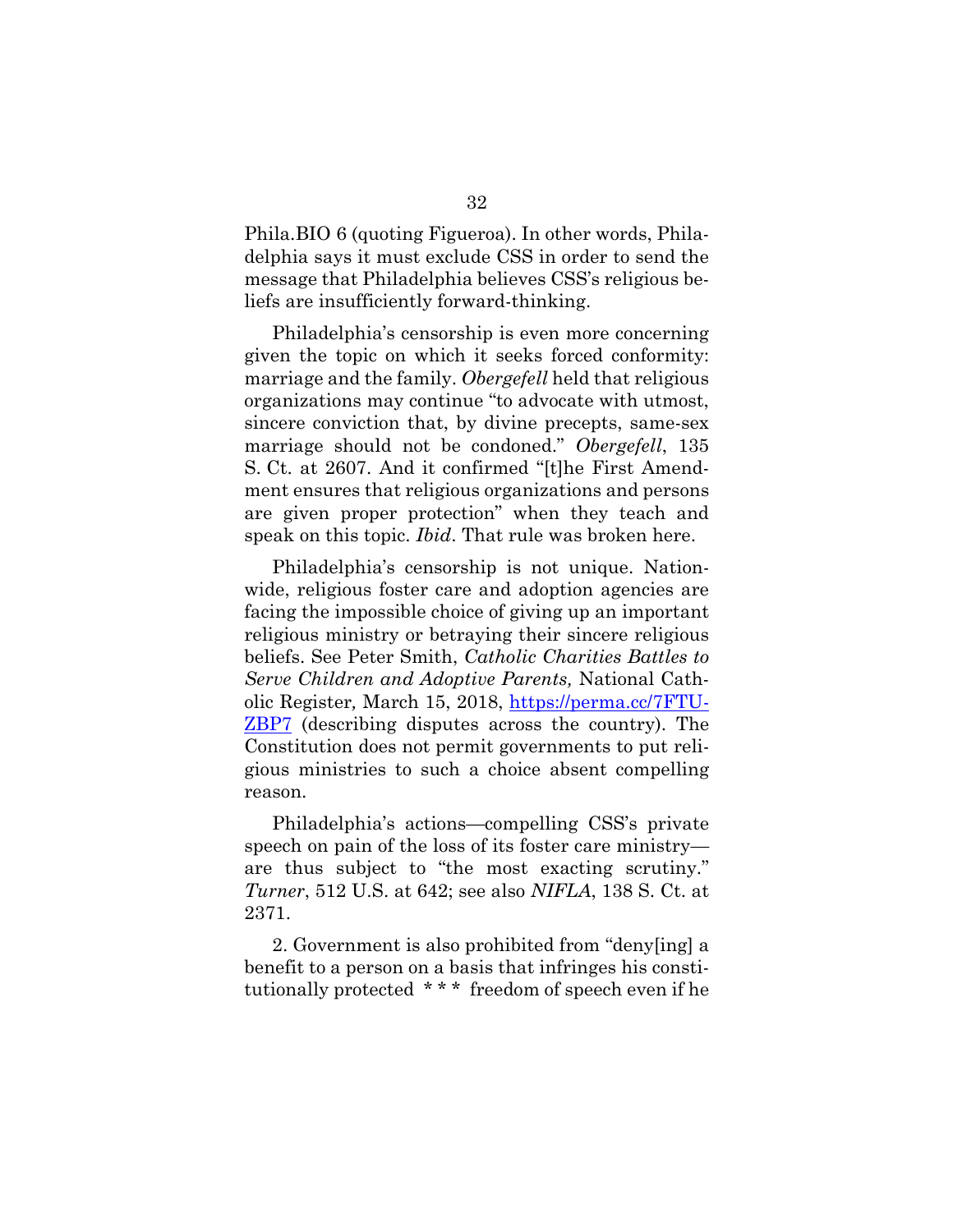Phila.BIO 6 (quoting Figueroa). In other words, Philadelphia says it must exclude CSS in order to send the message that Philadelphia believes CSS's religious beliefs are insufficiently forward-thinking.

Philadelphia's censorship is even more concerning given the topic on which it seeks forced conformity: marriage and the family. *Obergefell* held that religious organizations may continue "to advocate with utmost, sincere conviction that, by divine precepts, same-sex marriage should not be condoned." *Obergefell*, 135 S. Ct. at 2607. And it confirmed "[t]he First Amendment ensures that religious organizations and persons are given proper protection" when they teach and speak on this topic. *Ibid*. That rule was broken here.

Philadelphia's censorship is not unique. Nationwide, religious foster care and adoption agencies are facing the impossible choice of giving up an important religious ministry or betraying their sincere religious beliefs. See Peter Smith, *Catholic Charities Battles to Serve Children and Adoptive Parents,* National Catholic Register*,* March 15, 2018, https://perma.cc/7FTU-ZBP7 (describing disputes across the country). The Constitution does not permit governments to put religious ministries to such a choice absent compelling reason.

Philadelphia's actions—compelling CSS's private speech on pain of the loss of its foster care ministry—are thus subject to "the most exacting scrutiny." *Turner*, 512 U.S. at 642; see also *NIFLA*, 138 S. Ct. at 2371.

2. Government is also prohibited from "deny[ing] a benefit to a person on a basis that infringes his constitutionally protected * * * freedom of speech even if he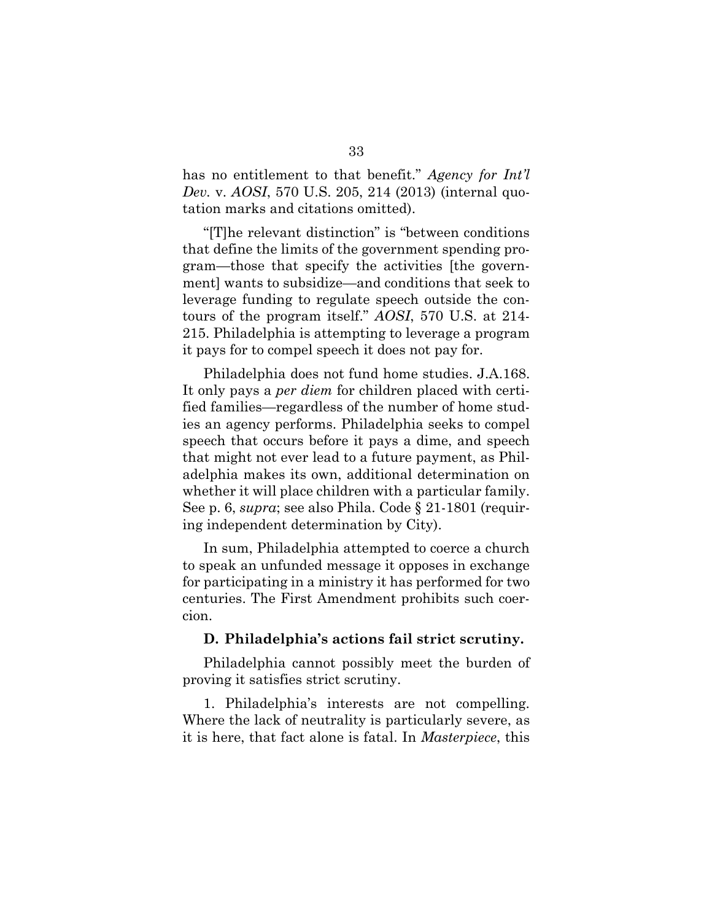has no entitlement to that benefit." *Agency for Int'l Dev.* v. *AOSI*, 570 U.S. 205, 214 (2013) (internal quotation marks and citations omitted).

"[T]he relevant distinction" is "between conditions that define the limits of the government spending program—those that specify the activities [the government] wants to subsidize—and conditions that seek to leverage funding to regulate speech outside the contours of the program itself." *AOSI*, 570 U.S. at 214-215. Philadelphia is attempting to leverage a program it pays for to compel speech it does not pay for.

Philadelphia does not fund home studies. J.A.168. It only pays a *per diem* for children placed with certified families—regardless of the number of home studies an agency performs. Philadelphia seeks to compel speech that occurs before it pays a dime, and speech that might not ever lead to a future payment, as Philadelphia makes its own, additional determination on whether it will place children with a particular family. See p. 6, *supra*; see also Phila. Code § 21-1801 (requiring independent determination by City).

In sum, Philadelphia attempted to coerce a church to speak an unfunded message it opposes in exchange for participating in a ministry it has performed for two centuries. The First Amendment prohibits such coercion.

### D. Philadelphia's actions fail strict scrutiny.

Philadelphia cannot possibly meet the burden of proving it satisfies strict scrutiny.

1. Philadelphia's interests are not compelling. Where the lack of neutrality is particularly severe, as it is here, that fact alone is fatal. In *Masterpiece*, this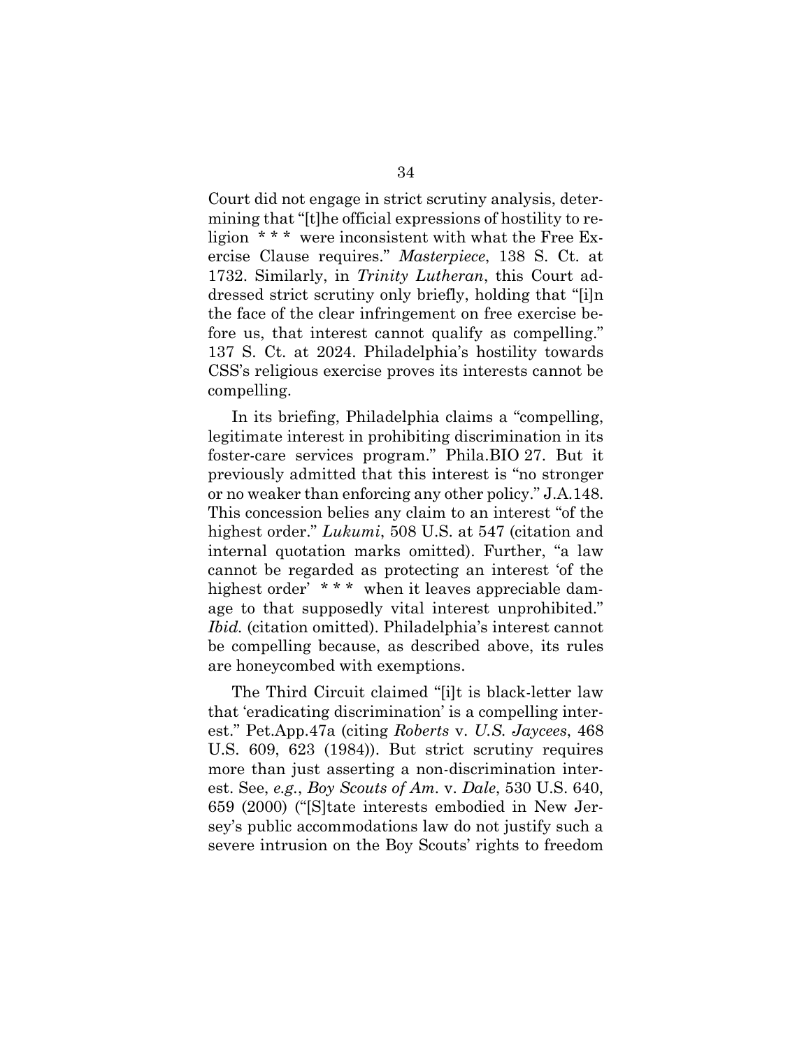Court did not engage in strict scrutiny analysis, determining that "[t]he official expressions of hostility to religion * * * were inconsistent with what the Free Exercise Clause requires." *Masterpiece*, 138 S. Ct. at 1732. Similarly, in *Trinity Lutheran*, this Court addressed strict scrutiny only briefly, holding that "[i]n the face of the clear infringement on free exercise before us, that interest cannot qualify as compelling." 137 S. Ct. at 2024. Philadelphia's hostility towards CSS's religious exercise proves its interests cannot be compelling.

In its briefing, Philadelphia claims a "compelling, legitimate interest in prohibiting discrimination in its foster-care services program." Phila.BIO 27. But it previously admitted that this interest is "no stronger or no weaker than enforcing any other policy." J.A.148. This concession belies any claim to an interest "of the highest order." *Lukumi*, 508 U.S. at 547 (citation and internal quotation marks omitted). Further, "a law cannot be regarded as protecting an interest 'of the highest order' * * * when it leaves appreciable damage to that supposedly vital interest unprohibited." *Ibid.* (citation omitted). Philadelphia's interest cannot be compelling because, as described above, its rules are honeycombed with exemptions.

The Third Circuit claimed "[i]t is black-letter law that 'eradicating discrimination' is a compelling interest." Pet.App.47a (citing *Roberts* v. *U.S. Jaycees*, 468 U.S. 609, 623 (1984)). But strict scrutiny requires more than just asserting a non-discrimination interest. See, *e.g.*, *Boy Scouts of Am.* v. *Dale*, 530 U.S. 640, 659 (2000) ("[S]tate interests embodied in New Jersey's public accommodations law do not justify such a severe intrusion on the Boy Scouts' rights to freedom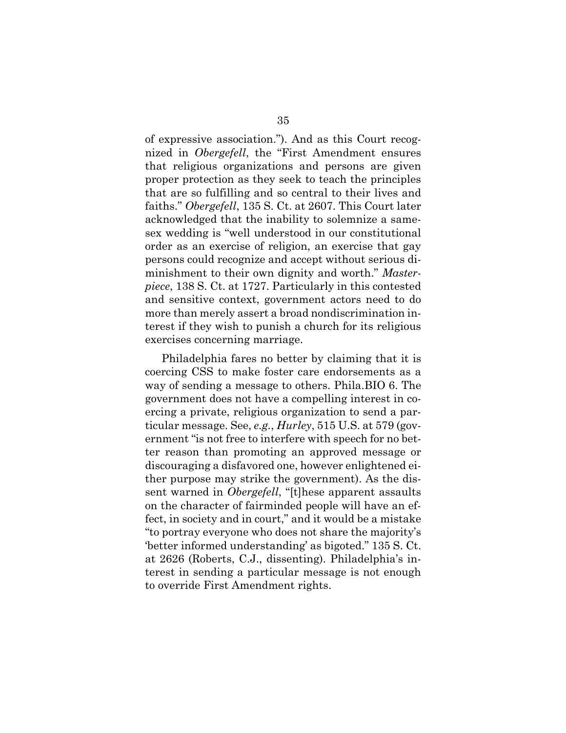of expressive association."). And as this Court recognized in *Obergefell*, the "First Amendment ensures that religious organizations and persons are given proper protection as they seek to teach the principles that are so fulfilling and so central to their lives and faiths." *Obergefell*, 135 S. Ct. at 2607. This Court later acknowledged that the inability to solemnize a same-sex wedding is "well understood in our constitutional order as an exercise of religion, an exercise that gay persons could recognize and accept without serious diminishment to their own dignity and worth." *Masterpiece*, 138 S. Ct. at 1727. Particularly in this contested and sensitive context, government actors need to do more than merely assert a broad nondiscrimination interest if they wish to punish a church for its religious exercises concerning marriage.

Philadelphia fares no better by claiming that it is coercing CSS to make foster care endorsements as a way of sending a message to others. Phila.BIO 6. The government does not have a compelling interest in coercing a private, religious organization to send a particular message. See, *e.g.*, *Hurley*, 515 U.S. at 579 (government "is not free to interfere with speech for no better reason than promoting an approved message or discouraging a disfavored one, however enlightened either purpose may strike the government). As the dissent warned in *Obergefell*, "[t]hese apparent assaults on the character of fairminded people will have an effect, in society and in court," and it would be a mistake "to portray everyone who does not share the majority's 'better informed understanding' as bigoted." 135 S. Ct. at 2626 (Roberts, C.J., dissenting). Philadelphia's interest in sending a particular message is not enough to override First Amendment rights.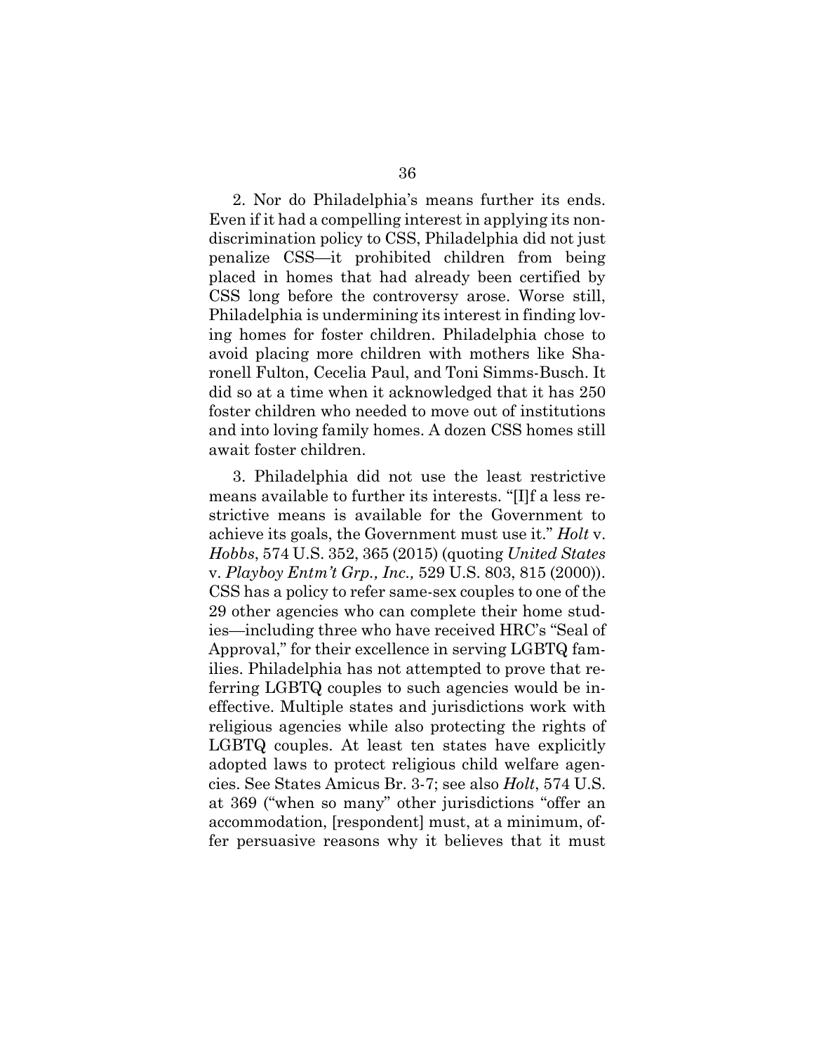2. Nor do Philadelphia's means further its ends. Even if it had a compelling interest in applying its nondiscrimination policy to CSS, Philadelphia did not just penalize CSS—it prohibited children from being placed in homes that had already been certified by CSS long before the controversy arose. Worse still, Philadelphia is undermining its interest in finding loving homes for foster children. Philadelphia chose to avoid placing more children with mothers like Sharonell Fulton, Cecelia Paul, and Toni Simms-Busch. It did so at a time when it acknowledged that it has 250 foster children who needed to move out of institutions and into loving family homes. A dozen CSS homes still await foster children.

3. Philadelphia did not use the least restrictive means available to further its interests. "[I]f a less restrictive means is available for the Government to achieve its goals, the Government must use it." *Holt* v. *Hobbs*, 574 U.S. 352, 365 (2015) (quoting *United States* v. *Playboy Entm't Grp., Inc.,* 529 U.S. 803, 815 (2000)). CSS has a policy to refer same-sex couples to one of the 29 other agencies who can complete their home studies—including three who have received HRC's "Seal of Approval," for their excellence in serving LGBTQ families. Philadelphia has not attempted to prove that referring LGBTQ couples to such agencies would be ineffective. Multiple states and jurisdictions work with religious agencies while also protecting the rights of LGBTQ couples. At least ten states have explicitly adopted laws to protect religious child welfare agencies. See States Amicus Br. 3-7; see also *Holt*, 574 U.S. at 369 ("when so many" other jurisdictions "offer an accommodation, [respondent] must, at a minimum, offer persuasive reasons why it believes that it must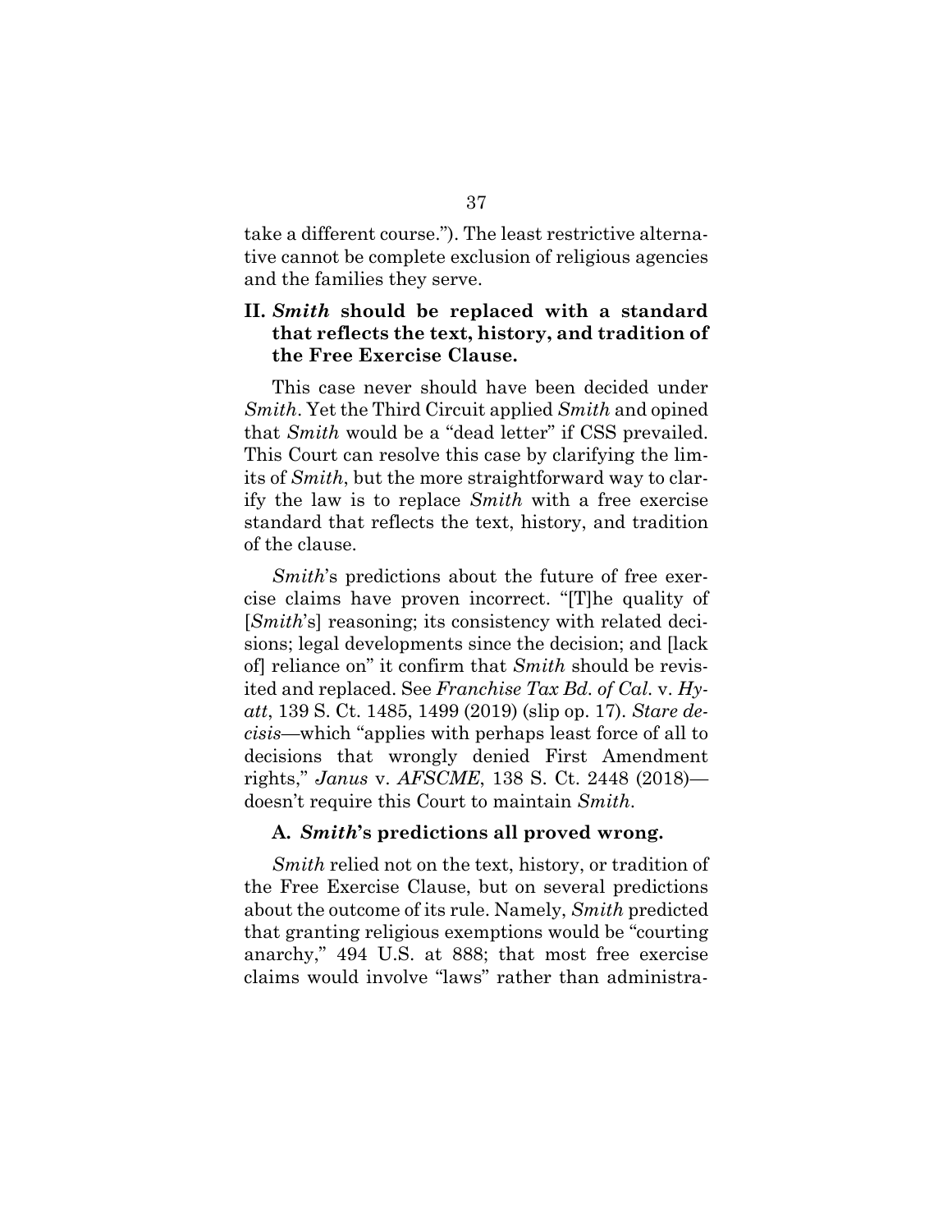take a different course."). The least restrictive alternative cannot be complete exclusion of religious agencies and the families they serve.

## II. *Smith* should be replaced with a standard that reflects the text, history, and tradition of the Free Exercise Clause.

This case never should have been decided under *Smith*. Yet the Third Circuit applied *Smith* and opined that *Smith* would be a "dead letter" if CSS prevailed. This Court can resolve this case by clarifying the limits of *Smith*, but the more straightforward way to clarify the law is to replace *Smith* with a free exercise standard that reflects the text, history, and tradition of the clause.

*Smith*'s predictions about the future of free exercise claims have proven incorrect. "[T]he quality of [*Smith*'s] reasoning; its consistency with related decisions; legal developments since the decision; and [lack of] reliance on" it confirm that *Smith* should be revisited and replaced. See *Franchise Tax Bd. of Cal.* v. *Hyatt*, 139 S. Ct. 1485, 1499 (2019) (slip op. 17). *Stare decisis*—which "applies with perhaps least force of all to decisions that wrongly denied First Amendment rights," *Janus* v. *AFSCME*, 138 S. Ct. 2448 (2018)—doesn't require this Court to maintain *Smith*.

### A. *Smith*'s predictions all proved wrong.

*Smith* relied not on the text, history, or tradition of the Free Exercise Clause, but on several predictions about the outcome of its rule. Namely, *Smith* predicted that granting religious exemptions would be "courting anarchy," 494 U.S. at 888; that most free exercise claims would involve "laws" rather than administra-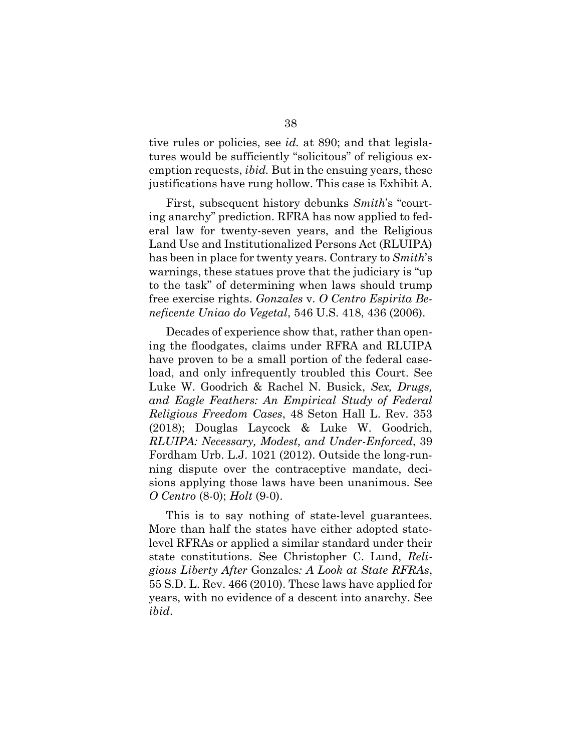tive rules or policies, see *id.* at 890; and that legislatures would be sufficiently "solicitous" of religious exemption requests, *ibid.* But in the ensuing years, these justifications have rung hollow. This case is Exhibit A.

First, subsequent history debunks *Smith*'s "courting anarchy" prediction. RFRA has now applied to federal law for twenty-seven years, and the Religious Land Use and Institutionalized Persons Act (RLUIPA) has been in place for twenty years. Contrary to *Smith*'s warnings, these statues prove that the judiciary is "up to the task" of determining when laws should trump free exercise rights. *Gonzales* v. *O Centro Espirita Beneficente Uniao do Vegetal*, 546 U.S. 418, 436 (2006).

Decades of experience show that, rather than opening the floodgates, claims under RFRA and RLUIPA have proven to be a small portion of the federal caseload, and only infrequently troubled this Court. See Luke W. Goodrich & Rachel N. Busick, *Sex, Drugs, and Eagle Feathers: An Empirical Study of Federal Religious Freedom Cases*, 48 Seton Hall L. Rev. 353 (2018); Douglas Laycock & Luke W. Goodrich, *RLUIPA: Necessary, Modest, and Under-Enforced*, 39 Fordham Urb. L.J. 1021 (2012). Outside the long-running dispute over the contraceptive mandate, decisions applying those laws have been unanimous. See *O Centro* (8-0); *Holt* (9-0).

This is to say nothing of state-level guarantees. More than half the states have either adopted state-level RFRAs or applied a similar standard under their state constitutions. See Christopher C. Lund, *Religious Liberty After* Gonzales*: A Look at State RFRAs*, 55 S.D. L. Rev. 466 (2010). These laws have applied for years, with no evidence of a descent into anarchy. See *ibid*.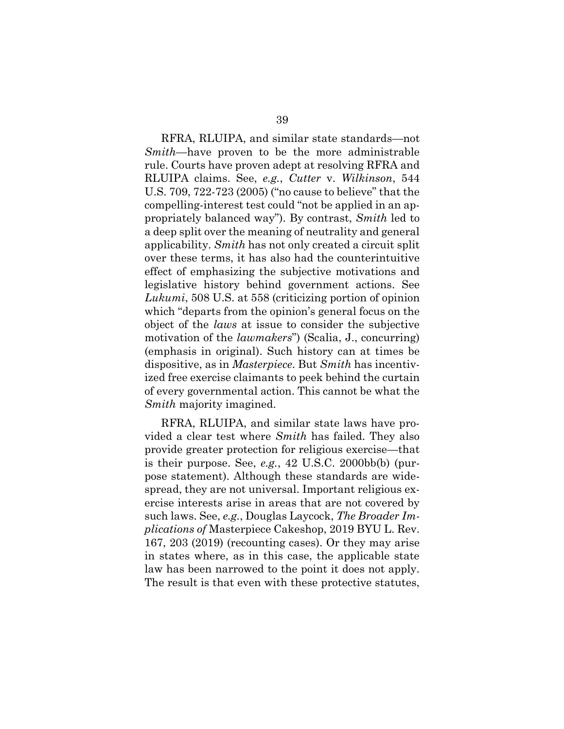RFRA, RLUIPA, and similar state standards—not *Smith*—have proven to be the more administrable rule. Courts have proven adept at resolving RFRA and RLUIPA claims. See, *e.g.*, *Cutter* v. *Wilkinson*, 544 U.S. 709, 722-723 (2005) ("no cause to believe" that the compelling-interest test could "not be applied in an appropriately balanced way"). By contrast, *Smith* led to a deep split over the meaning of neutrality and general applicability. *Smith* has not only created a circuit split over these terms, it has also had the counterintuitive effect of emphasizing the subjective motivations and legislative history behind government actions. See *Lukumi*, 508 U.S. at 558 (criticizing portion of opinion which "departs from the opinion's general focus on the object of the *laws* at issue to consider the subjective motivation of the *lawmakers*") (Scalia, J., concurring) (emphasis in original). Such history can at times be dispositive, as in *Masterpiece*. But *Smith* has incentivized free exercise claimants to peek behind the curtain of every governmental action. This cannot be what the *Smith* majority imagined.

RFRA, RLUIPA, and similar state laws have provided a clear test where *Smith* has failed. They also provide greater protection for religious exercise—that is their purpose. See, *e.g.*, 42 U.S.C. 2000bb(b) (purpose statement). Although these standards are widespread, they are not universal. Important religious exercise interests arise in areas that are not covered by such laws. See, *e.g.*, Douglas Laycock, *The Broader Implications of* Masterpiece Cakeshop, 2019 BYU L. Rev. 167, 203 (2019) (recounting cases). Or they may arise in states where, as in this case, the applicable state law has been narrowed to the point it does not apply. The result is that even with these protective statutes,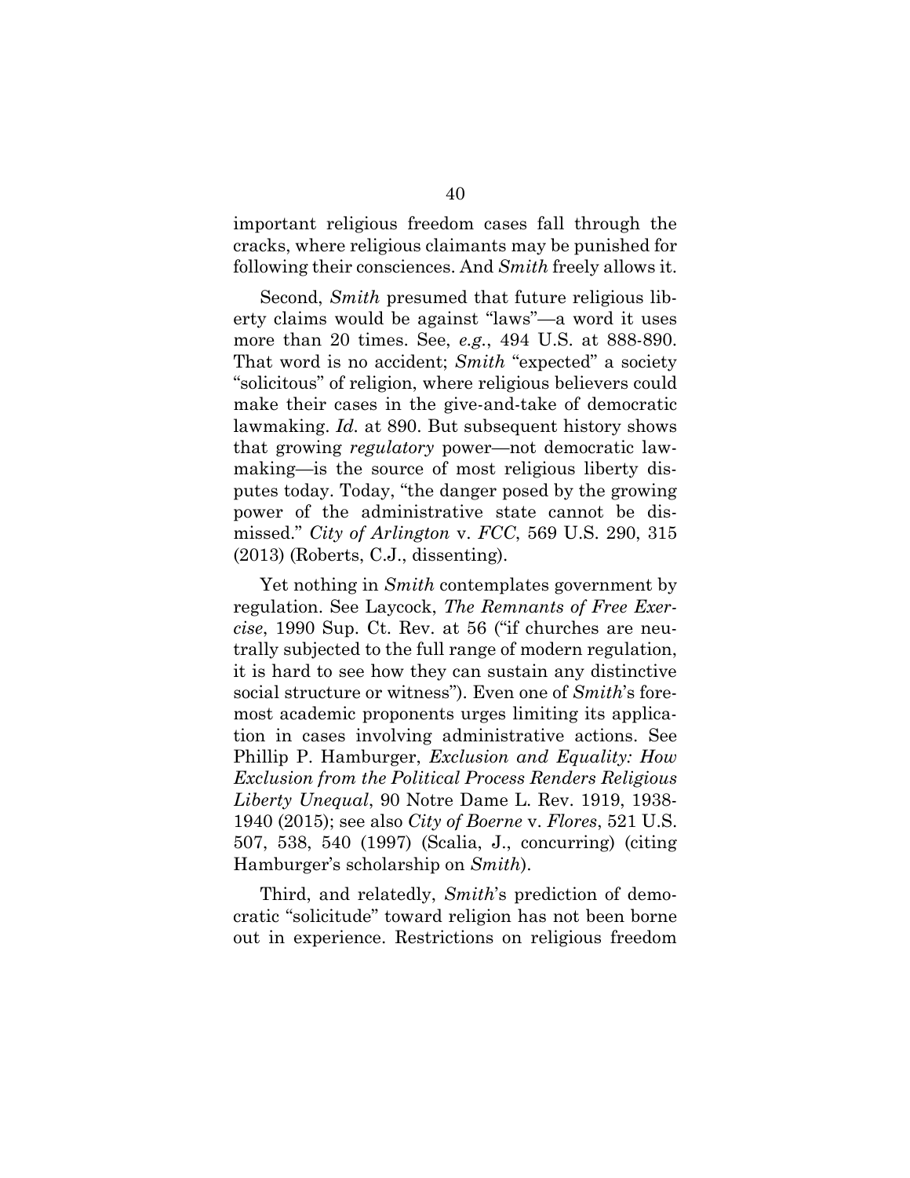important religious freedom cases fall through the cracks, where religious claimants may be punished for following their consciences. And *Smith* freely allows it.

Second, *Smith* presumed that future religious liberty claims would be against "laws"—a word it uses more than 20 times. See, *e.g.*, 494 U.S. at 888-890. That word is no accident; *Smith* "expected" a society "solicitous" of religion, where religious believers could make their cases in the give-and-take of democratic lawmaking. *Id.* at 890. But subsequent history shows that growing *regulatory* power—not democratic lawmaking—is the source of most religious liberty disputes today. Today, "the danger posed by the growing power of the administrative state cannot be dismissed." *City of Arlington* v. *FCC*, 569 U.S. 290, 315 (2013) (Roberts, C.J., dissenting).

Yet nothing in *Smith* contemplates government by regulation. See Laycock, *The Remnants of Free Exercise*, 1990 Sup. Ct. Rev. at 56 ("if churches are neutrally subjected to the full range of modern regulation, it is hard to see how they can sustain any distinctive social structure or witness"). Even one of *Smith*'s foremost academic proponents urges limiting its application in cases involving administrative actions. See Phillip P. Hamburger, *Exclusion and Equality: How Exclusion from the Political Process Renders Religious Liberty Unequal*, 90 Notre Dame L. Rev. 1919, 1938-1940 (2015); see also *City of Boerne* v. *Flores*, 521 U.S. 507, 538, 540 (1997) (Scalia, J., concurring) (citing Hamburger's scholarship on *Smith*).

Third, and relatedly, *Smith*'s prediction of democratic "solicitude" toward religion has not been borne out in experience. Restrictions on religious freedom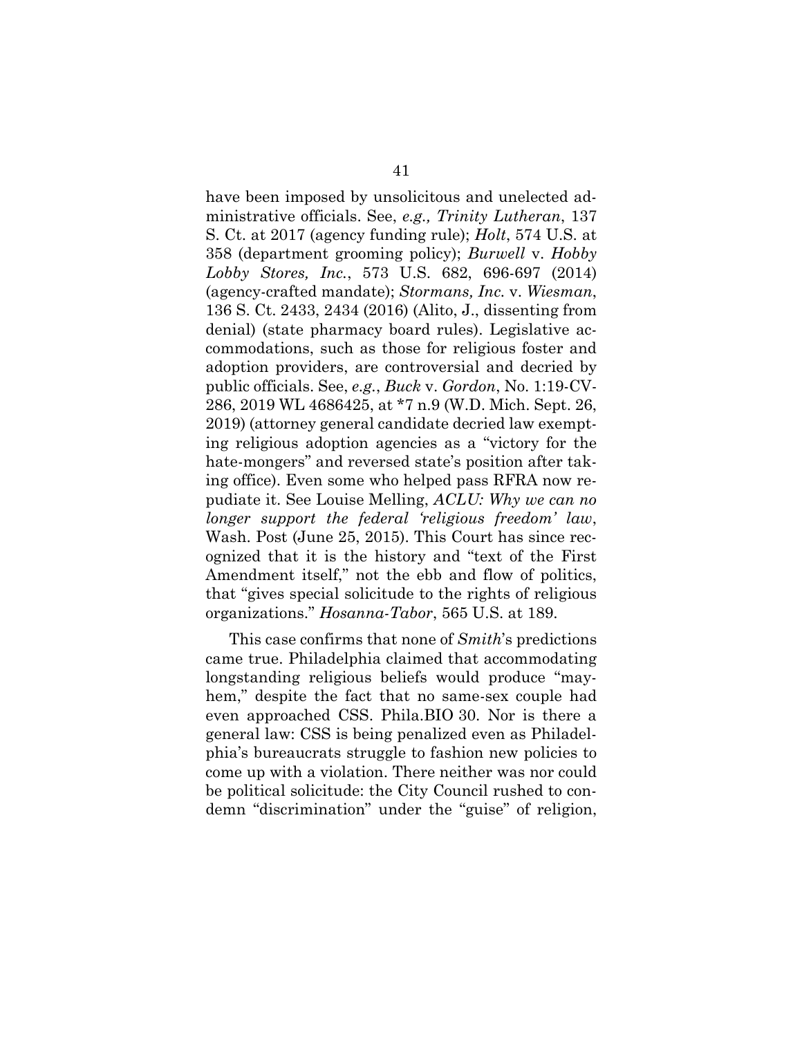have been imposed by unsolicitous and unelected administrative officials. See, *e.g., Trinity Lutheran*, 137 S. Ct. at 2017 (agency funding rule); *Holt*, 574 U.S. at 358 (department grooming policy); *Burwell* v. *Hobby Lobby Stores, Inc.*, 573 U.S. 682, 696-697 (2014) (agency-crafted mandate); *Stormans, Inc.* v. *Wiesman*, 136 S. Ct. 2433, 2434 (2016) (Alito, J., dissenting from denial) (state pharmacy board rules). Legislative accommodations, such as those for religious foster and adoption providers, are controversial and decried by public officials. See, *e.g.*, *Buck* v. *Gordon*, No. 1:19-CV-286, 2019 WL 4686425, at \*7 n.9 (W.D. Mich. Sept. 26, 2019) (attorney general candidate decried law exempting religious adoption agencies as a "victory for the hate-mongers" and reversed state's position after taking office). Even some who helped pass RFRA now repudiate it. See Louise Melling, *ACLU: Why we can no longer support the federal 'religious freedom' law*, Wash. Post (June 25, 2015). This Court has since recognized that it is the history and "text of the First Amendment itself," not the ebb and flow of politics, that "gives special solicitude to the rights of religious organizations." *Hosanna-Tabor*, 565 U.S. at 189.

This case confirms that none of *Smith*'s predictions came true. Philadelphia claimed that accommodating longstanding religious beliefs would produce "mayhem," despite the fact that no same-sex couple had even approached CSS. Phila.BIO 30. Nor is there a general law: CSS is being penalized even as Philadelphia's bureaucrats struggle to fashion new policies to come up with a violation. There neither was nor could be political solicitude: the City Council rushed to condemn "discrimination" under the "guise" of religion,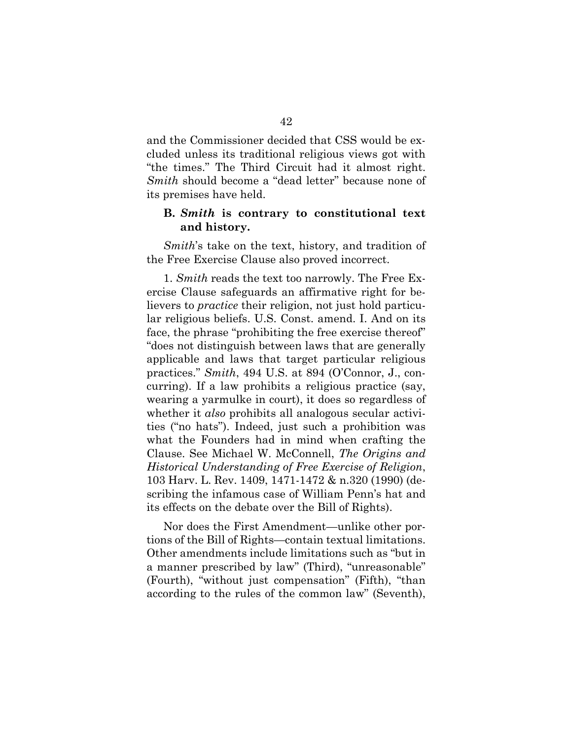and the Commissioner decided that CSS would be excluded unless its traditional religious views got with "the times." The Third Circuit had it almost right. *Smith* should become a "dead letter" because none of its premises have held.

### B. *Smith* is contrary to constitutional text and history.

*Smith*'s take on the text, history, and tradition of the Free Exercise Clause also proved incorrect.

1. *Smith* reads the text too narrowly. The Free Exercise Clause safeguards an affirmative right for believers to *practice* their religion, not just hold particular religious beliefs. U.S. Const. amend. I. And on its face, the phrase "prohibiting the free exercise thereof" "does not distinguish between laws that are generally applicable and laws that target particular religious practices." *Smith*, 494 U.S. at 894 (O'Connor, J., concurring). If a law prohibits a religious practice (say, wearing a yarmulke in court), it does so regardless of whether it *also* prohibits all analogous secular activities ("no hats"). Indeed, just such a prohibition was what the Founders had in mind when crafting the Clause. See Michael W. McConnell, *The Origins and Historical Understanding of Free Exercise of Religion*, 103 Harv. L. Rev. 1409, 1471-1472 & n.320 (1990) (describing the infamous case of William Penn's hat and its effects on the debate over the Bill of Rights).

Nor does the First Amendment—unlike other portions of the Bill of Rights—contain textual limitations. Other amendments include limitations such as "but in a manner prescribed by law" (Third), "unreasonable" (Fourth), "without just compensation" (Fifth), "than according to the rules of the common law" (Seventh),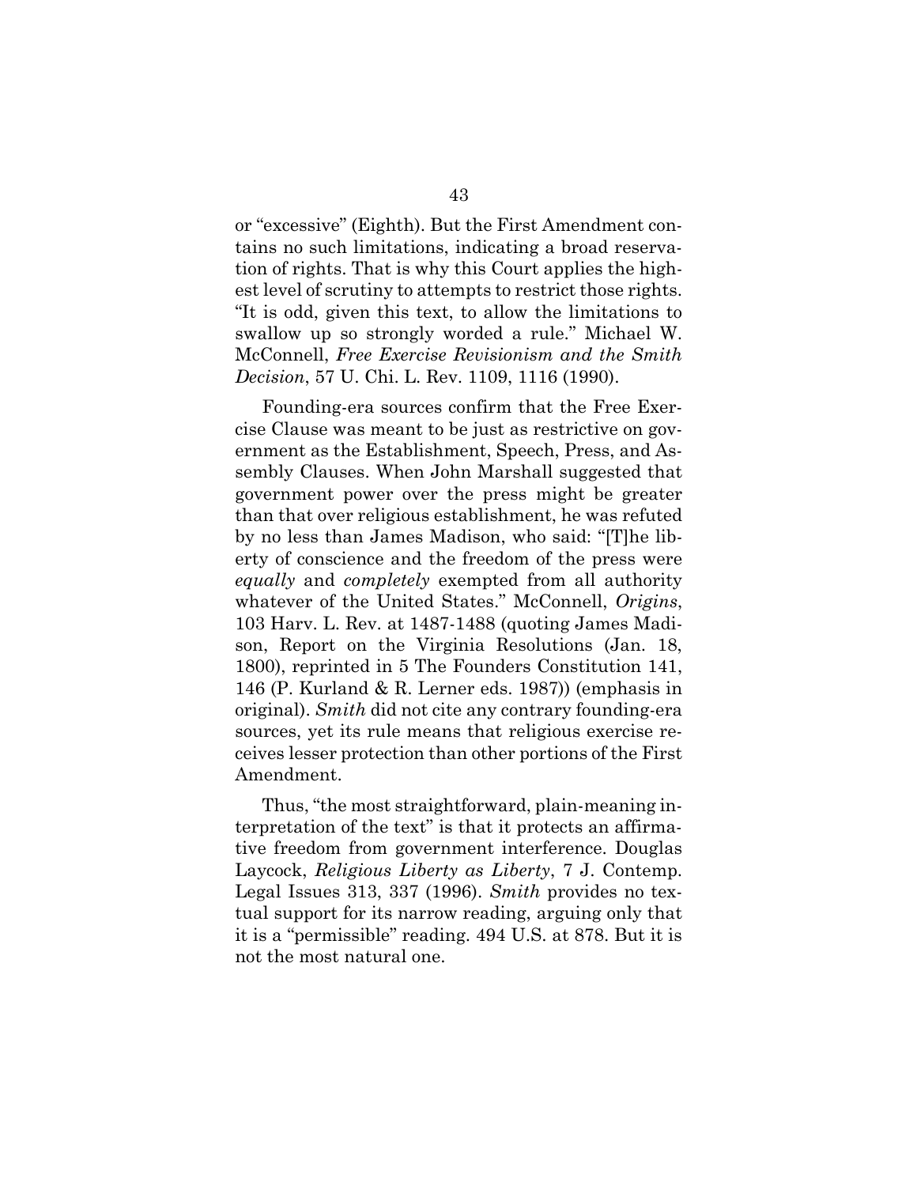or "excessive" (Eighth). But the First Amendment contains no such limitations, indicating a broad reservation of rights. That is why this Court applies the highest level of scrutiny to attempts to restrict those rights. "It is odd, given this text, to allow the limitations to swallow up so strongly worded a rule." Michael W. McConnell, *Free Exercise Revisionism and the Smith Decision*, 57 U. Chi. L. Rev. 1109, 1116 (1990).

Founding-era sources confirm that the Free Exercise Clause was meant to be just as restrictive on government as the Establishment, Speech, Press, and Assembly Clauses. When John Marshall suggested that government power over the press might be greater than that over religious establishment, he was refuted by no less than James Madison, who said: "[T]he liberty of conscience and the freedom of the press were *equally* and *completely* exempted from all authority whatever of the United States." McConnell, *Origins*, 103 Harv. L. Rev. at 1487-1488 (quoting James Madison, Report on the Virginia Resolutions (Jan. 18, 1800), reprinted in 5 The Founders Constitution 141, 146 (P. Kurland & R. Lerner eds. 1987)) (emphasis in original). *Smith* did not cite any contrary founding-era sources, yet its rule means that religious exercise receives lesser protection than other portions of the First Amendment.

Thus, "the most straightforward, plain-meaning interpretation of the text" is that it protects an affirmative freedom from government interference. Douglas Laycock, *Religious Liberty as Liberty*, 7 J. Contemp. Legal Issues 313, 337 (1996). *Smith* provides no textual support for its narrow reading, arguing only that it is a "permissible" reading. 494 U.S. at 878. But it is not the most natural one.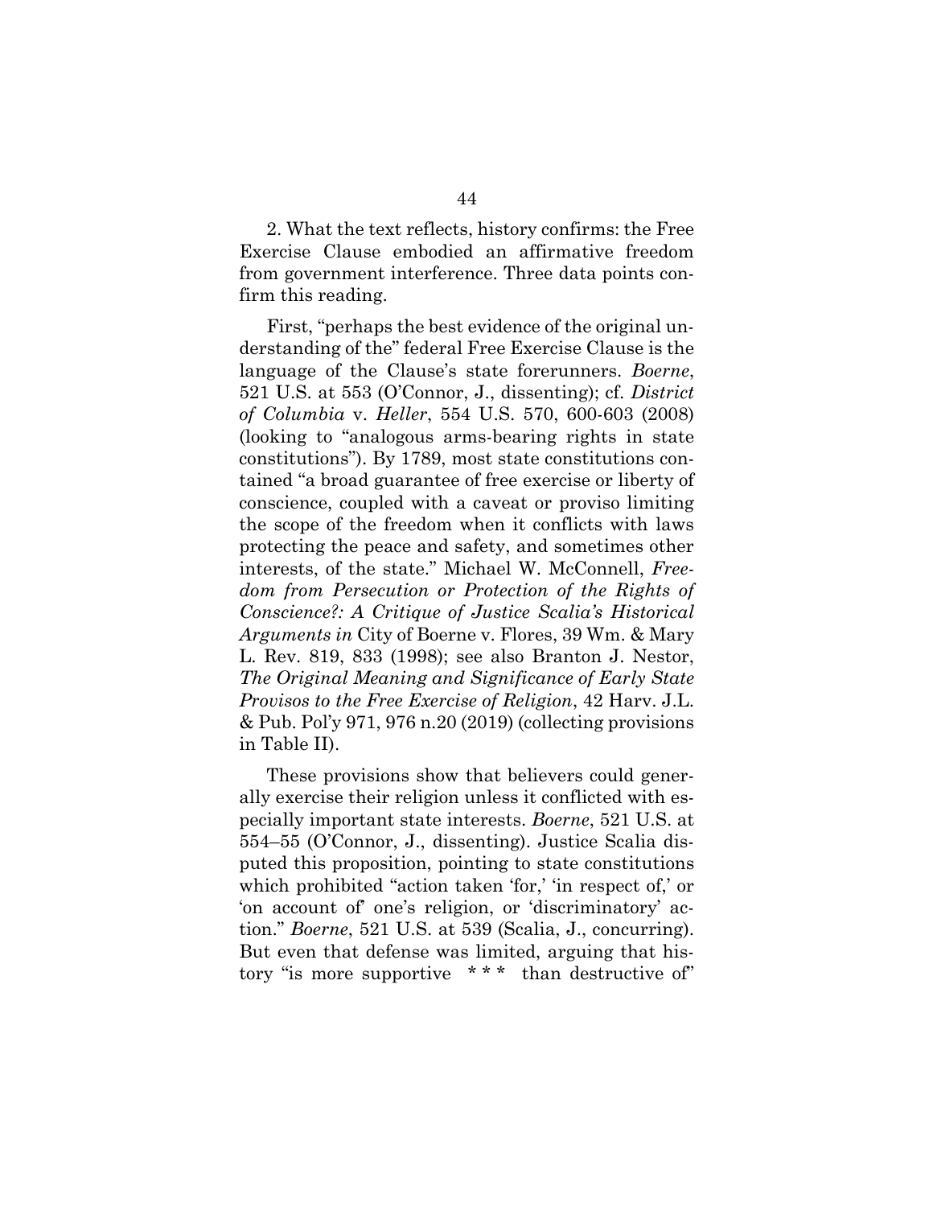2. What the text reflects, history confirms: the Free Exercise Clause embodied an affirmative freedom from government interference. Three data points confirm this reading.

First, "perhaps the best evidence of the original understanding of the" federal Free Exercise Clause is the language of the Clause's state forerunners. *Boerne*, 521 U.S. at 553 (O'Connor, J., dissenting); cf. *District of Columbia* v. *Heller*, 554 U.S. 570, 600-603 (2008) (looking to "analogous arms-bearing rights in state constitutions"). By 1789, most state constitutions contained "a broad guarantee of free exercise or liberty of conscience, coupled with a caveat or proviso limiting the scope of the freedom when it conflicts with laws protecting the peace and safety, and sometimes other interests, of the state." Michael W. McConnell, *Freedom from Persecution or Protection of the Rights of Conscience?: A Critique of Justice Scalia's Historical Arguments in* City of Boerne v. Flores, 39 Wm. & Mary L. Rev. 819, 833 (1998); see also Branton J. Nestor, *The Original Meaning and Significance of Early State Provisos to the Free Exercise of Religion*, 42 Harv. J.L. & Pub. Pol'y 971, 976 n.20 (2019) (collecting provisions in Table II).

These provisions show that believers could generally exercise their religion unless it conflicted with especially important state interests. *Boerne*, 521 U.S. at 554–55 (O'Connor, J., dissenting). Justice Scalia disputed this proposition, pointing to state constitutions which prohibited "action taken 'for,' 'in respect of,' or 'on account of' one's religion, or 'discriminatory' action." *Boerne*, 521 U.S. at 539 (Scalia, J., concurring). But even that defense was limited, arguing that history "is more supportive \* \* \* than destructive of"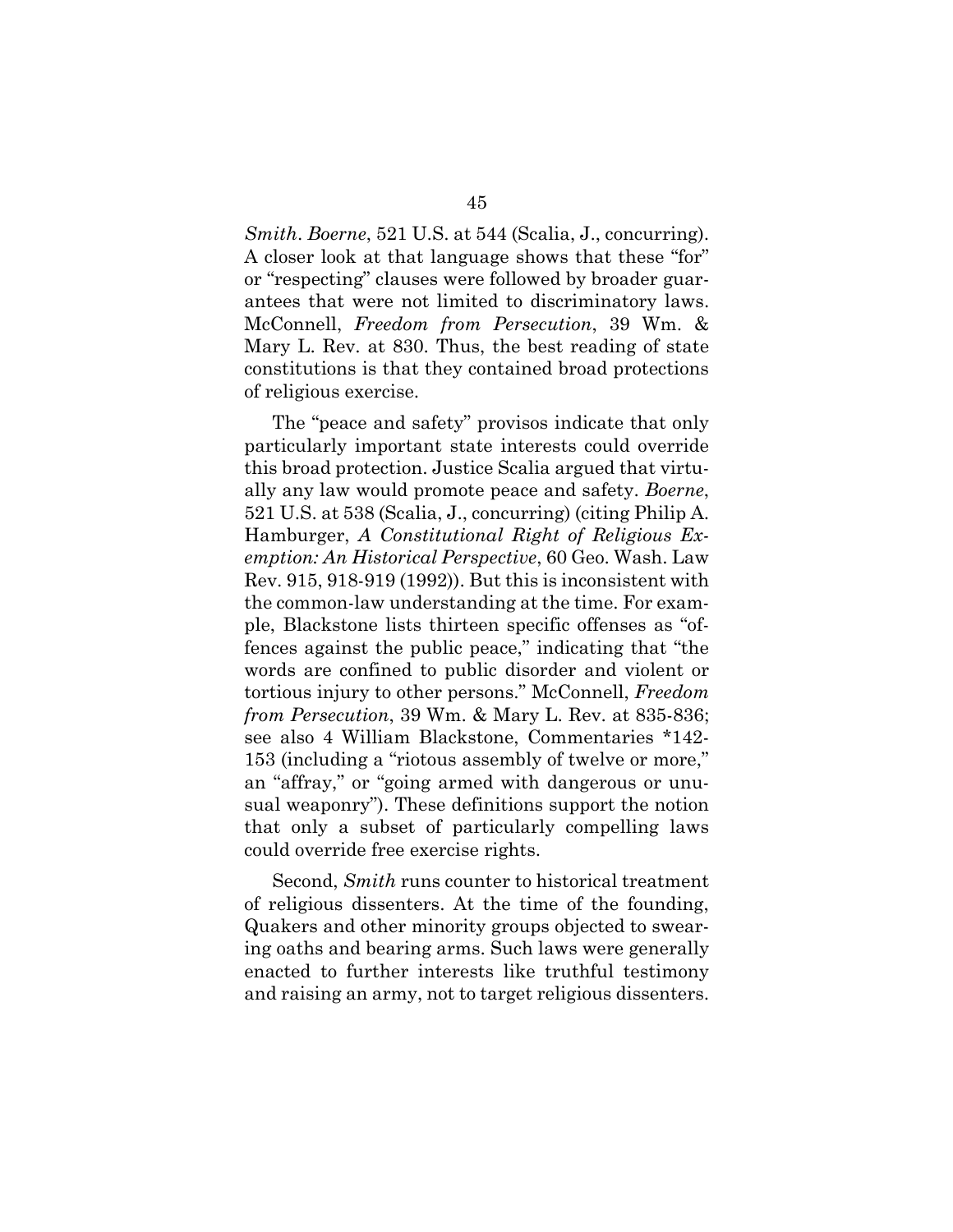*Smith*. *Boerne*, 521 U.S. at 544 (Scalia, J., concurring). A closer look at that language shows that these "for" or "respecting" clauses were followed by broader guarantees that were not limited to discriminatory laws. McConnell, *Freedom from Persecution*, 39 Wm. & Mary L. Rev. at 830. Thus, the best reading of state constitutions is that they contained broad protections of religious exercise.

The "peace and safety" provisos indicate that only particularly important state interests could override this broad protection. Justice Scalia argued that virtually any law would promote peace and safety. *Boerne*, 521 U.S. at 538 (Scalia, J., concurring) (citing Philip A. Hamburger, *A Constitutional Right of Religious Exemption: An Historical Perspective*, 60 Geo. Wash. Law Rev. 915, 918-919 (1992)). But this is inconsistent with the common-law understanding at the time. For example, Blackstone lists thirteen specific offenses as "offences against the public peace," indicating that "the words are confined to public disorder and violent or tortious injury to other persons." McConnell, *Freedom from Persecution*, 39 Wm. & Mary L. Rev. at 835-836; see also 4 William Blackstone, Commentaries *142-153 (including a "riotous assembly of twelve or more," an "affray," or "going armed with dangerous or unusual weaponry"). These definitions support the notion that only a subset of particularly compelling laws could override free exercise rights.

Second, *Smith* runs counter to historical treatment of religious dissenters. At the time of the founding, Quakers and other minority groups objected to swearing oaths and bearing arms. Such laws were generally enacted to further interests like truthful testimony and raising an army, not to target religious dissenters.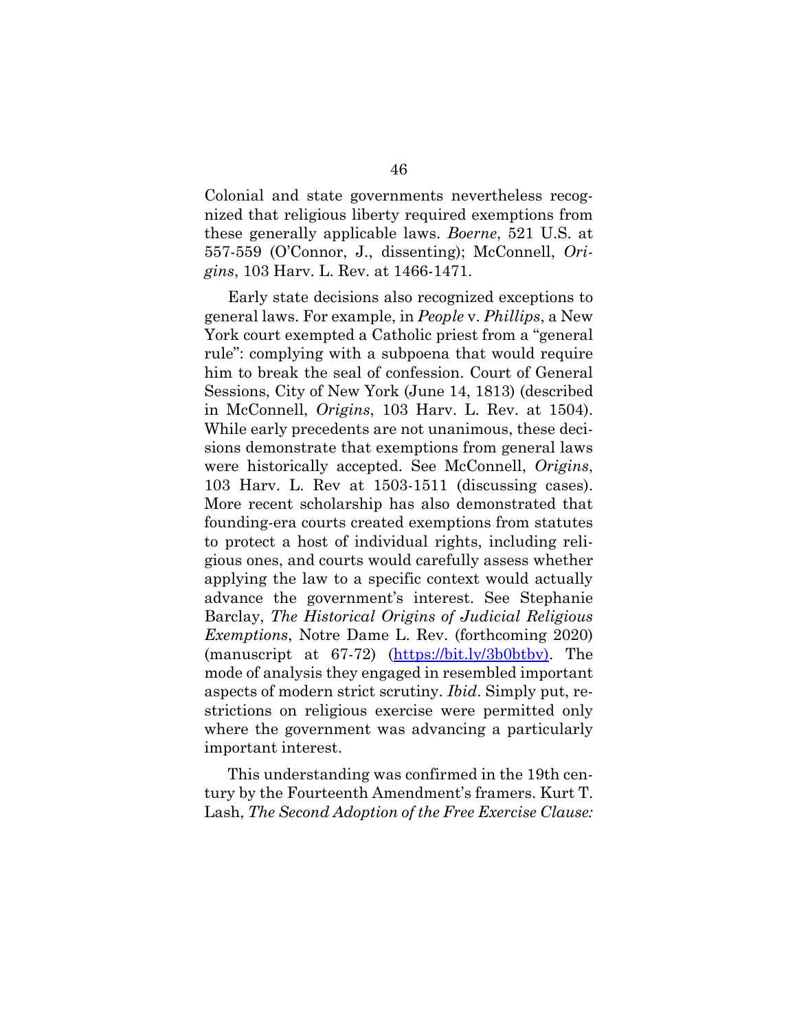Colonial and state governments nevertheless recognized that religious liberty required exemptions from these generally applicable laws. *Boerne*, 521 U.S. at 557-559 (O'Connor, J., dissenting); McConnell, *Origins*, 103 Harv. L. Rev. at 1466-1471.

Early state decisions also recognized exceptions to general laws. For example, in *People* v. *Phillips*, a New York court exempted a Catholic priest from a "general rule": complying with a subpoena that would require him to break the seal of confession. Court of General Sessions, City of New York (June 14, 1813) (described in McConnell, *Origins*, 103 Harv. L. Rev. at 1504). While early precedents are not unanimous, these decisions demonstrate that exemptions from general laws were historically accepted. See McConnell, *Origins*, 103 Harv. L. Rev at 1503-1511 (discussing cases). More recent scholarship has also demonstrated that founding-era courts created exemptions from statutes to protect a host of individual rights, including religious ones, and courts would carefully assess whether applying the law to a specific context would actually advance the government's interest. See Stephanie Barclay, *The Historical Origins of Judicial Religious Exemptions*, Notre Dame L. Rev. (forthcoming 2020) (manuscript at 67-72) (https://bit.ly/3b0btbv). The mode of analysis they engaged in resembled important aspects of modern strict scrutiny. *Ibid*. Simply put, restrictions on religious exercise were permitted only where the government was advancing a particularly important interest.

This understanding was confirmed in the 19th century by the Fourteenth Amendment's framers. Kurt T. Lash, *The Second Adoption of the Free Exercise Clause:*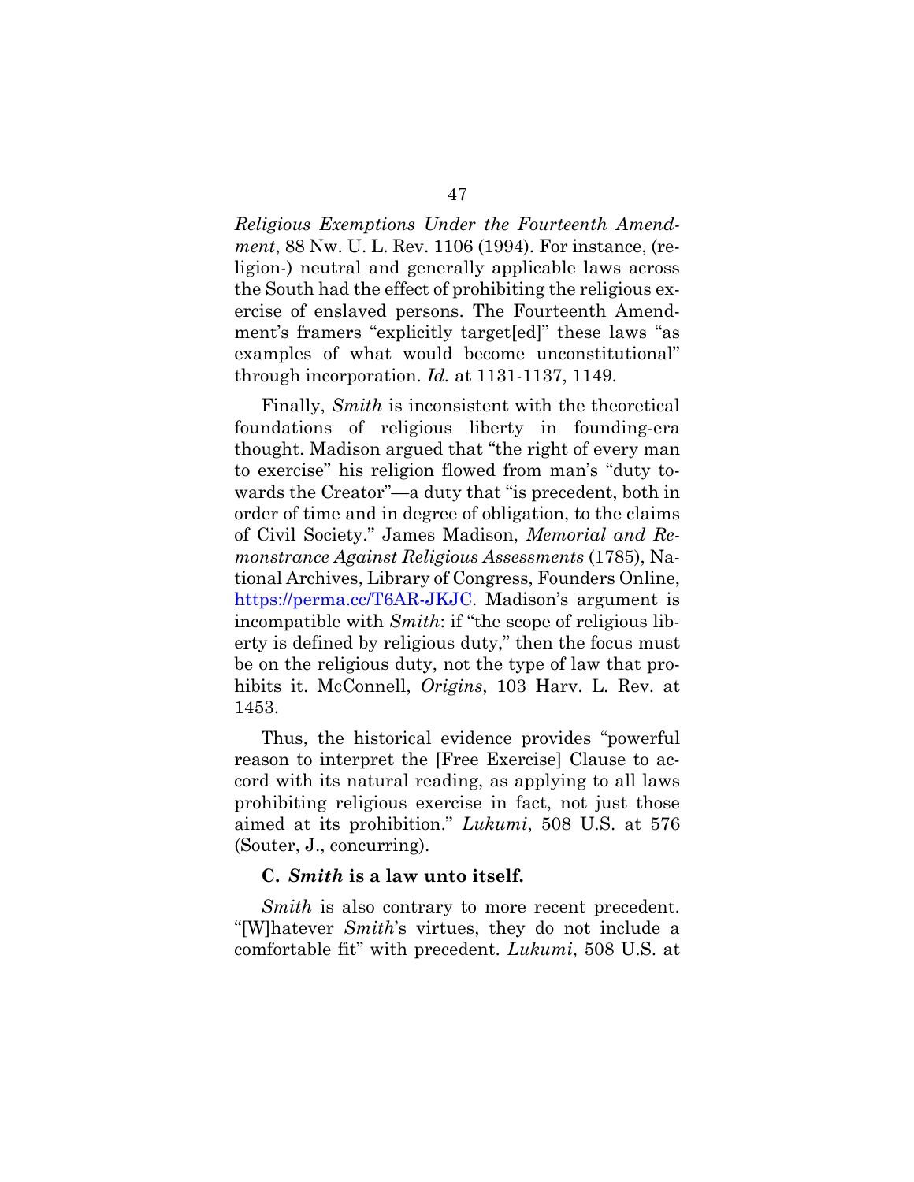*Religious Exemptions Under the Fourteenth Amendment*, 88 Nw. U. L. Rev. 1106 (1994). For instance, (religion-) neutral and generally applicable laws across the South had the effect of prohibiting the religious exercise of enslaved persons. The Fourteenth Amendment's framers "explicitly target[ed]" these laws "as examples of what would become unconstitutional" through incorporation. *Id.* at 1131-1137, 1149.

Finally, *Smith* is inconsistent with the theoretical foundations of religious liberty in founding-era thought. Madison argued that "the right of every man to exercise" his religion flowed from man's "duty towards the Creator"—a duty that "is precedent, both in order of time and in degree of obligation, to the claims of Civil Society." James Madison, *Memorial and Remonstrance Against Religious Assessments* (1785), National Archives, Library of Congress, Founders Online, https://perma.cc/T6AR-JKJC. Madison's argument is incompatible with *Smith*: if "the scope of religious liberty is defined by religious duty," then the focus must be on the religious duty, not the type of law that prohibits it. McConnell, *Origins*, 103 Harv. L. Rev. at 1453.

Thus, the historical evidence provides "powerful reason to interpret the [Free Exercise] Clause to accord with its natural reading, as applying to all laws prohibiting religious exercise in fact, not just those aimed at its prohibition." *Lukumi*, 508 U.S. at 576 (Souter, J., concurring).

### C. *Smith* is a law unto itself.

*Smith* is also contrary to more recent precedent. "[W]hatever *Smith*'s virtues, they do not include a comfortable fit" with precedent. *Lukumi*, 508 U.S. at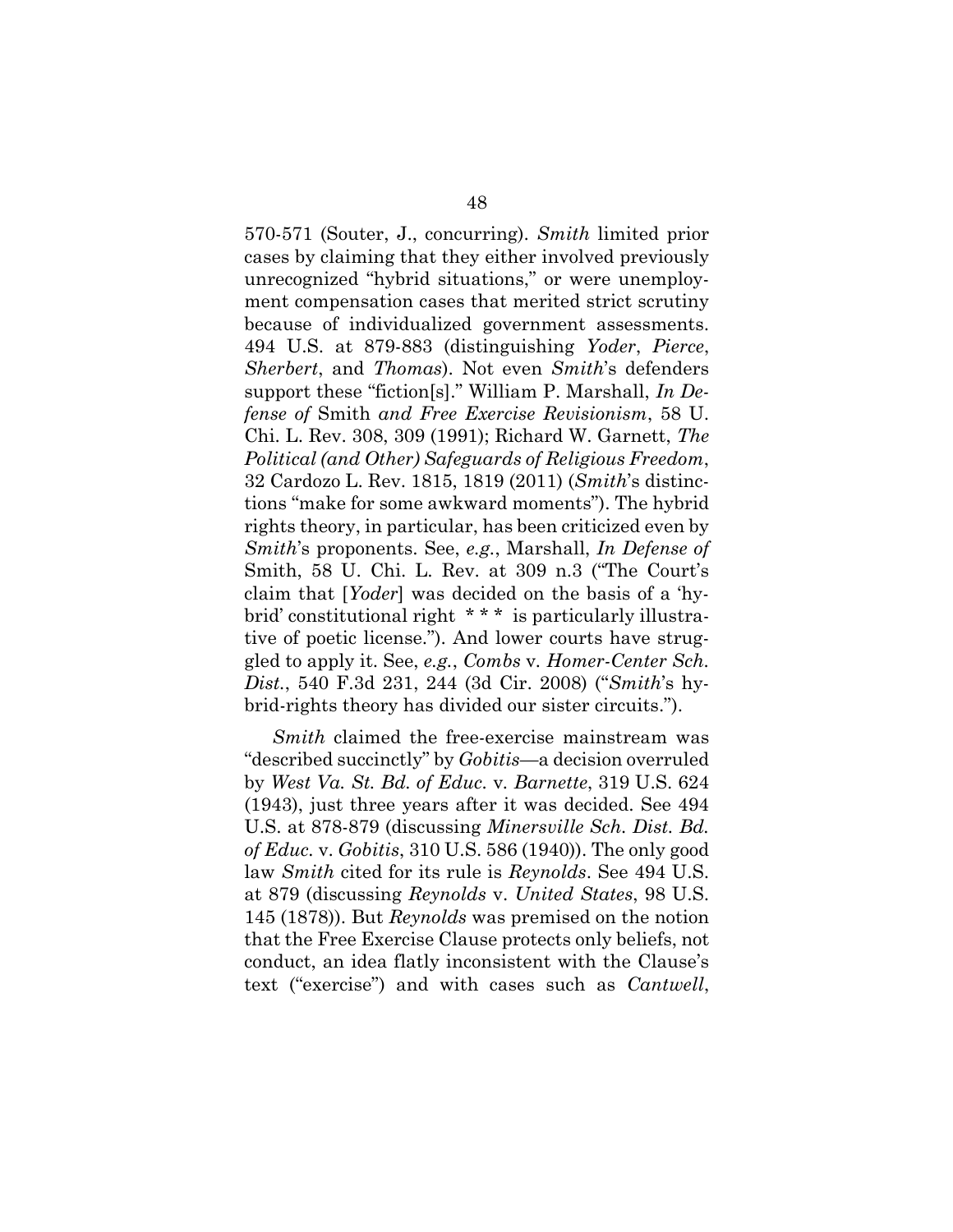570-571 (Souter, J., concurring). *Smith* limited prior cases by claiming that they either involved previously unrecognized "hybrid situations," or were unemployment compensation cases that merited strict scrutiny because of individualized government assessments. 494 U.S. at 879-883 (distinguishing *Yoder*, *Pierce*, *Sherbert*, and *Thomas*). Not even *Smith*'s defenders support these "fiction[s]." William P. Marshall, *In Defense of* Smith *and Free Exercise Revisionism*, 58 U. Chi. L. Rev. 308, 309 (1991); Richard W. Garnett, *The Political (and Other) Safeguards of Religious Freedom*, 32 Cardozo L. Rev. 1815, 1819 (2011) (*Smith*'s distinctions "make for some awkward moments"). The hybrid rights theory, in particular, has been criticized even by *Smith*'s proponents. See, *e.g.*, Marshall, *In Defense of* Smith, 58 U. Chi. L. Rev. at 309 n.3 ("The Court's claim that [*Yoder*] was decided on the basis of a 'hybrid' constitutional right * * * is particularly illustrative of poetic license."). And lower courts have struggled to apply it. See, *e.g.*, *Combs* v. *Homer-Center Sch. Dist.*, 540 F.3d 231, 244 (3d Cir. 2008) ("*Smith*'s hybrid-rights theory has divided our sister circuits.").

*Smith* claimed the free-exercise mainstream was "described succinctly" by *Gobitis*—a decision overruled by *West Va. St. Bd. of Educ.* v. *Barnette*, 319 U.S. 624 (1943), just three years after it was decided. See 494 U.S. at 878-879 (discussing *Minersville Sch. Dist. Bd. of Educ.* v. *Gobitis*, 310 U.S. 586 (1940)). The only good law *Smith* cited for its rule is *Reynolds*. See 494 U.S. at 879 (discussing *Reynolds* v. *United States*, 98 U.S. 145 (1878)). But *Reynolds* was premised on the notion that the Free Exercise Clause protects only beliefs, not conduct, an idea flatly inconsistent with the Clause's text ("exercise") and with cases such as *Cantwell*,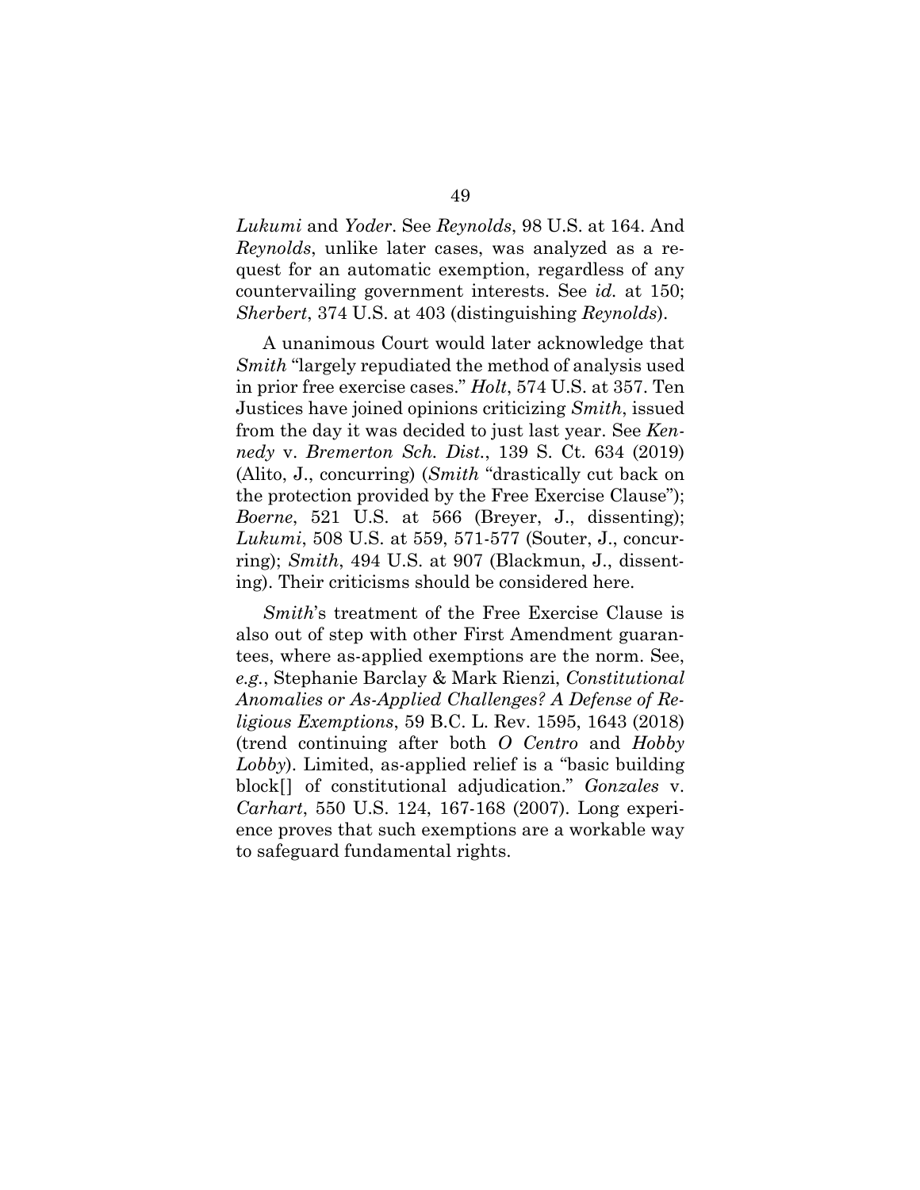*Lukumi* and *Yoder*. See *Reynolds*, 98 U.S. at 164. And *Reynolds*, unlike later cases, was analyzed as a request for an automatic exemption, regardless of any countervailing government interests. See *id.* at 150; *Sherbert*, 374 U.S. at 403 (distinguishing *Reynolds*).

A unanimous Court would later acknowledge that *Smith* "largely repudiated the method of analysis used in prior free exercise cases." *Holt*, 574 U.S. at 357. Ten Justices have joined opinions criticizing *Smith*, issued from the day it was decided to just last year. See *Kennedy* v. *Bremerton Sch. Dist.*, 139 S. Ct. 634 (2019) (Alito, J., concurring) (*Smith* "drastically cut back on the protection provided by the Free Exercise Clause"); *Boerne*, 521 U.S. at 566 (Breyer, J., dissenting); *Lukumi*, 508 U.S. at 559, 571-577 (Souter, J., concurring); *Smith*, 494 U.S. at 907 (Blackmun, J., dissenting). Their criticisms should be considered here.

*Smith*'s treatment of the Free Exercise Clause is also out of step with other First Amendment guarantees, where as-applied exemptions are the norm. See, *e.g.*, Stephanie Barclay & Mark Rienzi, *Constitutional Anomalies or As-Applied Challenges? A Defense of Religious Exemptions*, 59 B.C. L. Rev. 1595, 1643 (2018) (trend continuing after both *O Centro* and *Hobby Lobby*). Limited, as-applied relief is a "basic building block[] of constitutional adjudication." *Gonzales* v. *Carhart*, 550 U.S. 124, 167-168 (2007). Long experience proves that such exemptions are a workable way to safeguard fundamental rights.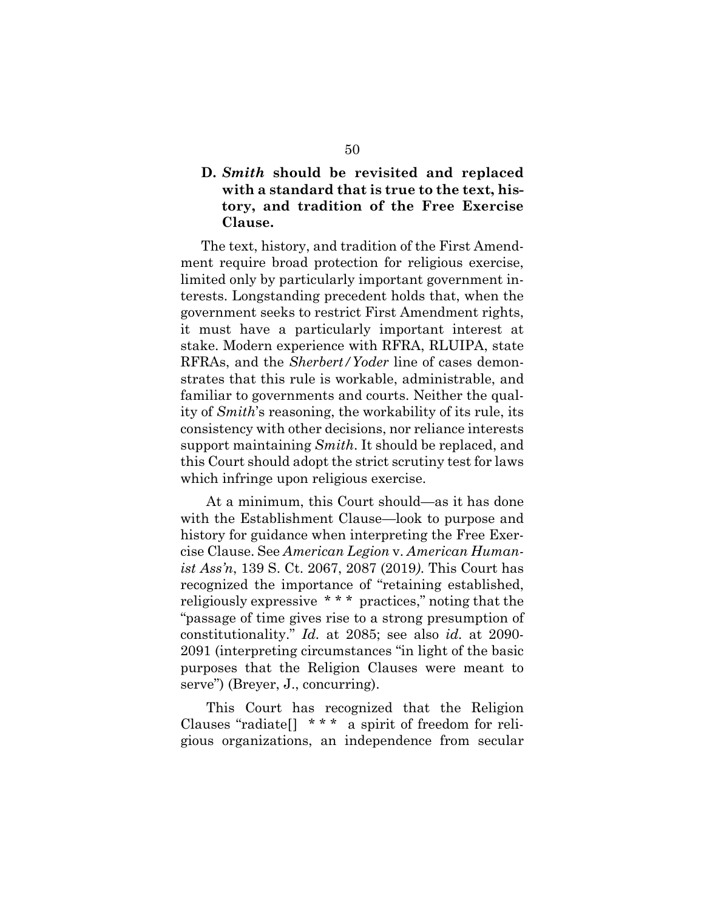### D. *Smith* should be revisited and replaced with a standard that is true to the text, history, and tradition of the Free Exercise Clause.

The text, history, and tradition of the First Amendment require broad protection for religious exercise, limited only by particularly important government interests. Longstanding precedent holds that, when the government seeks to restrict First Amendment rights, it must have a particularly important interest at stake. Modern experience with RFRA, RLUIPA, state RFRAs, and the *Sherbert/Yoder* line of cases demonstrates that this rule is workable, administrable, and familiar to governments and courts. Neither the quality of *Smith*'s reasoning, the workability of its rule, its consistency with other decisions, nor reliance interests support maintaining *Smith*. It should be replaced, and this Court should adopt the strict scrutiny test for laws which infringe upon religious exercise.

At a minimum, this Court should—as it has done with the Establishment Clause—look to purpose and history for guidance when interpreting the Free Exercise Clause. See *American Legion* v. *American Humanist Ass'n*, 139 S. Ct. 2067, 2087 (2019). This Court has recognized the importance of "retaining established, religiously expressive \* \* \* practices," noting that the "passage of time gives rise to a strong presumption of constitutionality." *Id.* at 2085; see also *id.* at 2090-2091 (interpreting circumstances "in light of the basic purposes that the Religion Clauses were meant to serve") (Breyer, J., concurring).

This Court has recognized that the Religion Clauses "radiate[] \* \* \* a spirit of freedom for religious organizations, an independence from secular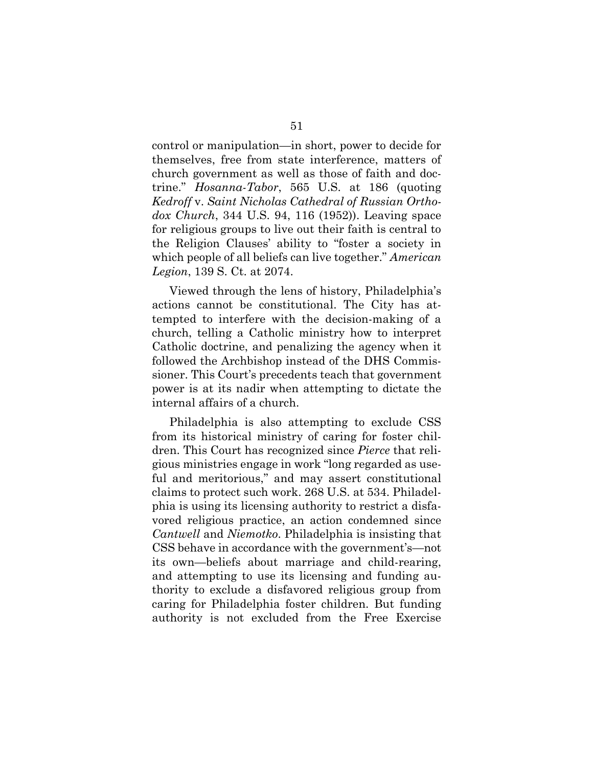control or manipulation—in short, power to decide for themselves, free from state interference, matters of church government as well as those of faith and doctrine." *Hosanna-Tabor*, 565 U.S. at 186 (quoting *Kedroff* v. *Saint Nicholas Cathedral of Russian Orthodox Church*, 344 U.S. 94, 116 (1952)). Leaving space for religious groups to live out their faith is central to the Religion Clauses' ability to "foster a society in which people of all beliefs can live together." *American Legion*, 139 S. Ct. at 2074.

Viewed through the lens of history, Philadelphia's actions cannot be constitutional. The City has attempted to interfere with the decision-making of a church, telling a Catholic ministry how to interpret Catholic doctrine, and penalizing the agency when it followed the Archbishop instead of the DHS Commissioner. This Court's precedents teach that government power is at its nadir when attempting to dictate the internal affairs of a church.

Philadelphia is also attempting to exclude CSS from its historical ministry of caring for foster children. This Court has recognized since *Pierce* that religious ministries engage in work "long regarded as useful and meritorious," and may assert constitutional claims to protect such work. 268 U.S. at 534. Philadelphia is using its licensing authority to restrict a disfavored religious practice, an action condemned since *Cantwell* and *Niemotko*. Philadelphia is insisting that CSS behave in accordance with the government's—not its own—beliefs about marriage and child-rearing, and attempting to use its licensing and funding authority to exclude a disfavored religious group from caring for Philadelphia foster children. But funding authority is not excluded from the Free Exercise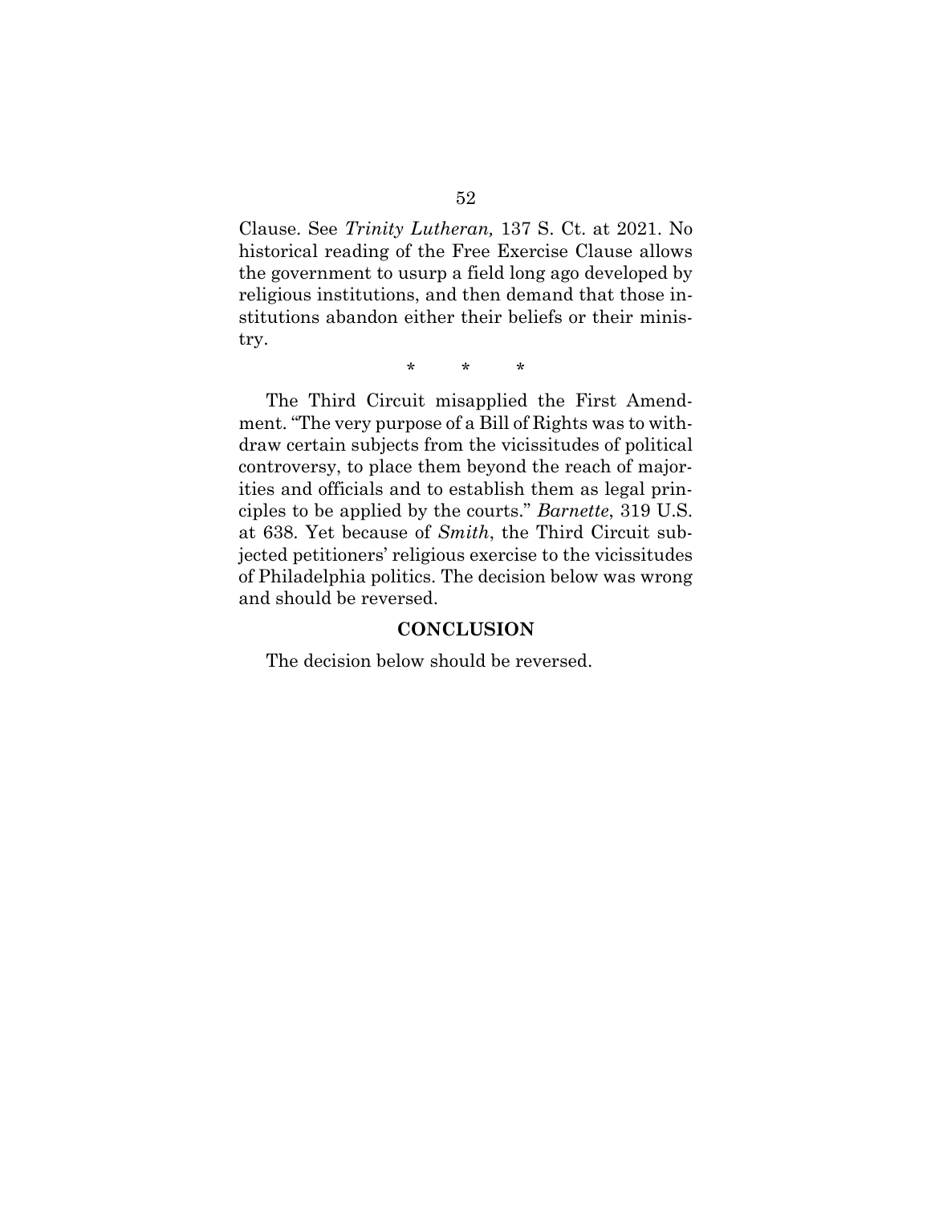Clause. See *Trinity Lutheran,* 137 S. Ct. at 2021. No historical reading of the Free Exercise Clause allows the government to usurp a field long ago developed by religious institutions, and then demand that those institutions abandon either their beliefs or their ministry.

\* \* \*

The Third Circuit misapplied the First Amendment. "The very purpose of a Bill of Rights was to withdraw certain subjects from the vicissitudes of political controversy, to place them beyond the reach of majorities and officials and to establish them as legal principles to be applied by the courts." *Barnette*, 319 U.S. at 638. Yet because of *Smith*, the Third Circuit subjected petitioners' religious exercise to the vicissitudes of Philadelphia politics. The decision below was wrong and should be reversed.

## CONCLUSION

The decision below should be reversed.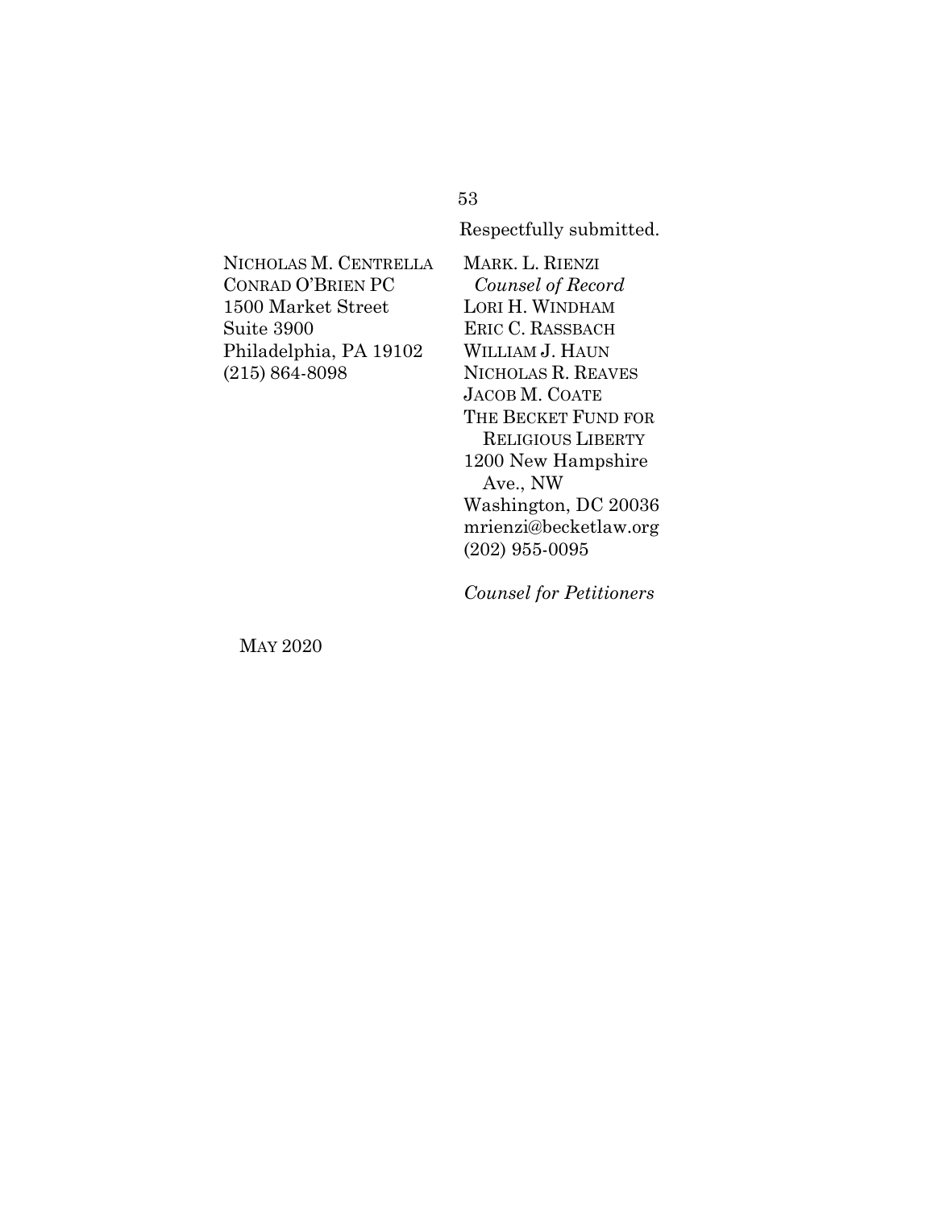Respectfully submitted.

NICHOLAS M. CENTRELLA
CONRAD O'BRIEN PC
1500 Market Street
Suite 3900
Philadelphia, PA 19102
(215) 864-8098

MARK. L. RIENZI
*Counsel of Record*
LORI H. WINDHAM
ERIC C. RASSBACH
WILLIAM J. HAUN
NICHOLAS R. REAVES
JACOB M. COATE
THE BECKET FUND FOR RELIGIOUS LIBERTY
1200 New Hampshire Ave., NW
Washington, DC 20036
mrienzi@becketlaw.org
(202) 955-0095

*Counsel for Petitioners*

MAY 2020